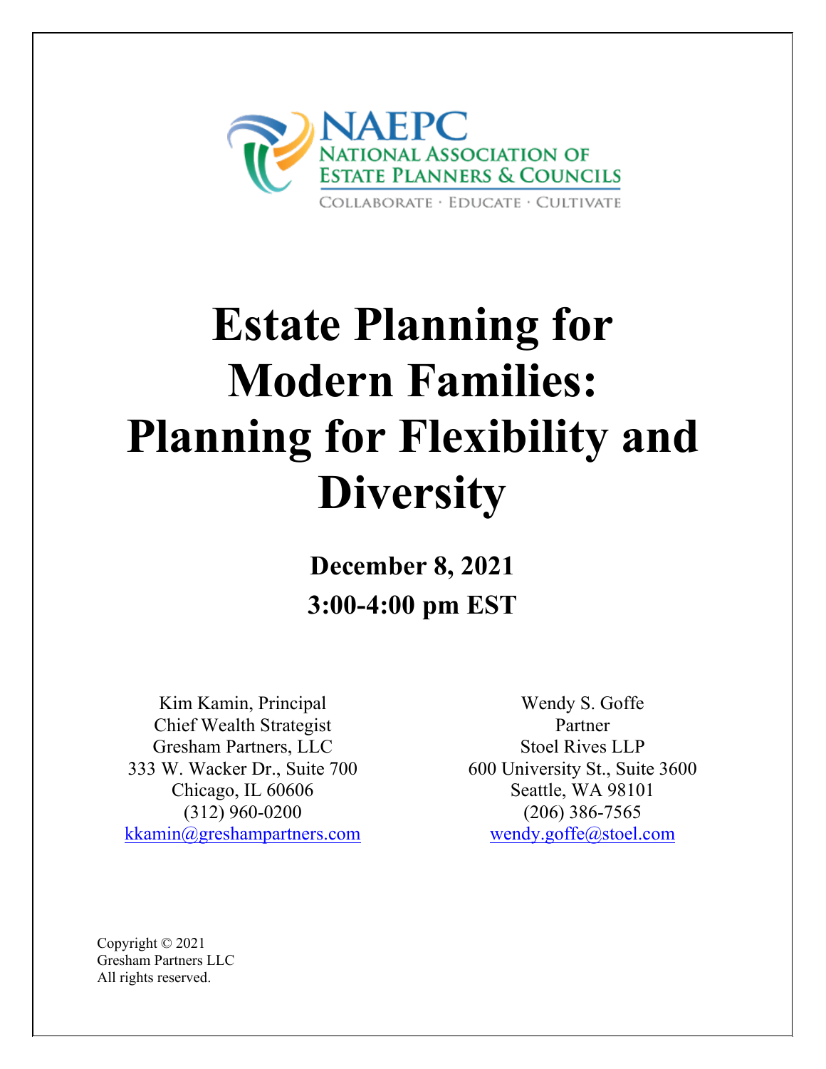NAEPC
NATIONAL ASSOCIATION OF
ESTATE PLANNERS & COUNCILS
COLLABORATE · EDUCATE · CULTIVATE

# Estate Planning for Modern Families: Planning for Flexibility and Diversity

**December 8, 2021**

**3:00-4:00 pm EST**

Kim Kamin, Principal
Chief Wealth Strategist
Gresham Partners, LLC
333 W. Wacker Dr., Suite 700
Chicago, IL 60606
(312) 960-0200
kkamin@greshampartners.com

Wendy S. Goffe
Partner
Stoel Rives LLP
600 University St., Suite 3600
Seattle, WA 98101
(206) 386-7565
wendy.goffe@stoel.com

Copyright © 2021
Gresham Partners LLC
All rights reserved.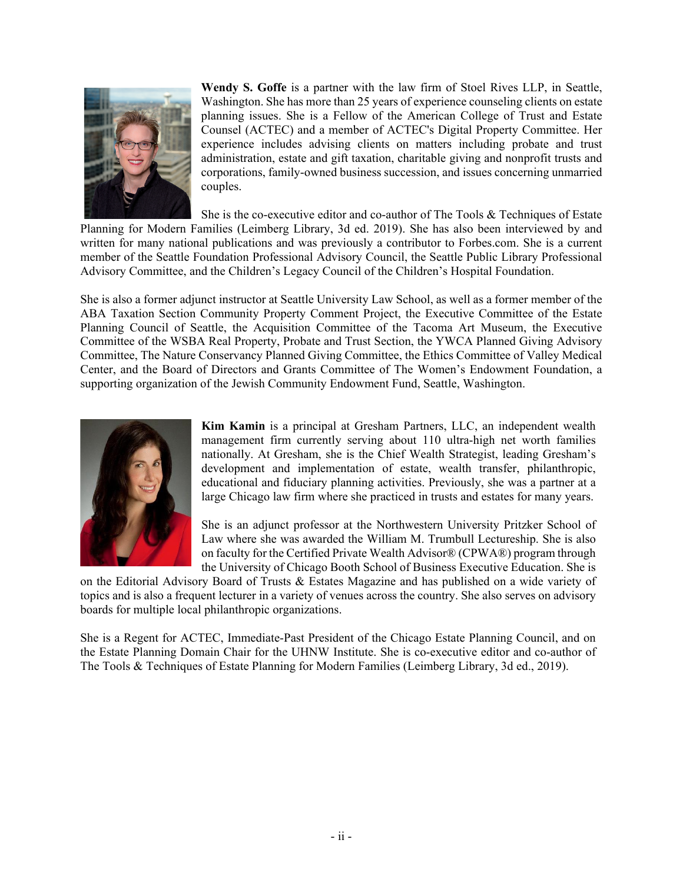**Wendy S. Goffe** is a partner with the law firm of Stoel Rives LLP, in Seattle, Washington. She has more than 25 years of experience counseling clients on estate planning issues. She is a Fellow of the American College of Trust and Estate Counsel (ACTEC) and a member of ACTEC's Digital Property Committee. Her experience includes advising clients on matters including probate and trust administration, estate and gift taxation, charitable giving and nonprofit trusts and corporations, family-owned business succession, and issues concerning unmarried couples.

She is the co-executive editor and co-author of The Tools & Techniques of Estate Planning for Modern Families (Leimberg Library, 3d ed. 2019). She has also been interviewed by and written for many national publications and was previously a contributor to Forbes.com. She is a current member of the Seattle Foundation Professional Advisory Council, the Seattle Public Library Professional Advisory Committee, and the Children's Legacy Council of the Children's Hospital Foundation.

She is also a former adjunct instructor at Seattle University Law School, as well as a former member of the ABA Taxation Section Community Property Comment Project, the Executive Committee of the Estate Planning Council of Seattle, the Acquisition Committee of the Tacoma Art Museum, the Executive Committee of the WSBA Real Property, Probate and Trust Section, the YWCA Planned Giving Advisory Committee, The Nature Conservancy Planned Giving Committee, the Ethics Committee of Valley Medical Center, and the Board of Directors and Grants Committee of The Women's Endowment Foundation, a supporting organization of the Jewish Community Endowment Fund, Seattle, Washington.

**Kim Kamin** is a principal at Gresham Partners, LLC, an independent wealth management firm currently serving about 110 ultra-high net worth families nationally. At Gresham, she is the Chief Wealth Strategist, leading Gresham's development and implementation of estate, wealth transfer, philanthropic, educational and fiduciary planning activities. Previously, she was a partner at a large Chicago law firm where she practiced in trusts and estates for many years.

She is an adjunct professor at the Northwestern University Pritzker School of Law where she was awarded the William M. Trumbull Lectureship. She is also on faculty for the Certified Private Wealth Advisor® (CPWA®) program through the University of Chicago Booth School of Business Executive Education. She is on the Editorial Advisory Board of Trusts & Estates Magazine and has published on a wide variety of topics and is also a frequent lecturer in a variety of venues across the country. She also serves on advisory boards for multiple local philanthropic organizations.

She is a Regent for ACTEC, Immediate-Past President of the Chicago Estate Planning Council, and on the Estate Planning Domain Chair for the UHNW Institute. She is co-executive editor and co-author of The Tools & Techniques of Estate Planning for Modern Families (Leimberg Library, 3d ed., 2019).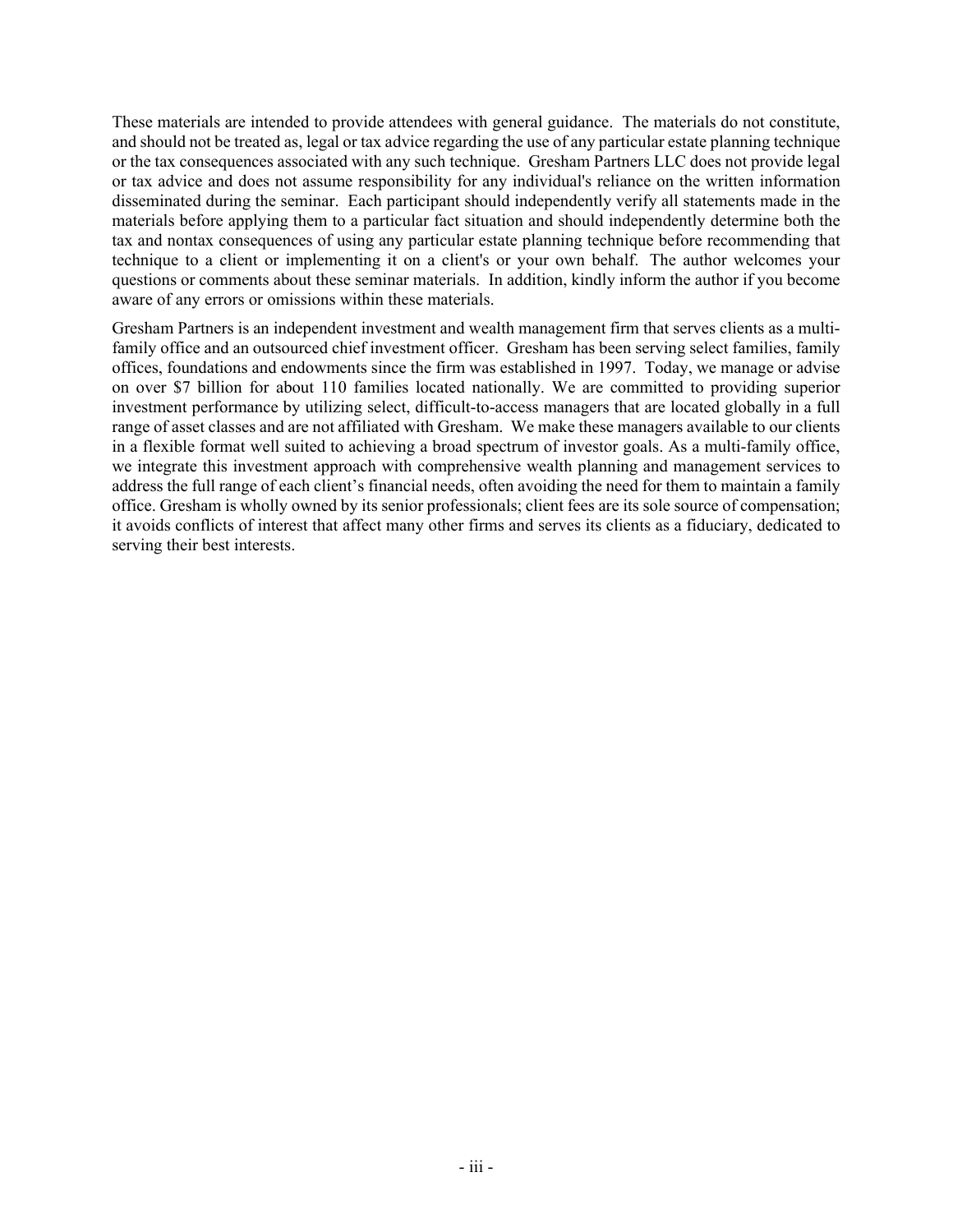These materials are intended to provide attendees with general guidance. The materials do not constitute, and should not be treated as, legal or tax advice regarding the use of any particular estate planning technique or the tax consequences associated with any such technique. Gresham Partners LLC does not provide legal or tax advice and does not assume responsibility for any individual's reliance on the written information disseminated during the seminar. Each participant should independently verify all statements made in the materials before applying them to a particular fact situation and should independently determine both the tax and nontax consequences of using any particular estate planning technique before recommending that technique to a client or implementing it on a client's or your own behalf. The author welcomes your questions or comments about these seminar materials. In addition, kindly inform the author if you become aware of any errors or omissions within these materials.

Gresham Partners is an independent investment and wealth management firm that serves clients as a multi-family office and an outsourced chief investment officer. Gresham has been serving select families, family offices, foundations and endowments since the firm was established in 1997. Today, we manage or advise on over $7 billion for about 110 families located nationally. We are committed to providing superior investment performance by utilizing select, difficult-to-access managers that are located globally in a full range of asset classes and are not affiliated with Gresham. We make these managers available to our clients in a flexible format well suited to achieving a broad spectrum of investor goals. As a multi-family office, we integrate this investment approach with comprehensive wealth planning and management services to address the full range of each client's financial needs, often avoiding the need for them to maintain a family office. Gresham is wholly owned by its senior professionals; client fees are its sole source of compensation; it avoids conflicts of interest that affect many other firms and serves its clients as a fiduciary, dedicated to serving their best interests.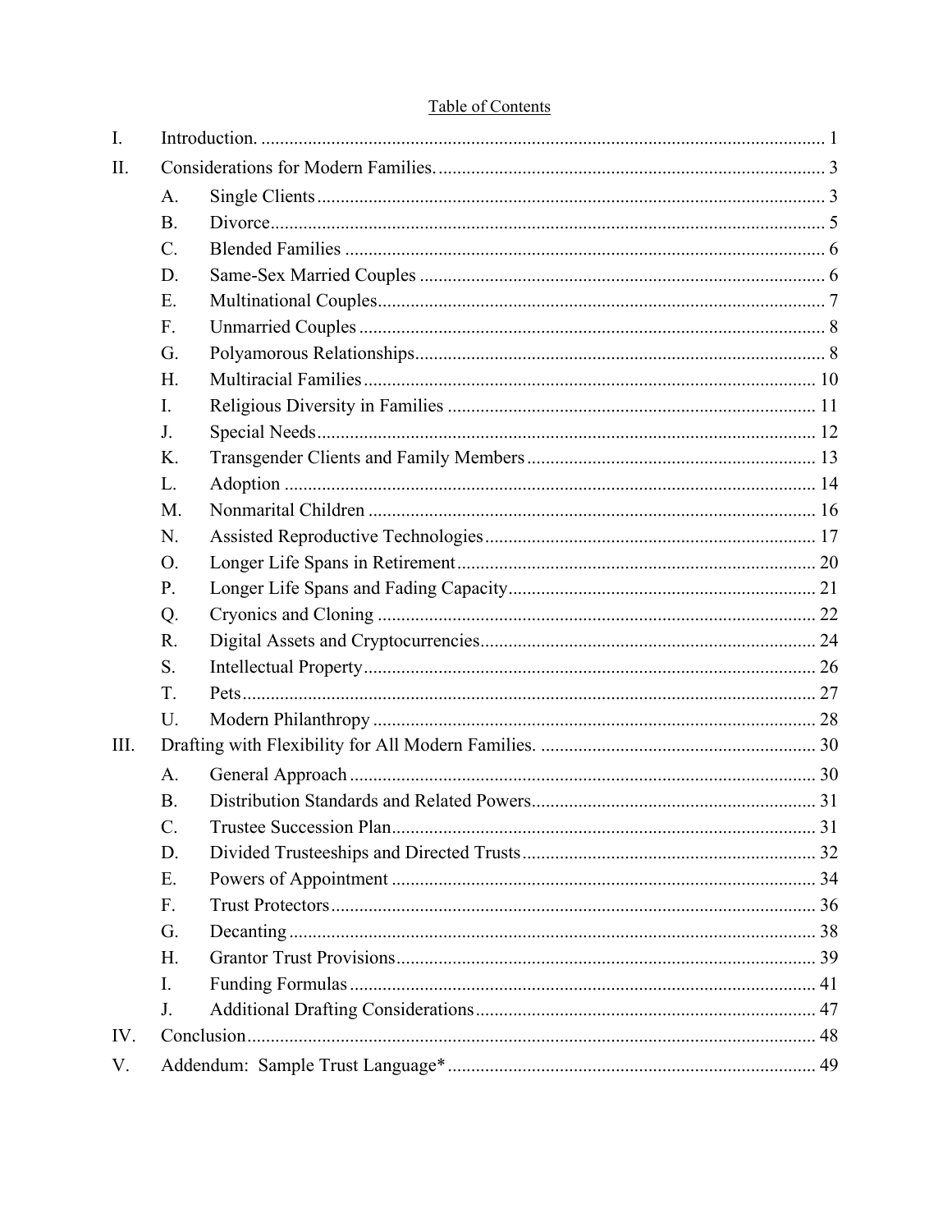## Table of Contents

I. Introduction. ..... 1

II. Considerations for Modern Families. ..... 3

- A. Single Clients ..... 3
- B. Divorce ..... 5
- C. Blended Families ..... 6
- D. Same-Sex Married Couples ..... 6
- E. Multinational Couples ..... 7
- F. Unmarried Couples ..... 8
- G. Polyamorous Relationships ..... 8
- H. Multiracial Families ..... 10
- I. Religious Diversity in Families ..... 11
- J. Special Needs ..... 12
- K. Transgender Clients and Family Members ..... 13
- L. Adoption ..... 14
- M. Nonmarital Children ..... 16
- N. Assisted Reproductive Technologies ..... 17
- O. Longer Life Spans in Retirement ..... 20
- P. Longer Life Spans and Fading Capacity ..... 21
- Q. Cryonics and Cloning ..... 22
- R. Digital Assets and Cryptocurrencies ..... 24
- S. Intellectual Property ..... 26
- T. Pets ..... 27
- U. Modern Philanthropy ..... 28

III. Drafting with Flexibility for All Modern Families. ..... 30

- A. General Approach ..... 30
- B. Distribution Standards and Related Powers ..... 31
- C. Trustee Succession Plan ..... 31
- D. Divided Trusteeships and Directed Trusts ..... 32
- E. Powers of Appointment ..... 34
- F. Trust Protectors ..... 36
- G. Decanting ..... 38
- H. Grantor Trust Provisions ..... 39
- I. Funding Formulas ..... 41
- J. Additional Drafting Considerations ..... 47

IV. Conclusion ..... 48

V. Addendum: Sample Trust Language* ..... 49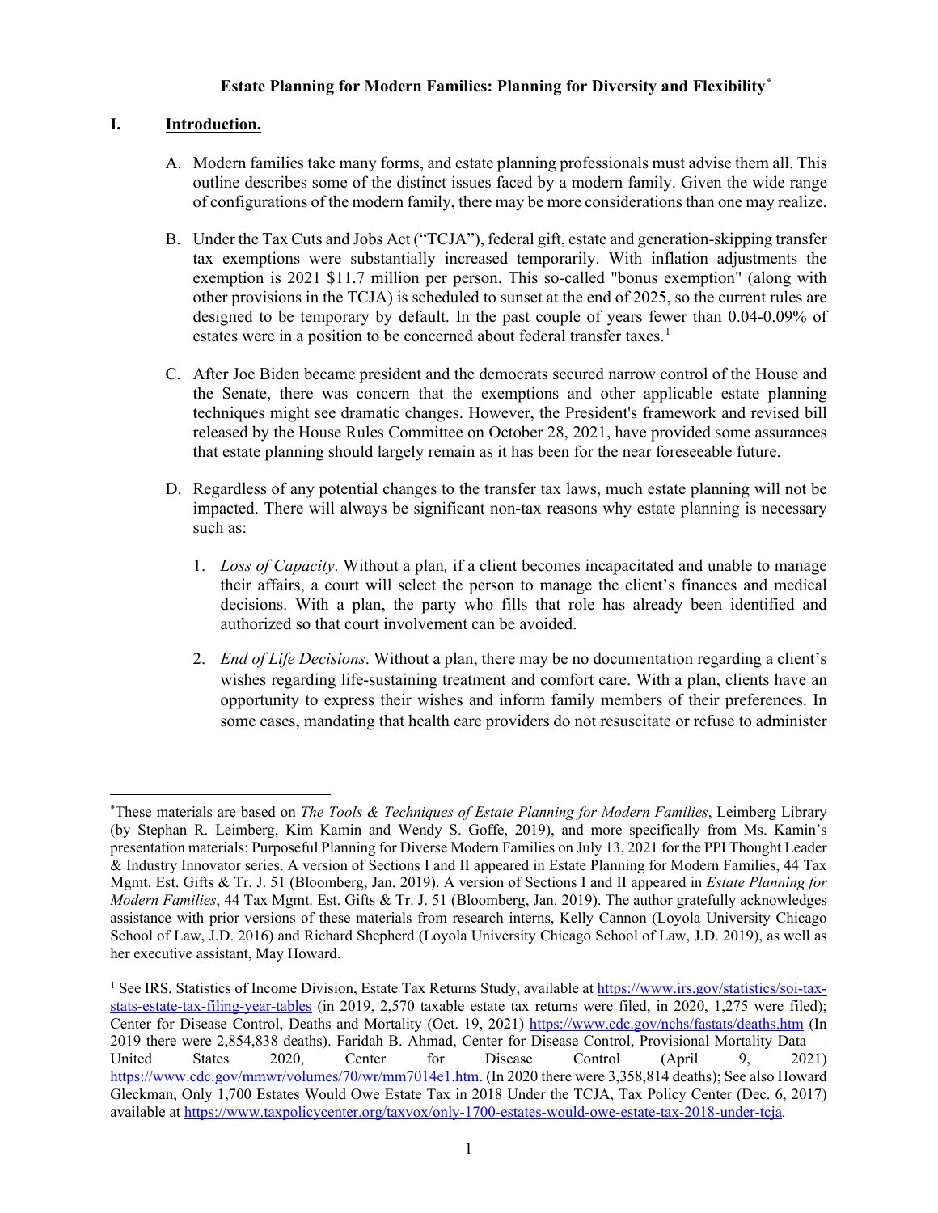**Estate Planning for Modern Families: Planning for Diversity and Flexibility**[*]

## I. Introduction.

A. Modern families take many forms, and estate planning professionals must advise them all. This outline describes some of the distinct issues faced by a modern family. Given the wide range of configurations of the modern family, there may be more considerations than one may realize.

B. Under the Tax Cuts and Jobs Act ("TCJA"), federal gift, estate and generation-skipping transfer tax exemptions were substantially increased temporarily. With inflation adjustments the exemption is 2021 $11.7 million per person. This so-called "bonus exemption" (along with other provisions in the TCJA) is scheduled to sunset at the end of 2025, so the current rules are designed to be temporary by default. In the past couple of years fewer than 0.04-0.09% of estates were in a position to be concerned about federal transfer taxes.[1]

C. After Joe Biden became president and the democrats secured narrow control of the House and the Senate, there was concern that the exemptions and other applicable estate planning techniques might see dramatic changes. However, the President's framework and revised bill released by the House Rules Committee on October 28, 2021, have provided some assurances that estate planning should largely remain as it has been for the near foreseeable future.

D. Regardless of any potential changes to the transfer tax laws, much estate planning will not be impacted. There will always be significant non-tax reasons why estate planning is necessary such as:

1. *Loss of Capacity*. Without a plan, if a client becomes incapacitated and unable to manage their affairs, a court will select the person to manage the client's finances and medical decisions. With a plan, the party who fills that role has already been identified and authorized so that court involvement can be avoided.

2. *End of Life Decisions*. Without a plan, there may be no documentation regarding a client's wishes regarding life-sustaining treatment and comfort care. With a plan, clients have an opportunity to express their wishes and inform family members of their preferences. In some cases, mandating that health care providers do not resuscitate or refuse to administer

---

[*] These materials are based on *The Tools & Techniques of Estate Planning for Modern Families*, Leimberg Library (by Stephan R. Leimberg, Kim Kamin and Wendy S. Goffe, 2019), and more specifically from Ms. Kamin's presentation materials: Purposeful Planning for Diverse Modern Families on July 13, 2021 for the PPI Thought Leader & Industry Innovator series. A version of Sections I and II appeared in Estate Planning for Modern Families, 44 Tax Mgmt. Est. Gifts & Tr. J. 51 (Bloomberg, Jan. 2019). A version of Sections I and II appeared in *Estate Planning for Modern Families*, 44 Tax Mgmt. Est. Gifts & Tr. J. 51 (Bloomberg, Jan. 2019). The author gratefully acknowledges assistance with prior versions of these materials from research interns, Kelly Cannon (Loyola University Chicago School of Law, J.D. 2016) and Richard Shepherd (Loyola University Chicago School of Law, J.D. 2019), as well as her executive assistant, May Howard.

[1] See IRS, Statistics of Income Division, Estate Tax Returns Study, available at https://www.irs.gov/statistics/soi-tax-stats-estate-tax-filing-year-tables (in 2019, 2,570 taxable estate tax returns were filed, in 2020, 1,275 were filed); Center for Disease Control, Deaths and Mortality (Oct. 19, 2021) https://www.cdc.gov/nchs/fastats/deaths.htm (In 2019 there were 2,854,838 deaths). Faridah B. Ahmad, Center for Disease Control, Provisional Mortality Data — United States 2020, Center for Disease Control (April 9, 2021) https://www.cdc.gov/mmwr/volumes/70/wr/mm7014e1.htm. (In 2020 there were 3,358,814 deaths); See also Howard Gleckman, Only 1,700 Estates Would Owe Estate Tax in 2018 Under the TCJA, Tax Policy Center (Dec. 6, 2017) available at https://www.taxpolicycenter.org/taxvox/only-1700-estates-would-owe-estate-tax-2018-under-tcja.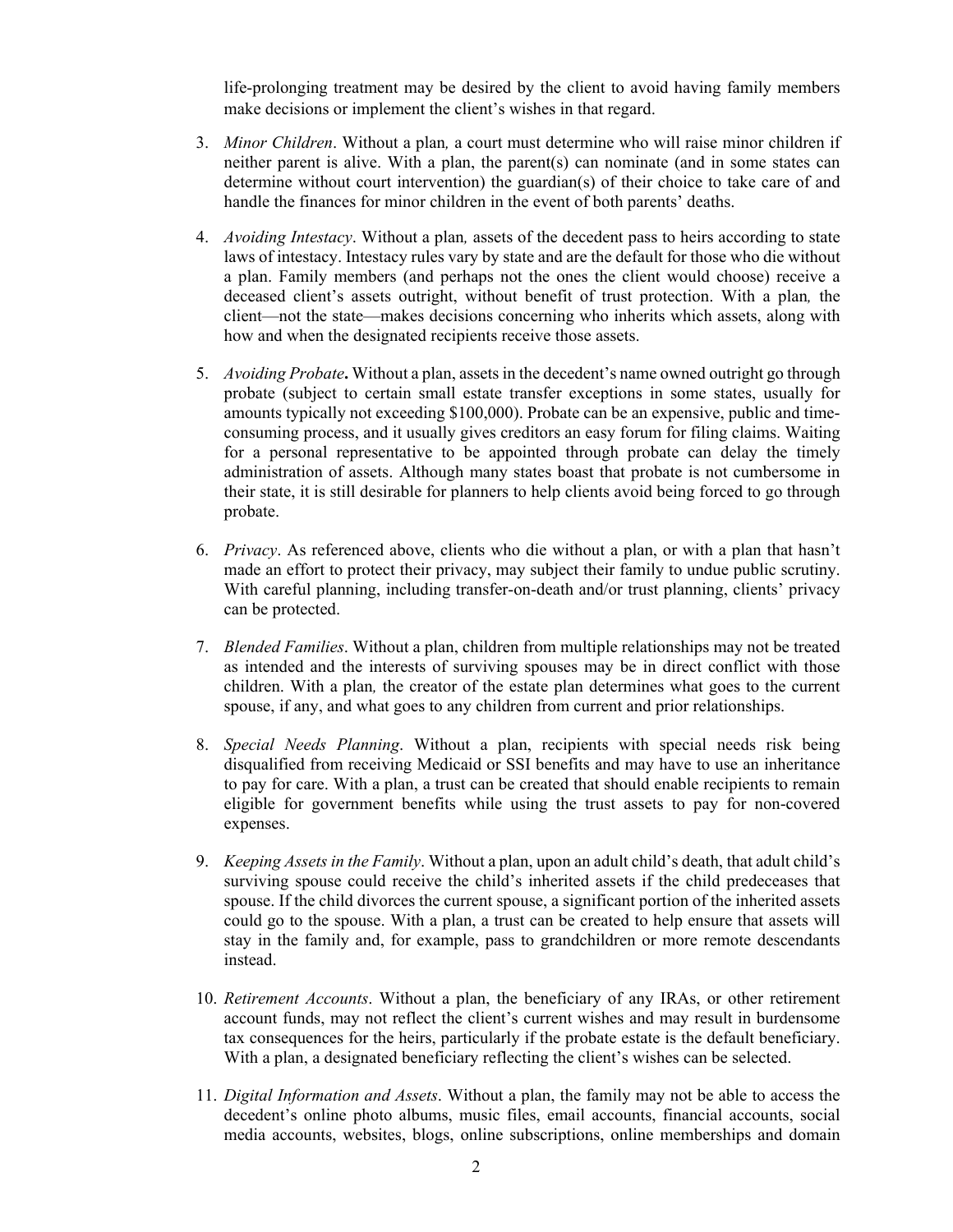life-prolonging treatment may be desired by the client to avoid having family members make decisions or implement the client's wishes in that regard.

3. *Minor Children*. Without a plan*,* a court must determine who will raise minor children if neither parent is alive. With a plan, the parent(s) can nominate (and in some states can determine without court intervention) the guardian(s) of their choice to take care of and handle the finances for minor children in the event of both parents' deaths.

4. *Avoiding Intestacy*. Without a plan*,* assets of the decedent pass to heirs according to state laws of intestacy. Intestacy rules vary by state and are the default for those who die without a plan. Family members (and perhaps not the ones the client would choose) receive a deceased client's assets outright, without benefit of trust protection. With a plan*,* the client—not the state—makes decisions concerning who inherits which assets, along with how and when the designated recipients receive those assets.

5. *Avoiding Probate***.** Without a plan, assets in the decedent's name owned outright go through probate (subject to certain small estate transfer exceptions in some states, usually for amounts typically not exceeding $100,000). Probate can be an expensive, public and time-consuming process, and it usually gives creditors an easy forum for filing claims. Waiting for a personal representative to be appointed through probate can delay the timely administration of assets. Although many states boast that probate is not cumbersome in their state, it is still desirable for planners to help clients avoid being forced to go through probate.

6. *Privacy*. As referenced above, clients who die without a plan, or with a plan that hasn't made an effort to protect their privacy, may subject their family to undue public scrutiny. With careful planning, including transfer-on-death and/or trust planning, clients' privacy can be protected.

7. *Blended Families*. Without a plan, children from multiple relationships may not be treated as intended and the interests of surviving spouses may be in direct conflict with those children. With a plan*,* the creator of the estate plan determines what goes to the current spouse, if any, and what goes to any children from current and prior relationships.

8. *Special Needs Planning*. Without a plan, recipients with special needs risk being disqualified from receiving Medicaid or SSI benefits and may have to use an inheritance to pay for care. With a plan, a trust can be created that should enable recipients to remain eligible for government benefits while using the trust assets to pay for non-covered expenses.

9. *Keeping Assets in the Family*. Without a plan, upon an adult child's death, that adult child's surviving spouse could receive the child's inherited assets if the child predeceases that spouse. If the child divorces the current spouse, a significant portion of the inherited assets could go to the spouse. With a plan, a trust can be created to help ensure that assets will stay in the family and, for example, pass to grandchildren or more remote descendants instead.

10. *Retirement Accounts*. Without a plan, the beneficiary of any IRAs, or other retirement account funds, may not reflect the client's current wishes and may result in burdensome tax consequences for the heirs, particularly if the probate estate is the default beneficiary. With a plan, a designated beneficiary reflecting the client's wishes can be selected.

11. *Digital Information and Assets*. Without a plan, the family may not be able to access the decedent's online photo albums, music files, email accounts, financial accounts, social media accounts, websites, blogs, online subscriptions, online memberships and domain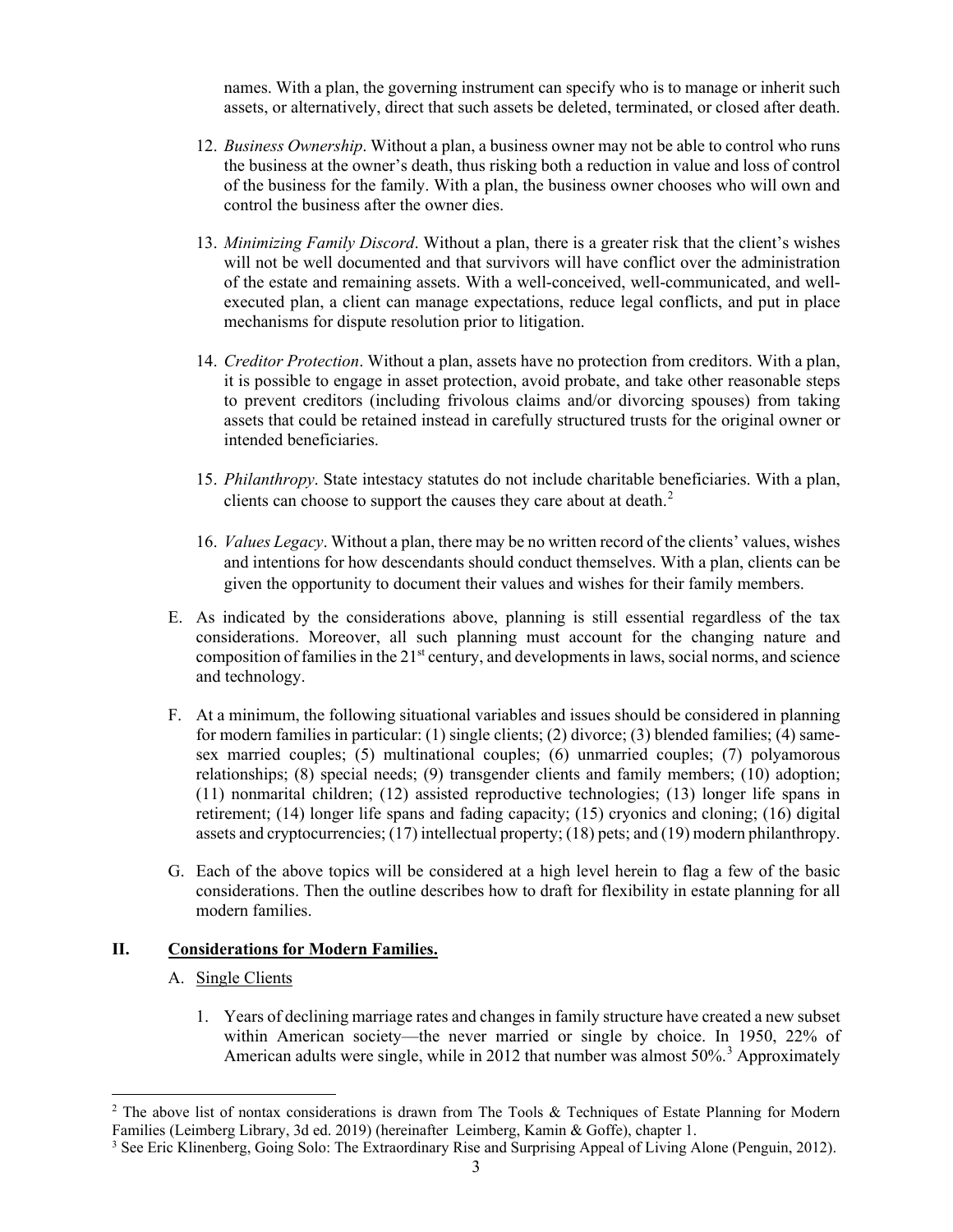names. With a plan, the governing instrument can specify who is to manage or inherit such assets, or alternatively, direct that such assets be deleted, terminated, or closed after death.

12. *Business Ownership*. Without a plan, a business owner may not be able to control who runs the business at the owner's death, thus risking both a reduction in value and loss of control of the business for the family. With a plan, the business owner chooses who will own and control the business after the owner dies.

13. *Minimizing Family Discord*. Without a plan, there is a greater risk that the client's wishes will not be well documented and that survivors will have conflict over the administration of the estate and remaining assets. With a well-conceived, well-communicated, and well-executed plan, a client can manage expectations, reduce legal conflicts, and put in place mechanisms for dispute resolution prior to litigation.

14. *Creditor Protection*. Without a plan, assets have no protection from creditors. With a plan, it is possible to engage in asset protection, avoid probate, and take other reasonable steps to prevent creditors (including frivolous claims and/or divorcing spouses) from taking assets that could be retained instead in carefully structured trusts for the original owner or intended beneficiaries.

15. *Philanthropy*. State intestacy statutes do not include charitable beneficiaries. With a plan, clients can choose to support the causes they care about at death.[2]

16. *Values Legacy*. Without a plan, there may be no written record of the clients' values, wishes and intentions for how descendants should conduct themselves. With a plan, clients can be given the opportunity to document their values and wishes for their family members.

E. As indicated by the considerations above, planning is still essential regardless of the tax considerations. Moreover, all such planning must account for the changing nature and composition of families in the 21st century, and developments in laws, social norms, and science and technology.

F. At a minimum, the following situational variables and issues should be considered in planning for modern families in particular: (1) single clients; (2) divorce; (3) blended families; (4) same-sex married couples; (5) multinational couples; (6) unmarried couples; (7) polyamorous relationships; (8) special needs; (9) transgender clients and family members; (10) adoption; (11) nonmarital children; (12) assisted reproductive technologies; (13) longer life spans in retirement; (14) longer life spans and fading capacity; (15) cryonics and cloning; (16) digital assets and cryptocurrencies; (17) intellectual property; (18) pets; and (19) modern philanthropy.

G. Each of the above topics will be considered at a high level herein to flag a few of the basic considerations. Then the outline describes how to draft for flexibility in estate planning for all modern families.

## II. Considerations for Modern Families.

### A. Single Clients

1. Years of declining marriage rates and changes in family structure have created a new subset within American society—the never married or single by choice. In 1950, 22% of American adults were single, while in 2012 that number was almost 50%.[3] Approximately

---

[2] The above list of nontax considerations is drawn from The Tools & Techniques of Estate Planning for Modern Families (Leimberg Library, 3d ed. 2019) (hereinafter Leimberg, Kamin & Goffe), chapter 1.

[3] See Eric Klinenberg, Going Solo: The Extraordinary Rise and Surprising Appeal of Living Alone (Penguin, 2012).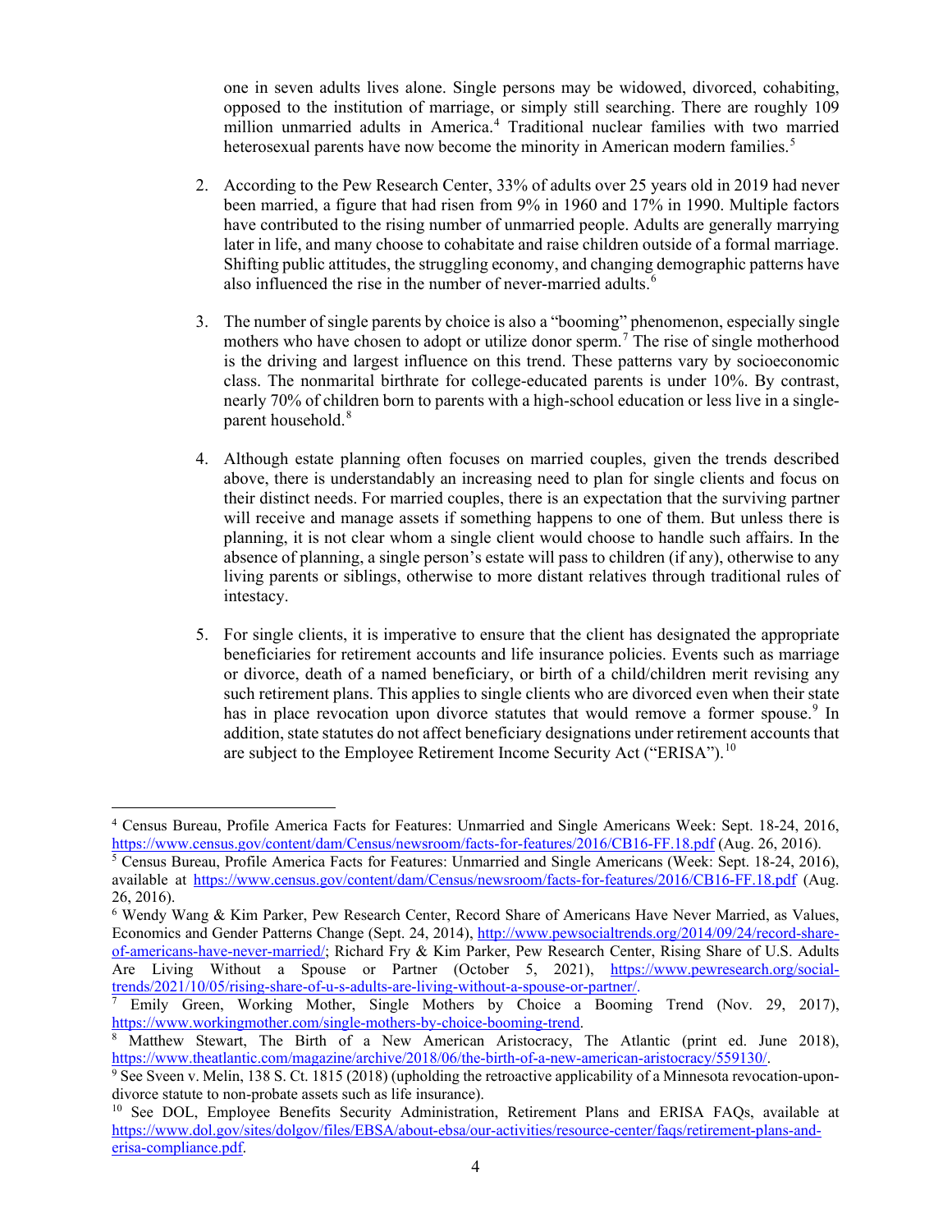one in seven adults lives alone. Single persons may be widowed, divorced, cohabiting, opposed to the institution of marriage, or simply still searching. There are roughly 109 million unmarried adults in America.[4] Traditional nuclear families with two married heterosexual parents have now become the minority in American modern families.[5]

2. According to the Pew Research Center, 33% of adults over 25 years old in 2019 had never been married, a figure that had risen from 9% in 1960 and 17% in 1990. Multiple factors have contributed to the rising number of unmarried people. Adults are generally marrying later in life, and many choose to cohabitate and raise children outside of a formal marriage. Shifting public attitudes, the struggling economy, and changing demographic patterns have also influenced the rise in the number of never-married adults.[6]

3. The number of single parents by choice is also a "booming" phenomenon, especially single mothers who have chosen to adopt or utilize donor sperm.[7] The rise of single motherhood is the driving and largest influence on this trend. These patterns vary by socioeconomic class. The nonmarital birthrate for college-educated parents is under 10%. By contrast, nearly 70% of children born to parents with a high-school education or less live in a single-parent household.[8]

4. Although estate planning often focuses on married couples, given the trends described above, there is understandably an increasing need to plan for single clients and focus on their distinct needs. For married couples, there is an expectation that the surviving partner will receive and manage assets if something happens to one of them. But unless there is planning, it is not clear whom a single client would choose to handle such affairs. In the absence of planning, a single person's estate will pass to children (if any), otherwise to any living parents or siblings, otherwise to more distant relatives through traditional rules of intestacy.

5. For single clients, it is imperative to ensure that the client has designated the appropriate beneficiaries for retirement accounts and life insurance policies. Events such as marriage or divorce, death of a named beneficiary, or birth of a child/children merit revising any such retirement plans. This applies to single clients who are divorced even when their state has in place revocation upon divorce statutes that would remove a former spouse.[9] In addition, state statutes do not affect beneficiary designations under retirement accounts that are subject to the Employee Retirement Income Security Act ("ERISA").[10]

---

[4] Census Bureau, Profile America Facts for Features: Unmarried and Single Americans Week: Sept. 18-24, 2016, https://www.census.gov/content/dam/Census/newsroom/facts-for-features/2016/CB16-FF.18.pdf (Aug. 26, 2016).

[5] Census Bureau, Profile America Facts for Features: Unmarried and Single Americans (Week: Sept. 18-24, 2016), available at https://www.census.gov/content/dam/Census/newsroom/facts-for-features/2016/CB16-FF.18.pdf (Aug. 26, 2016).

[6] Wendy Wang & Kim Parker, Pew Research Center, Record Share of Americans Have Never Married, as Values, Economics and Gender Patterns Change (Sept. 24, 2014), http://www.pewsocialtrends.org/2014/09/24/record-share-of-americans-have-never-married/; Richard Fry & Kim Parker, Pew Research Center, Rising Share of U.S. Adults Are Living Without a Spouse or Partner (October 5, 2021), https://www.pewresearch.org/social-trends/2021/10/05/rising-share-of-u-s-adults-are-living-without-a-spouse-or-partner/.

[7] Emily Green, Working Mother, Single Mothers by Choice a Booming Trend (Nov. 29, 2017), https://www.workingmother.com/single-mothers-by-choice-booming-trend.

[8] Matthew Stewart, The Birth of a New American Aristocracy, The Atlantic (print ed. June 2018), https://www.theatlantic.com/magazine/archive/2018/06/the-birth-of-a-new-american-aristocracy/559130/.

[9] See Sveen v. Melin, 138 S. Ct. 1815 (2018) (upholding the retroactive applicability of a Minnesota revocation-upon-divorce statute to non-probate assets such as life insurance).

[10] See DOL, Employee Benefits Security Administration, Retirement Plans and ERISA FAQs, available at https://www.dol.gov/sites/dolgov/files/EBSA/about-ebsa/our-activities/resource-center/faqs/retirement-plans-and-erisa-compliance.pdf.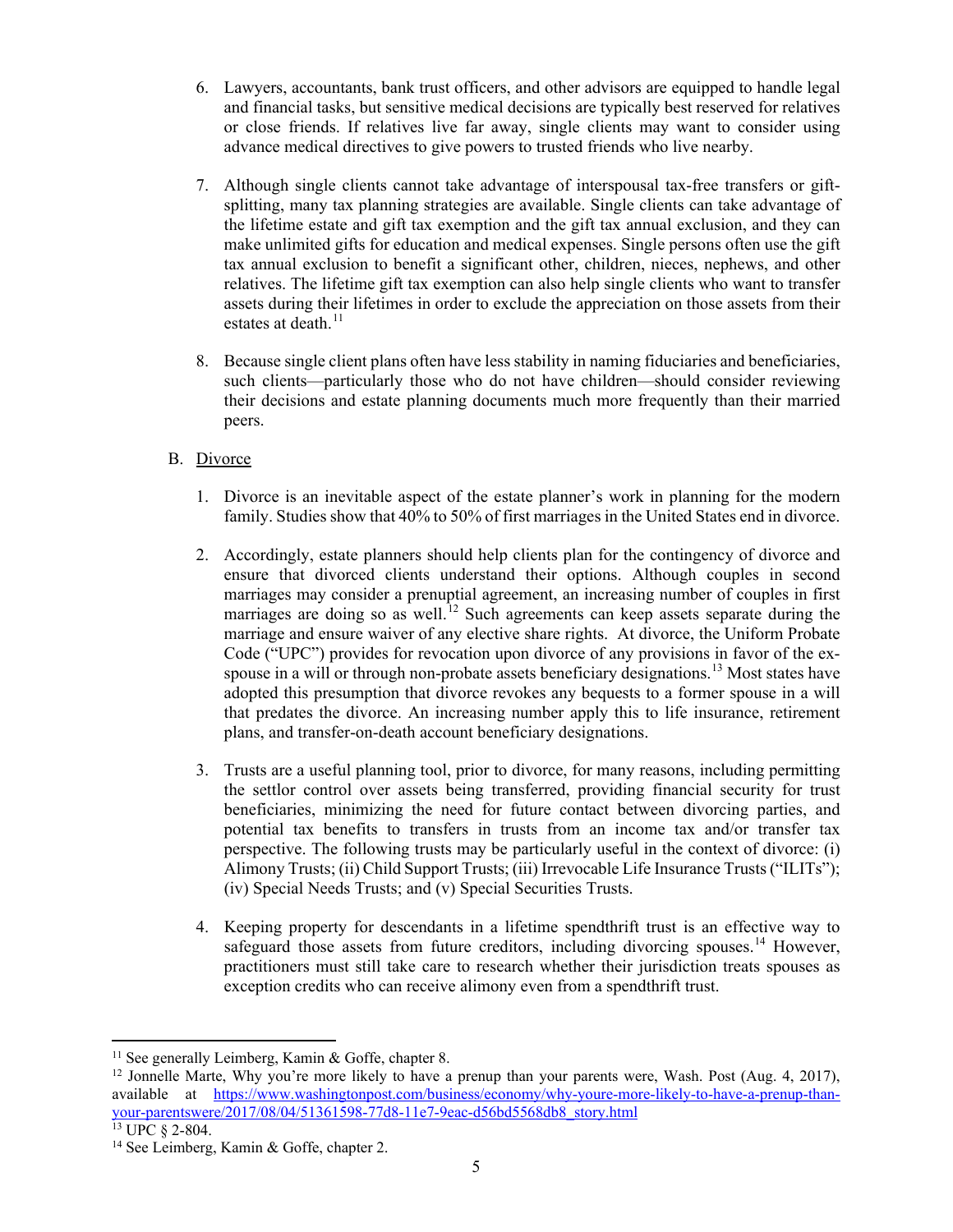6. Lawyers, accountants, bank trust officers, and other advisors are equipped to handle legal and financial tasks, but sensitive medical decisions are typically best reserved for relatives or close friends. If relatives live far away, single clients may want to consider using advance medical directives to give powers to trusted friends who live nearby.

7. Although single clients cannot take advantage of interspousal tax-free transfers or gift-splitting, many tax planning strategies are available. Single clients can take advantage of the lifetime estate and gift tax exemption and the gift tax annual exclusion, and they can make unlimited gifts for education and medical expenses. Single persons often use the gift tax annual exclusion to benefit a significant other, children, nieces, nephews, and other relatives. The lifetime gift tax exemption can also help single clients who want to transfer assets during their lifetimes in order to exclude the appreciation on those assets from their estates at death.[11]

8. Because single client plans often have less stability in naming fiduciaries and beneficiaries, such clients—particularly those who do not have children—should consider reviewing their decisions and estate planning documents much more frequently than their married peers.

B. Divorce

1. Divorce is an inevitable aspect of the estate planner's work in planning for the modern family. Studies show that 40% to 50% of first marriages in the United States end in divorce.

2. Accordingly, estate planners should help clients plan for the contingency of divorce and ensure that divorced clients understand their options. Although couples in second marriages may consider a prenuptial agreement, an increasing number of couples in first marriages are doing so as well.[12] Such agreements can keep assets separate during the marriage and ensure waiver of any elective share rights. At divorce, the Uniform Probate Code ("UPC") provides for revocation upon divorce of any provisions in favor of the ex-spouse in a will or through non-probate assets beneficiary designations.[13] Most states have adopted this presumption that divorce revokes any bequests to a former spouse in a will that predates the divorce. An increasing number apply this to life insurance, retirement plans, and transfer-on-death account beneficiary designations.

3. Trusts are a useful planning tool, prior to divorce, for many reasons, including permitting the settlor control over assets being transferred, providing financial security for trust beneficiaries, minimizing the need for future contact between divorcing parties, and potential tax benefits to transfers in trusts from an income tax and/or transfer tax perspective. The following trusts may be particularly useful in the context of divorce: (i) Alimony Trusts; (ii) Child Support Trusts; (iii) Irrevocable Life Insurance Trusts ("ILITs"); (iv) Special Needs Trusts; and (v) Special Securities Trusts.

4. Keeping property for descendants in a lifetime spendthrift trust is an effective way to safeguard those assets from future creditors, including divorcing spouses.[14] However, practitioners must still take care to research whether their jurisdiction treats spouses as exception credits who can receive alimony even from a spendthrift trust.

---

[11] See generally Leimberg, Kamin & Goffe, chapter 8.

[12] Jonnelle Marte, Why you're more likely to have a prenup than your parents were, Wash. Post (Aug. 4, 2017), available at https://www.washingtonpost.com/business/economy/why-youre-more-likely-to-have-a-prenup-than-your-parentswere/2017/08/04/51361598-77d8-11e7-9eac-d56bd5568db8_story.html

[13] UPC § 2-804.

[14] See Leimberg, Kamin & Goffe, chapter 2.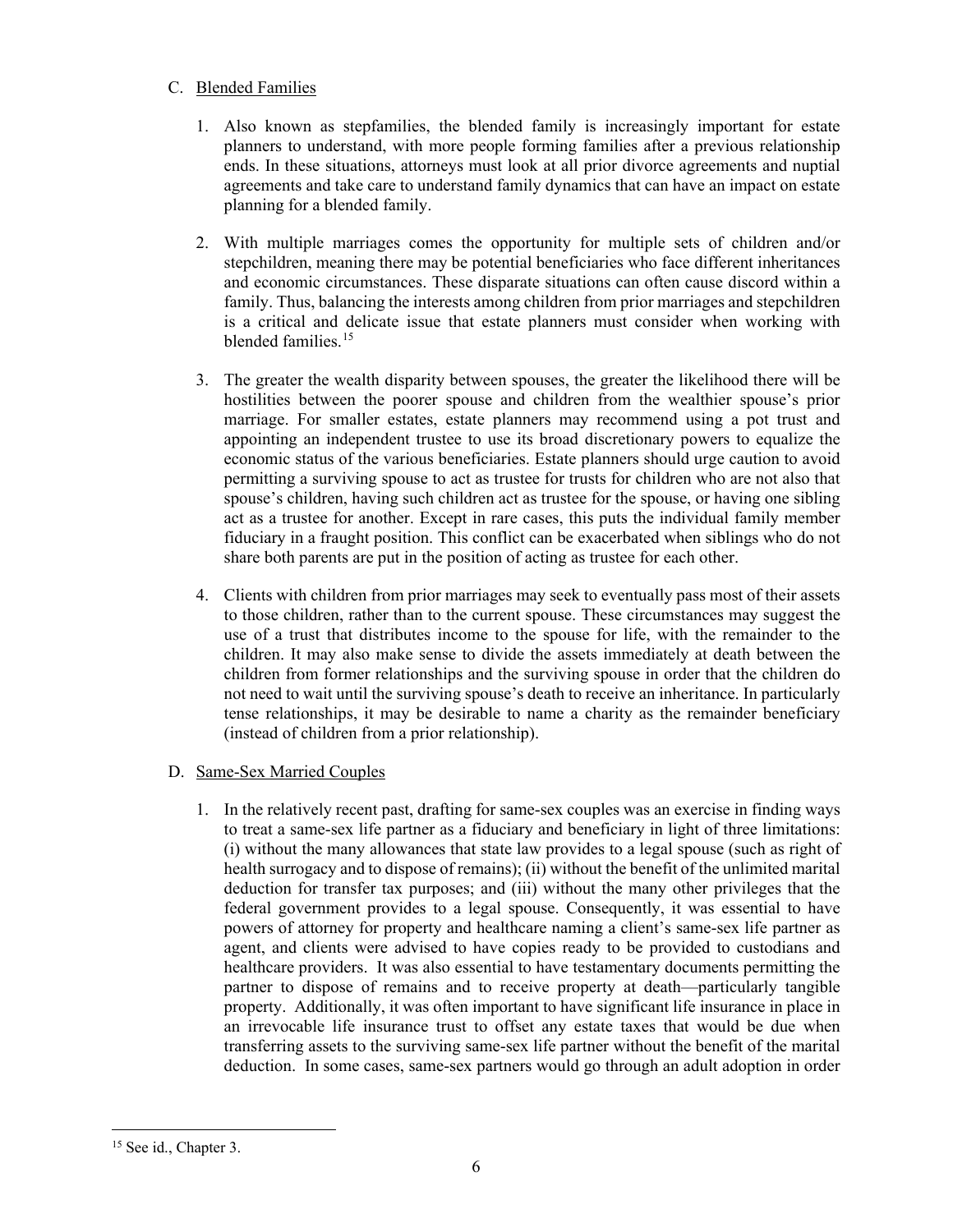C. Blended Families

1. Also known as stepfamilies, the blended family is increasingly important for estate planners to understand, with more people forming families after a previous relationship ends. In these situations, attorneys must look at all prior divorce agreements and nuptial agreements and take care to understand family dynamics that can have an impact on estate planning for a blended family.

2. With multiple marriages comes the opportunity for multiple sets of children and/or stepchildren, meaning there may be potential beneficiaries who face different inheritances and economic circumstances. These disparate situations can often cause discord within a family. Thus, balancing the interests among children from prior marriages and stepchildren is a critical and delicate issue that estate planners must consider when working with blended families.[15]

3. The greater the wealth disparity between spouses, the greater the likelihood there will be hostilities between the poorer spouse and children from the wealthier spouse's prior marriage. For smaller estates, estate planners may recommend using a pot trust and appointing an independent trustee to use its broad discretionary powers to equalize the economic status of the various beneficiaries. Estate planners should urge caution to avoid permitting a surviving spouse to act as trustee for trusts for children who are not also that spouse's children, having such children act as trustee for the spouse, or having one sibling act as a trustee for another. Except in rare cases, this puts the individual family member fiduciary in a fraught position. This conflict can be exacerbated when siblings who do not share both parents are put in the position of acting as trustee for each other.

4. Clients with children from prior marriages may seek to eventually pass most of their assets to those children, rather than to the current spouse. These circumstances may suggest the use of a trust that distributes income to the spouse for life, with the remainder to the children. It may also make sense to divide the assets immediately at death between the children from former relationships and the surviving spouse in order that the children do not need to wait until the surviving spouse's death to receive an inheritance. In particularly tense relationships, it may be desirable to name a charity as the remainder beneficiary (instead of children from a prior relationship).

D. Same-Sex Married Couples

1. In the relatively recent past, drafting for same-sex couples was an exercise in finding ways to treat a same-sex life partner as a fiduciary and beneficiary in light of three limitations: (i) without the many allowances that state law provides to a legal spouse (such as right of health surrogacy and to dispose of remains); (ii) without the benefit of the unlimited marital deduction for transfer tax purposes; and (iii) without the many other privileges that the federal government provides to a legal spouse. Consequently, it was essential to have powers of attorney for property and healthcare naming a client's same-sex life partner as agent, and clients were advised to have copies ready to be provided to custodians and healthcare providers. It was also essential to have testamentary documents permitting the partner to dispose of remains and to receive property at death—particularly tangible property. Additionally, it was often important to have significant life insurance in place in an irrevocable life insurance trust to offset any estate taxes that would be due when transferring assets to the surviving same-sex life partner without the benefit of the marital deduction. In some cases, same-sex partners would go through an adult adoption in order

[15] See id., Chapter 3.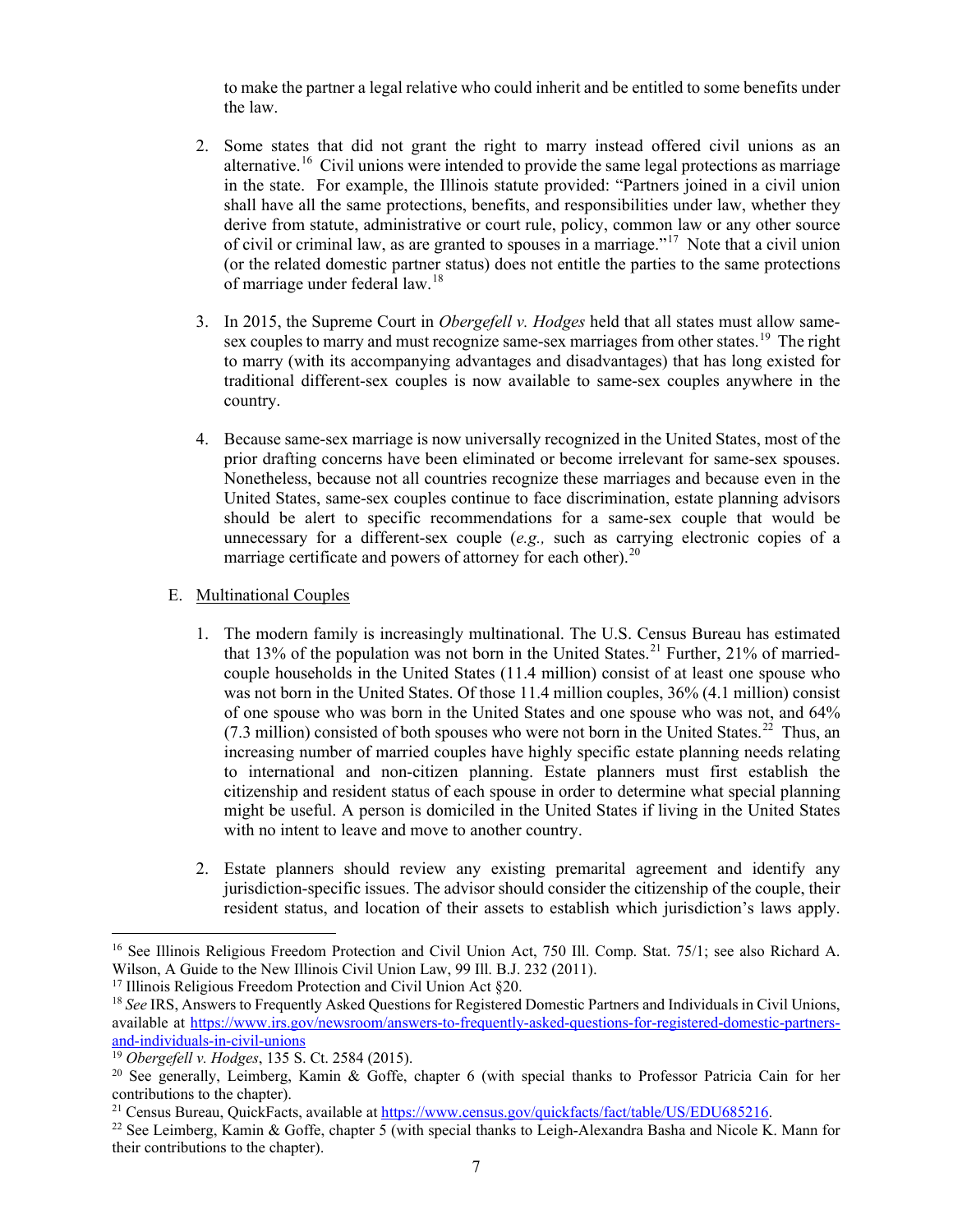to make the partner a legal relative who could inherit and be entitled to some benefits under the law.

2. Some states that did not grant the right to marry instead offered civil unions as an alternative.[16] Civil unions were intended to provide the same legal protections as marriage in the state. For example, the Illinois statute provided: "Partners joined in a civil union shall have all the same protections, benefits, and responsibilities under law, whether they derive from statute, administrative or court rule, policy, common law or any other source of civil or criminal law, as are granted to spouses in a marriage."[17] Note that a civil union (or the related domestic partner status) does not entitle the parties to the same protections of marriage under federal law.[18]

3. In 2015, the Supreme Court in *Obergefell v. Hodges* held that all states must allow same-sex couples to marry and must recognize same-sex marriages from other states.[19] The right to marry (with its accompanying advantages and disadvantages) that has long existed for traditional different-sex couples is now available to same-sex couples anywhere in the country.

4. Because same-sex marriage is now universally recognized in the United States, most of the prior drafting concerns have been eliminated or become irrelevant for same-sex spouses. Nonetheless, because not all countries recognize these marriages and because even in the United States, same-sex couples continue to face discrimination, estate planning advisors should be alert to specific recommendations for a same-sex couple that would be unnecessary for a different-sex couple (*e.g.,* such as carrying electronic copies of a marriage certificate and powers of attorney for each other).[20]

E. <u>Multinational Couples</u>

1. The modern family is increasingly multinational. The U.S. Census Bureau has estimated that 13% of the population was not born in the United States.[21] Further, 21% of married-couple households in the United States (11.4 million) consist of at least one spouse who was not born in the United States. Of those 11.4 million couples, 36% (4.1 million) consist of one spouse who was born in the United States and one spouse who was not, and 64% (7.3 million) consisted of both spouses who were not born in the United States.[22] Thus, an increasing number of married couples have highly specific estate planning needs relating to international and non-citizen planning. Estate planners must first establish the citizenship and resident status of each spouse in order to determine what special planning might be useful. A person is domiciled in the United States if living in the United States with no intent to leave and move to another country.

2. Estate planners should review any existing premarital agreement and identify any jurisdiction-specific issues. The advisor should consider the citizenship of the couple, their resident status, and location of their assets to establish which jurisdiction's laws apply.

---

[16] See Illinois Religious Freedom Protection and Civil Union Act, 750 Ill. Comp. Stat. 75/1; see also Richard A. Wilson, A Guide to the New Illinois Civil Union Law, 99 Ill. B.J. 232 (2011).

[17] Illinois Religious Freedom Protection and Civil Union Act §20.

[18] *See* IRS, Answers to Frequently Asked Questions for Registered Domestic Partners and Individuals in Civil Unions, available at https://www.irs.gov/newsroom/answers-to-frequently-asked-questions-for-registered-domestic-partners-and-individuals-in-civil-unions

[19] *Obergefell v. Hodges*, 135 S. Ct. 2584 (2015).

[20] See generally, Leimberg, Kamin & Goffe, chapter 6 (with special thanks to Professor Patricia Cain for her contributions to the chapter).

[21] Census Bureau, QuickFacts, available at https://www.census.gov/quickfacts/fact/table/US/EDU685216.

[22] See Leimberg, Kamin & Goffe, chapter 5 (with special thanks to Leigh-Alexandra Basha and Nicole K. Mann for their contributions to the chapter).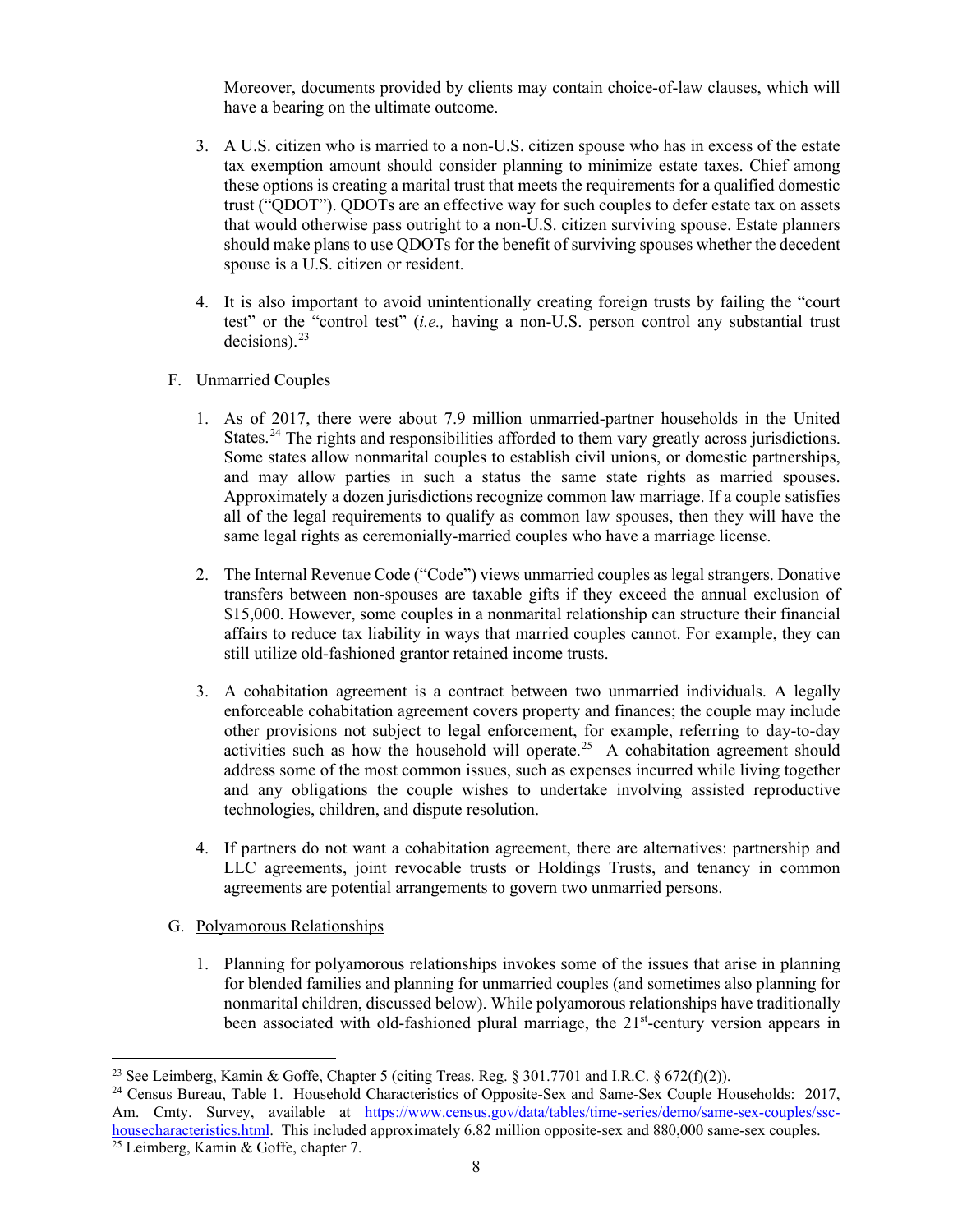Moreover, documents provided by clients may contain choice-of-law clauses, which will have a bearing on the ultimate outcome.

3. A U.S. citizen who is married to a non-U.S. citizen spouse who has in excess of the estate tax exemption amount should consider planning to minimize estate taxes. Chief among these options is creating a marital trust that meets the requirements for a qualified domestic trust ("QDOT"). QDOTs are an effective way for such couples to defer estate tax on assets that would otherwise pass outright to a non-U.S. citizen surviving spouse. Estate planners should make plans to use QDOTs for the benefit of surviving spouses whether the decedent spouse is a U.S. citizen or resident.

4. It is also important to avoid unintentionally creating foreign trusts by failing the "court test" or the "control test" (*i.e.,* having a non-U.S. person control any substantial trust decisions).[23]

F. Unmarried Couples

1. As of 2017, there were about 7.9 million unmarried-partner households in the United States.[24] The rights and responsibilities afforded to them vary greatly across jurisdictions. Some states allow nonmarital couples to establish civil unions, or domestic partnerships, and may allow parties in such a status the same state rights as married spouses. Approximately a dozen jurisdictions recognize common law marriage. If a couple satisfies all of the legal requirements to qualify as common law spouses, then they will have the same legal rights as ceremonially-married couples who have a marriage license.

2. The Internal Revenue Code ("Code") views unmarried couples as legal strangers. Donative transfers between non-spouses are taxable gifts if they exceed the annual exclusion of $15,000. However, some couples in a nonmarital relationship can structure their financial affairs to reduce tax liability in ways that married couples cannot. For example, they can still utilize old-fashioned grantor retained income trusts.

3. A cohabitation agreement is a contract between two unmarried individuals. A legally enforceable cohabitation agreement covers property and finances; the couple may include other provisions not subject to legal enforcement, for example, referring to day-to-day activities such as how the household will operate.[25] A cohabitation agreement should address some of the most common issues, such as expenses incurred while living together and any obligations the couple wishes to undertake involving assisted reproductive technologies, children, and dispute resolution.

4. If partners do not want a cohabitation agreement, there are alternatives: partnership and LLC agreements, joint revocable trusts or Holdings Trusts, and tenancy in common agreements are potential arrangements to govern two unmarried persons.

G. Polyamorous Relationships

1. Planning for polyamorous relationships invokes some of the issues that arise in planning for blended families and planning for unmarried couples (and sometimes also planning for nonmarital children, discussed below). While polyamorous relationships have traditionally been associated with old-fashioned plural marriage, the 21st-century version appears in

---

[23] See Leimberg, Kamin & Goffe, Chapter 5 (citing Treas. Reg. § 301.7701 and I.R.C. § 672(f)(2)).

[24] Census Bureau, Table 1. Household Characteristics of Opposite-Sex and Same-Sex Couple Households: 2017, Am. Cmty. Survey, available at https://www.census.gov/data/tables/time-series/demo/same-sex-couples/ssc-housecharacteristics.html. This included approximately 6.82 million opposite-sex and 880,000 same-sex couples.

[25] Leimberg, Kamin & Goffe, chapter 7.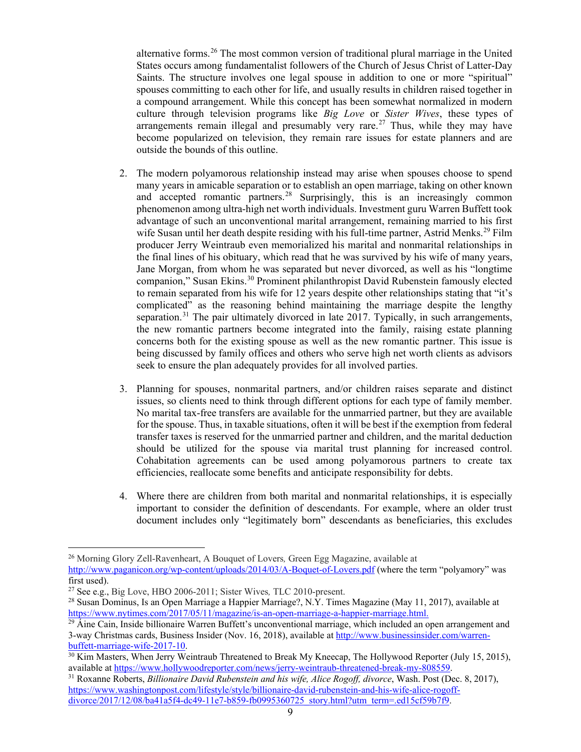alternative forms.[26] The most common version of traditional plural marriage in the United States occurs among fundamentalist followers of the Church of Jesus Christ of Latter-Day Saints. The structure involves one legal spouse in addition to one or more "spiritual" spouses committing to each other for life, and usually results in children raised together in a compound arrangement. While this concept has been somewhat normalized in modern culture through television programs like *Big Love* or *Sister Wives*, these types of arrangements remain illegal and presumably very rare.[27] Thus, while they may have become popularized on television, they remain rare issues for estate planners and are outside the bounds of this outline.

2. The modern polyamorous relationship instead may arise when spouses choose to spend many years in amicable separation or to establish an open marriage, taking on other known and accepted romantic partners.[28] Surprisingly, this is an increasingly common phenomenon among ultra-high net worth individuals. Investment guru Warren Buffett took advantage of such an unconventional marital arrangement, remaining married to his first wife Susan until her death despite residing with his full-time partner, Astrid Menks.[29] Film producer Jerry Weintraub even memorialized his marital and nonmarital relationships in the final lines of his obituary, which read that he was survived by his wife of many years, Jane Morgan, from whom he was separated but never divorced, as well as his "longtime companion," Susan Ekins.[30] Prominent philanthropist David Rubenstein famously elected to remain separated from his wife for 12 years despite other relationships stating that "it's complicated" as the reasoning behind maintaining the marriage despite the lengthy separation.[31] The pair ultimately divorced in late 2017. Typically, in such arrangements, the new romantic partners become integrated into the family, raising estate planning concerns both for the existing spouse as well as the new romantic partner. This issue is being discussed by family offices and others who serve high net worth clients as advisors seek to ensure the plan adequately provides for all involved parties.

3. Planning for spouses, nonmarital partners, and/or children raises separate and distinct issues, so clients need to think through different options for each type of family member. No marital tax-free transfers are available for the unmarried partner, but they are available for the spouse. Thus, in taxable situations, often it will be best if the exemption from federal transfer taxes is reserved for the unmarried partner and children, and the marital deduction should be utilized for the spouse via marital trust planning for increased control. Cohabitation agreements can be used among polyamorous partners to create tax efficiencies, reallocate some benefits and anticipate responsibility for debts.

4. Where there are children from both marital and nonmarital relationships, it is especially important to consider the definition of descendants. For example, where an older trust document includes only "legitimately born" descendants as beneficiaries, this excludes

---

[26] Morning Glory Zell-Ravenheart, A Bouquet of Lovers*,* Green Egg Magazine, available at http://www.paganicon.org/wp-content/uploads/2014/03/A-Boquet-of-Lovers.pdf (where the term "polyamory" was first used).

[27] See e.g., Big Love, HBO 2006-2011; Sister Wives*,* TLC 2010-present.

[28] Susan Dominus, Is an Open Marriage a Happier Marriage?, N.Y. Times Magazine (May 11, 2017), available at https://www.nytimes.com/2017/05/11/magazine/is-an-open-marriage-a-happier-marriage.html.

[29] Áine Cain, Inside billionaire Warren Buffett's unconventional marriage, which included an open arrangement and 3-way Christmas cards, Business Insider (Nov. 16, 2018), available at http://www.businessinsider.com/warren-buffett-marriage-wife-2017-10.

[30] Kim Masters, When Jerry Weintraub Threatened to Break My Kneecap, The Hollywood Reporter (July 15, 2015), available at https://www.hollywoodreporter.com/news/jerry-weintraub-threatened-break-my-808559.

[31] Roxanne Roberts, *Billionaire David Rubenstein and his wife, Alice Rogoff, divorce*, Wash. Post (Dec. 8, 2017), https://www.washingtonpost.com/lifestyle/style/billionaire-david-rubenstein-and-his-wife-alice-rogoff-divorce/2017/12/08/ba41a5f4-dc49-11e7-b859-fb0995360725_story.html?utm_term=.ed15cf59b7f9.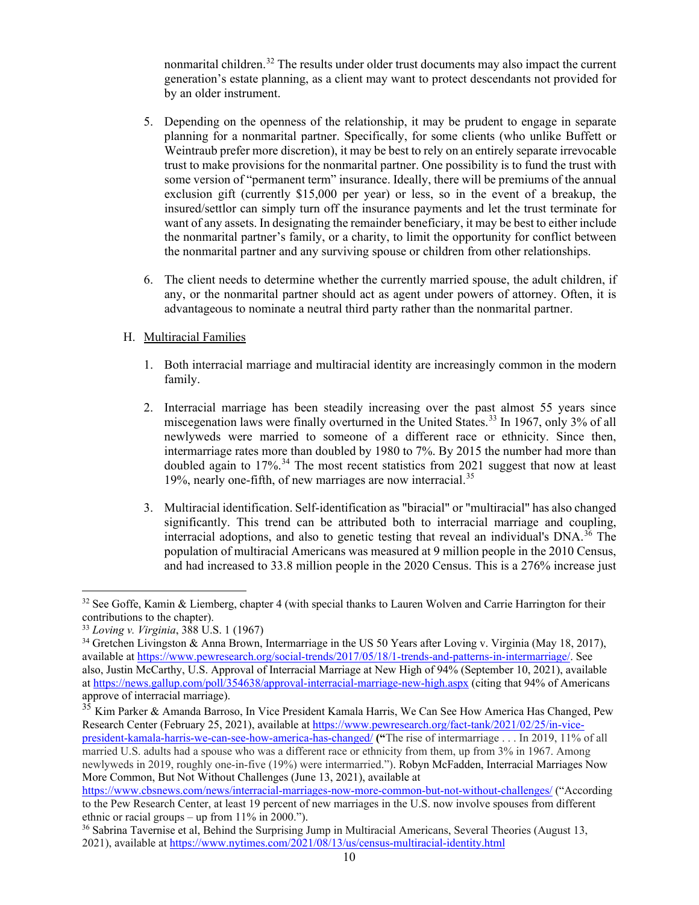nonmarital children.[32] The results under older trust documents may also impact the current generation's estate planning, as a client may want to protect descendants not provided for by an older instrument.

5. Depending on the openness of the relationship, it may be prudent to engage in separate planning for a nonmarital partner. Specifically, for some clients (who unlike Buffett or Weintraub prefer more discretion), it may be best to rely on an entirely separate irrevocable trust to make provisions for the nonmarital partner. One possibility is to fund the trust with some version of "permanent term" insurance. Ideally, there will be premiums of the annual exclusion gift (currently $15,000 per year) or less, so in the event of a breakup, the insured/settlor can simply turn off the insurance payments and let the trust terminate for want of any assets. In designating the remainder beneficiary, it may be best to either include the nonmarital partner's family, or a charity, to limit the opportunity for conflict between the nonmarital partner and any surviving spouse or children from other relationships.

6. The client needs to determine whether the currently married spouse, the adult children, if any, or the nonmarital partner should act as agent under powers of attorney. Often, it is advantageous to nominate a neutral third party rather than the nonmarital partner.

H. Multiracial Families

1. Both interracial marriage and multiracial identity are increasingly common in the modern family.

2. Interracial marriage has been steadily increasing over the past almost 55 years since miscegenation laws were finally overturned in the United States.[33] In 1967, only 3% of all newlyweds were married to someone of a different race or ethnicity. Since then, intermarriage rates more than doubled by 1980 to 7%. By 2015 the number had more than doubled again to 17%.[34] The most recent statistics from 2021 suggest that now at least 19%, nearly one-fifth, of new marriages are now interracial.[35]

3. Multiracial identification. Self-identification as "biracial" or "multiracial" has also changed significantly. This trend can be attributed both to interracial marriage and coupling, interracial adoptions, and also to genetic testing that reveal an individual's DNA.[36] The population of multiracial Americans was measured at 9 million people in the 2010 Census, and had increased to 33.8 million people in the 2020 Census. This is a 276% increase just

---

[32] See Goffe, Kamin & Liemberg, chapter 4 (with special thanks to Lauren Wolven and Carrie Harrington for their contributions to the chapter).

[33] *Loving v. Virginia*, 388 U.S. 1 (1967)

[34] Gretchen Livingston & Anna Brown, Intermarriage in the US 50 Years after Loving v. Virginia (May 18, 2017), available at https://www.pewresearch.org/social-trends/2017/05/18/1-trends-and-patterns-in-intermarriage/. See also, Justin McCarthy, U.S. Approval of Interracial Marriage at New High of 94% (September 10, 2021), available at https://news.gallup.com/poll/354638/approval-interracial-marriage-new-high.aspx (citing that 94% of Americans approve of interracial marriage).

[35] Kim Parker & Amanda Barroso, In Vice President Kamala Harris, We Can See How America Has Changed, Pew Research Center (February 25, 2021), available at https://www.pewresearch.org/fact-tank/2021/02/25/in-vice-president-kamala-harris-we-can-see-how-america-has-changed/ (**"**The rise of intermarriage . . . In 2019, 11% of all married U.S. adults had a spouse who was a different race or ethnicity from them, up from 3% in 1967. Among newlyweds in 2019, roughly one-in-five (19%) were intermarried."). Robyn McFadden, Interracial Marriages Now More Common, But Not Without Challenges (June 13, 2021), available at https://www.cbsnews.com/news/interracial-marriages-now-more-common-but-not-without-challenges/ ("According to the Pew Research Center, at least 19 percent of new marriages in the U.S. now involve spouses from different ethnic or racial groups – up from 11% in 2000.").

[36] Sabrina Tavernise et al, Behind the Surprising Jump in Multiracial Americans, Several Theories (August 13, 2021), available at https://www.nytimes.com/2021/08/13/us/census-multiracial-identity.html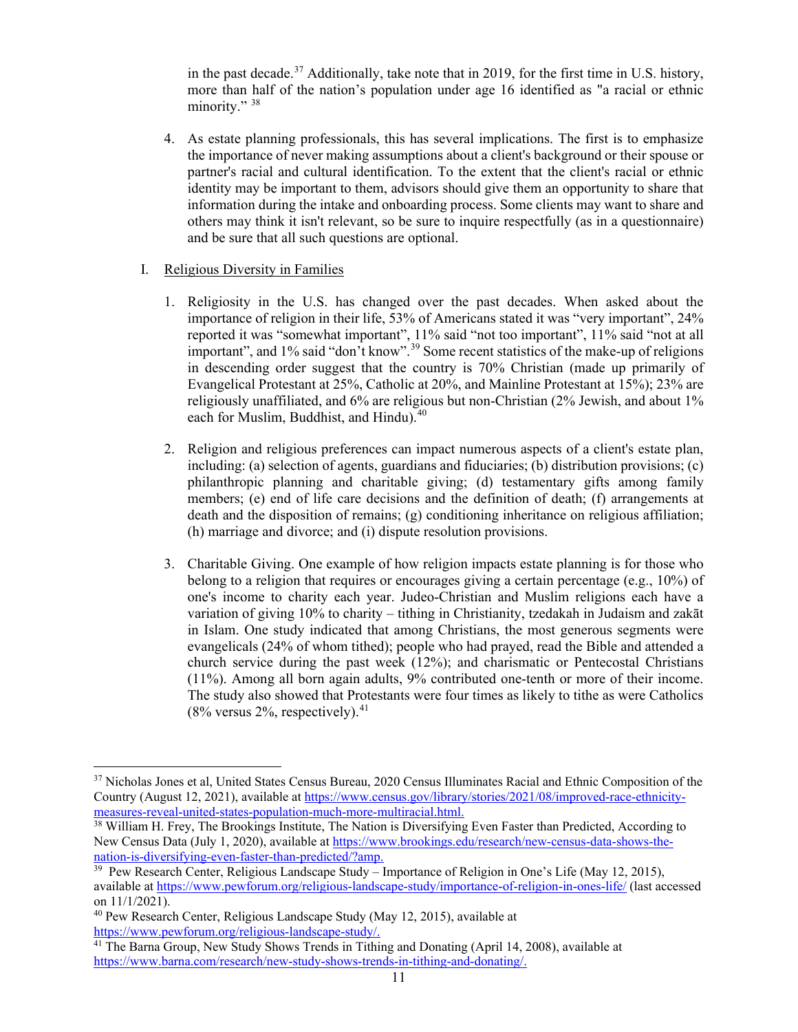in the past decade.[37] Additionally, take note that in 2019, for the first time in U.S. history, more than half of the nation's population under age 16 identified as "a racial or ethnic minority." [38]

4. As estate planning professionals, this has several implications. The first is to emphasize the importance of never making assumptions about a client's background or their spouse or partner's racial and cultural identification. To the extent that the client's racial or ethnic identity may be important to them, advisors should give them an opportunity to share that information during the intake and onboarding process. Some clients may want to share and others may think it isn't relevant, so be sure to inquire respectfully (as in a questionnaire) and be sure that all such questions are optional.

I. Religious Diversity in Families

1. Religiosity in the U.S. has changed over the past decades. When asked about the importance of religion in their life, 53% of Americans stated it was "very important", 24% reported it was "somewhat important", 11% said "not too important", 11% said "not at all important", and 1% said "don't know".[39] Some recent statistics of the make-up of religions in descending order suggest that the country is 70% Christian (made up primarily of Evangelical Protestant at 25%, Catholic at 20%, and Mainline Protestant at 15%); 23% are religiously unaffiliated, and 6% are religious but non-Christian (2% Jewish, and about 1% each for Muslim, Buddhist, and Hindu).[40]

2. Religion and religious preferences can impact numerous aspects of a client's estate plan, including: (a) selection of agents, guardians and fiduciaries; (b) distribution provisions; (c) philanthropic planning and charitable giving; (d) testamentary gifts among family members; (e) end of life care decisions and the definition of death; (f) arrangements at death and the disposition of remains; (g) conditioning inheritance on religious affiliation; (h) marriage and divorce; and (i) dispute resolution provisions.

3. Charitable Giving. One example of how religion impacts estate planning is for those who belong to a religion that requires or encourages giving a certain percentage (e.g., 10%) of one's income to charity each year. Judeo-Christian and Muslim religions each have a variation of giving 10% to charity – tithing in Christianity, tzedakah in Judaism and zakāt in Islam. One study indicated that among Christians, the most generous segments were evangelicals (24% of whom tithed); people who had prayed, read the Bible and attended a church service during the past week (12%); and charismatic or Pentecostal Christians (11%). Among all born again adults, 9% contributed one-tenth or more of their income. The study also showed that Protestants were four times as likely to tithe as were Catholics (8% versus 2%, respectively).[41]

---

[37] Nicholas Jones et al, United States Census Bureau, 2020 Census Illuminates Racial and Ethnic Composition of the Country (August 12, 2021), available at https://www.census.gov/library/stories/2021/08/improved-race-ethnicity-measures-reveal-united-states-population-much-more-multiracial.html.

[38] William H. Frey, The Brookings Institute, The Nation is Diversifying Even Faster than Predicted, According to New Census Data (July 1, 2020), available at https://www.brookings.edu/research/new-census-data-shows-the-nation-is-diversifying-even-faster-than-predicted/?amp.

[39] Pew Research Center, Religious Landscape Study – Importance of Religion in One's Life (May 12, 2015), available at https://www.pewforum.org/religious-landscape-study/importance-of-religion-in-ones-life/ (last accessed on 11/1/2021).

[40] Pew Research Center, Religious Landscape Study (May 12, 2015), available at https://www.pewforum.org/religious-landscape-study/.

[41] The Barna Group, New Study Shows Trends in Tithing and Donating (April 14, 2008), available at https://www.barna.com/research/new-study-shows-trends-in-tithing-and-donating/.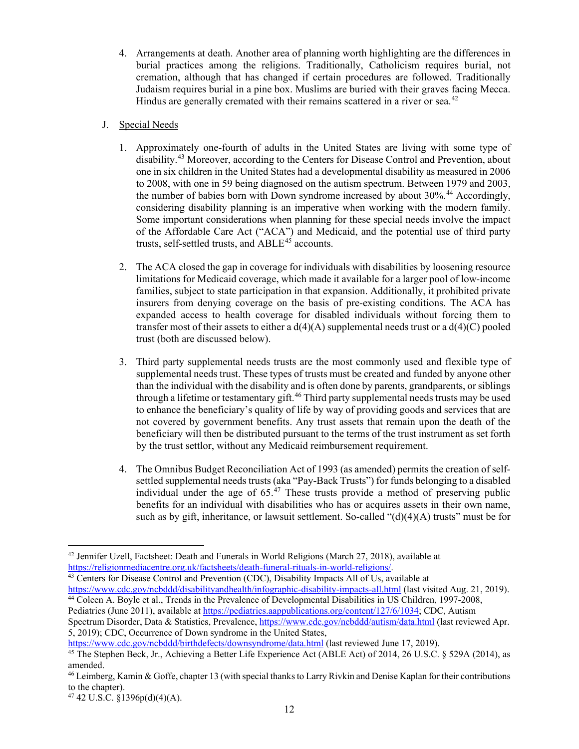4. Arrangements at death. Another area of planning worth highlighting are the differences in burial practices among the religions. Traditionally, Catholicism requires burial, not cremation, although that has changed if certain procedures are followed. Traditionally Judaism requires burial in a pine box. Muslims are buried with their graves facing Mecca. Hindus are generally cremated with their remains scattered in a river or sea.[42]

J. Special Needs

1. Approximately one-fourth of adults in the United States are living with some type of disability.[43] Moreover, according to the Centers for Disease Control and Prevention, about one in six children in the United States had a developmental disability as measured in 2006 to 2008, with one in 59 being diagnosed on the autism spectrum. Between 1979 and 2003, the number of babies born with Down syndrome increased by about 30%.[44] Accordingly, considering disability planning is an imperative when working with the modern family. Some important considerations when planning for these special needs involve the impact of the Affordable Care Act ("ACA") and Medicaid, and the potential use of third party trusts, self-settled trusts, and ABLE[45] accounts.

2. The ACA closed the gap in coverage for individuals with disabilities by loosening resource limitations for Medicaid coverage, which made it available for a larger pool of low-income families, subject to state participation in that expansion. Additionally, it prohibited private insurers from denying coverage on the basis of pre-existing conditions. The ACA has expanded access to health coverage for disabled individuals without forcing them to transfer most of their assets to either a d(4)(A) supplemental needs trust or a d(4)(C) pooled trust (both are discussed below).

3. Third party supplemental needs trusts are the most commonly used and flexible type of supplemental needs trust. These types of trusts must be created and funded by anyone other than the individual with the disability and is often done by parents, grandparents, or siblings through a lifetime or testamentary gift.[46] Third party supplemental needs trusts may be used to enhance the beneficiary's quality of life by way of providing goods and services that are not covered by government benefits. Any trust assets that remain upon the death of the beneficiary will then be distributed pursuant to the terms of the trust instrument as set forth by the trust settlor, without any Medicaid reimbursement requirement.

4. The Omnibus Budget Reconciliation Act of 1993 (as amended) permits the creation of self-settled supplemental needs trusts (aka "Pay-Back Trusts") for funds belonging to a disabled individual under the age of 65.[47] These trusts provide a method of preserving public benefits for an individual with disabilities who has or acquires assets in their own name, such as by gift, inheritance, or lawsuit settlement. So-called "(d)(4)(A) trusts" must be for

---

[42] Jennifer Uzell, Factsheet: Death and Funerals in World Religions (March 27, 2018), available at https://religionmediacentre.org.uk/factsheets/death-funeral-rituals-in-world-religions/.

[43] Centers for Disease Control and Prevention (CDC), Disability Impacts All of Us, available at https://www.cdc.gov/ncbddd/disabilityandhealth/infographic-disability-impacts-all.html (last visited Aug. 21, 2019).

[44] Coleen A. Boyle et al., Trends in the Prevalence of Developmental Disabilities in US Children, 1997-2008, Pediatrics (June 2011), available at https://pediatrics.aappublications.org/content/127/6/1034; CDC, Autism Spectrum Disorder, Data & Statistics, Prevalence, https://www.cdc.gov/ncbddd/autism/data.html (last reviewed Apr. 5, 2019); CDC, Occurrence of Down syndrome in the United States, https://www.cdc.gov/ncbddd/birthdefects/downsyndrome/data.html (last reviewed June 17, 2019).

[45] The Stephen Beck, Jr., Achieving a Better Life Experience Act (ABLE Act) of 2014, 26 U.S.C. § 529A (2014), as amended.

[46] Leimberg, Kamin & Goffe, chapter 13 (with special thanks to Larry Rivkin and Denise Kaplan for their contributions to the chapter).

[47] 42 U.S.C. §1396p(d)(4)(A).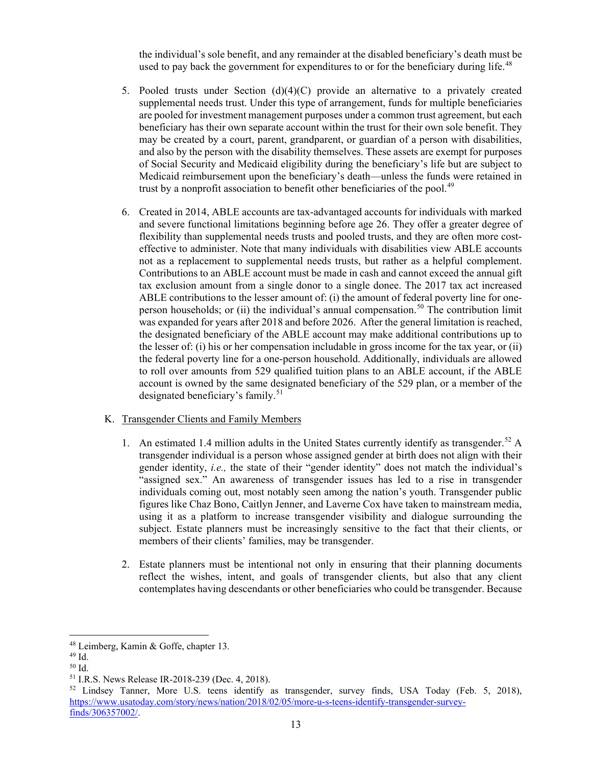the individual's sole benefit, and any remainder at the disabled beneficiary's death must be used to pay back the government for expenditures to or for the beneficiary during life.[48]

5. Pooled trusts under Section (d)(4)(C) provide an alternative to a privately created supplemental needs trust. Under this type of arrangement, funds for multiple beneficiaries are pooled for investment management purposes under a common trust agreement, but each beneficiary has their own separate account within the trust for their own sole benefit. They may be created by a court, parent, grandparent, or guardian of a person with disabilities, and also by the person with the disability themselves. These assets are exempt for purposes of Social Security and Medicaid eligibility during the beneficiary's life but are subject to Medicaid reimbursement upon the beneficiary's death—unless the funds were retained in trust by a nonprofit association to benefit other beneficiaries of the pool.[49]

6. Created in 2014, ABLE accounts are tax-advantaged accounts for individuals with marked and severe functional limitations beginning before age 26. They offer a greater degree of flexibility than supplemental needs trusts and pooled trusts, and they are often more cost-effective to administer. Note that many individuals with disabilities view ABLE accounts not as a replacement to supplemental needs trusts, but rather as a helpful complement. Contributions to an ABLE account must be made in cash and cannot exceed the annual gift tax exclusion amount from a single donor to a single donee. The 2017 tax act increased ABLE contributions to the lesser amount of: (i) the amount of federal poverty line for one-person households; or (ii) the individual's annual compensation.[50] The contribution limit was expanded for years after 2018 and before 2026. After the general limitation is reached, the designated beneficiary of the ABLE account may make additional contributions up to the lesser of: (i) his or her compensation includable in gross income for the tax year, or (ii) the federal poverty line for a one-person household. Additionally, individuals are allowed to roll over amounts from 529 qualified tuition plans to an ABLE account, if the ABLE account is owned by the same designated beneficiary of the 529 plan, or a member of the designated beneficiary's family.[51]

K. Transgender Clients and Family Members

1. An estimated 1.4 million adults in the United States currently identify as transgender.[52] A transgender individual is a person whose assigned gender at birth does not align with their gender identity, *i.e.,* the state of their "gender identity" does not match the individual's "assigned sex." An awareness of transgender issues has led to a rise in transgender individuals coming out, most notably seen among the nation's youth. Transgender public figures like Chaz Bono, Caitlyn Jenner, and Laverne Cox have taken to mainstream media, using it as a platform to increase transgender visibility and dialogue surrounding the subject. Estate planners must be increasingly sensitive to the fact that their clients, or members of their clients' families, may be transgender.

2. Estate planners must be intentional not only in ensuring that their planning documents reflect the wishes, intent, and goals of transgender clients, but also that any client contemplates having descendants or other beneficiaries who could be transgender. Because

---

[48] Leimberg, Kamin & Goffe, chapter 13.
[49] Id.
[50] Id.
[51] I.R.S. News Release IR-2018-239 (Dec. 4, 2018).
[52] Lindsey Tanner, More U.S. teens identify as transgender, survey finds, USA Today (Feb. 5, 2018), https://www.usatoday.com/story/news/nation/2018/02/05/more-u-s-teens-identify-transgender-survey-finds/306357002/.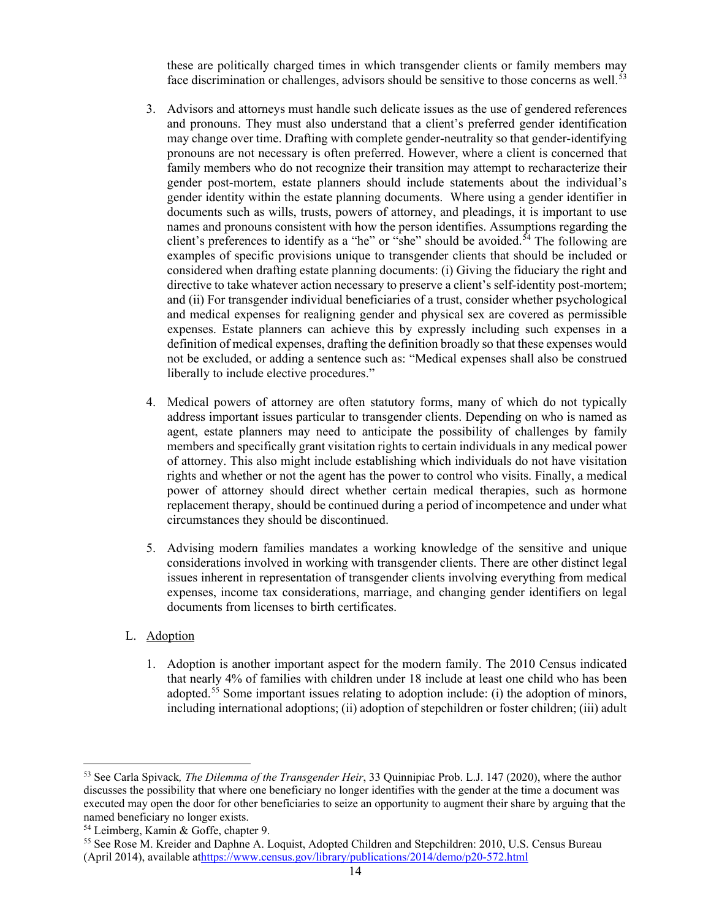these are politically charged times in which transgender clients or family members may face discrimination or challenges, advisors should be sensitive to those concerns as well.[53]

3. Advisors and attorneys must handle such delicate issues as the use of gendered references and pronouns. They must also understand that a client's preferred gender identification may change over time. Drafting with complete gender-neutrality so that gender-identifying pronouns are not necessary is often preferred. However, where a client is concerned that family members who do not recognize their transition may attempt to recharacterize their gender post-mortem, estate planners should include statements about the individual's gender identity within the estate planning documents. Where using a gender identifier in documents such as wills, trusts, powers of attorney, and pleadings, it is important to use names and pronouns consistent with how the person identifies. Assumptions regarding the client's preferences to identify as a "he" or "she" should be avoided.[54] The following are examples of specific provisions unique to transgender clients that should be included or considered when drafting estate planning documents: (i) Giving the fiduciary the right and directive to take whatever action necessary to preserve a client's self-identity post-mortem; and (ii) For transgender individual beneficiaries of a trust, consider whether psychological and medical expenses for realigning gender and physical sex are covered as permissible expenses. Estate planners can achieve this by expressly including such expenses in a definition of medical expenses, drafting the definition broadly so that these expenses would not be excluded, or adding a sentence such as: "Medical expenses shall also be construed liberally to include elective procedures."

4. Medical powers of attorney are often statutory forms, many of which do not typically address important issues particular to transgender clients. Depending on who is named as agent, estate planners may need to anticipate the possibility of challenges by family members and specifically grant visitation rights to certain individuals in any medical power of attorney. This also might include establishing which individuals do not have visitation rights and whether or not the agent has the power to control who visits. Finally, a medical power of attorney should direct whether certain medical therapies, such as hormone replacement therapy, should be continued during a period of incompetence and under what circumstances they should be discontinued.

5. Advising modern families mandates a working knowledge of the sensitive and unique considerations involved in working with transgender clients. There are other distinct legal issues inherent in representation of transgender clients involving everything from medical expenses, income tax considerations, marriage, and changing gender identifiers on legal documents from licenses to birth certificates.

L. Adoption

1. Adoption is another important aspect for the modern family. The 2010 Census indicated that nearly 4% of families with children under 18 include at least one child who has been adopted.[55] Some important issues relating to adoption include: (i) the adoption of minors, including international adoptions; (ii) adoption of stepchildren or foster children; (iii) adult

---

[53] See Carla Spivack, *The Dilemma of the Transgender Heir*, 33 Quinnipiac Prob. L.J. 147 (2020), where the author discusses the possibility that where one beneficiary no longer identifies with the gender at the time a document was executed may open the door for other beneficiaries to seize an opportunity to augment their share by arguing that the named beneficiary no longer exists.

[54] Leimberg, Kamin & Goffe, chapter 9.

[55] See Rose M. Kreider and Daphne A. Loquist, Adopted Children and Stepchildren: 2010, U.S. Census Bureau (April 2014), available athttps://www.census.gov/library/publications/2014/demo/p20-572.html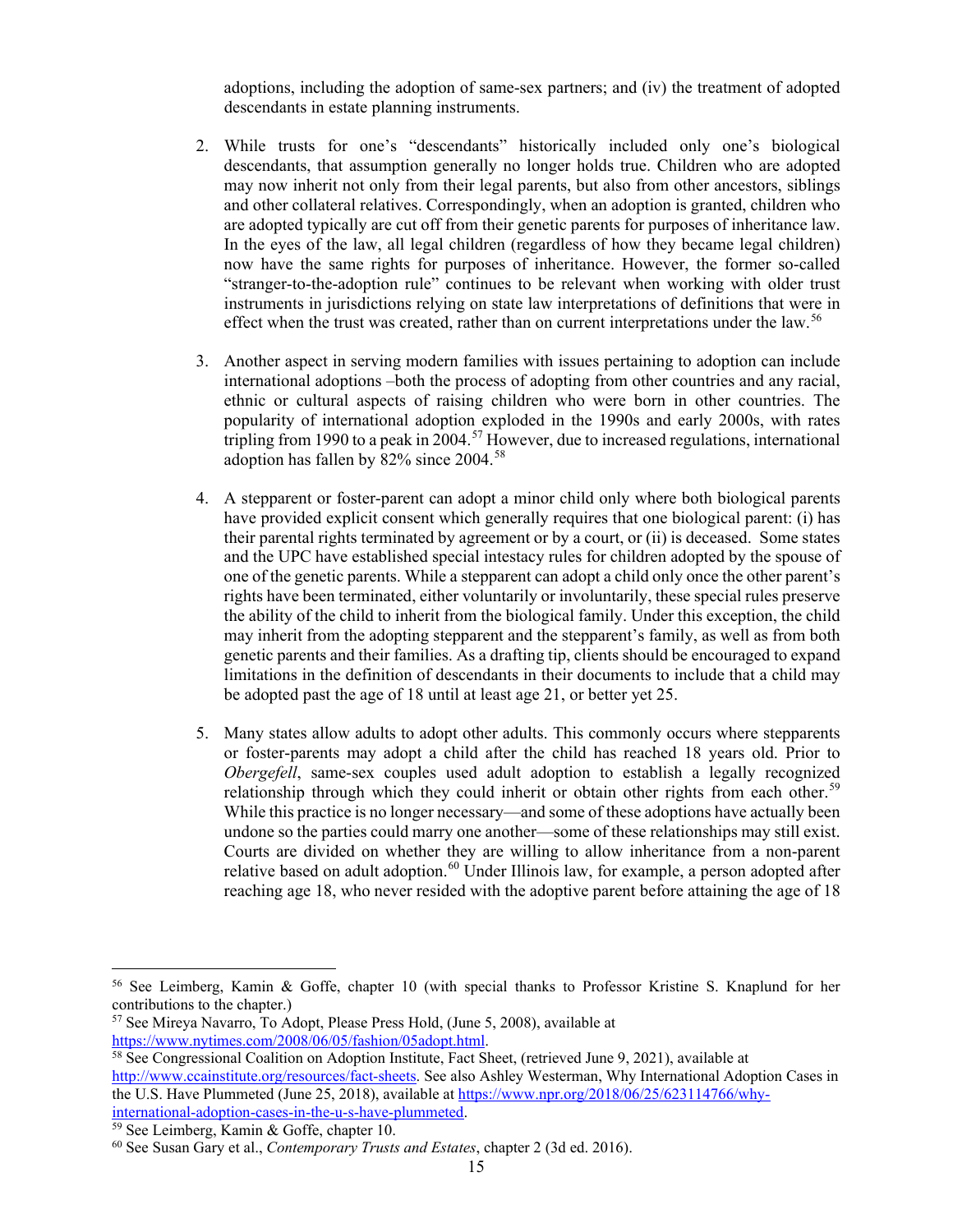adoptions, including the adoption of same-sex partners; and (iv) the treatment of adopted descendants in estate planning instruments.

2. While trusts for one's "descendants" historically included only one's biological descendants, that assumption generally no longer holds true. Children who are adopted may now inherit not only from their legal parents, but also from other ancestors, siblings and other collateral relatives. Correspondingly, when an adoption is granted, children who are adopted typically are cut off from their genetic parents for purposes of inheritance law. In the eyes of the law, all legal children (regardless of how they became legal children) now have the same rights for purposes of inheritance. However, the former so-called "stranger-to-the-adoption rule" continues to be relevant when working with older trust instruments in jurisdictions relying on state law interpretations of definitions that were in effect when the trust was created, rather than on current interpretations under the law.[56]

3. Another aspect in serving modern families with issues pertaining to adoption can include international adoptions –both the process of adopting from other countries and any racial, ethnic or cultural aspects of raising children who were born in other countries. The popularity of international adoption exploded in the 1990s and early 2000s, with rates tripling from 1990 to a peak in 2004.[57] However, due to increased regulations, international adoption has fallen by 82% since 2004.[58]

4. A stepparent or foster-parent can adopt a minor child only where both biological parents have provided explicit consent which generally requires that one biological parent: (i) has their parental rights terminated by agreement or by a court, or (ii) is deceased. Some states and the UPC have established special intestacy rules for children adopted by the spouse of one of the genetic parents. While a stepparent can adopt a child only once the other parent's rights have been terminated, either voluntarily or involuntarily, these special rules preserve the ability of the child to inherit from the biological family. Under this exception, the child may inherit from the adopting stepparent and the stepparent's family, as well as from both genetic parents and their families. As a drafting tip, clients should be encouraged to expand limitations in the definition of descendants in their documents to include that a child may be adopted past the age of 18 until at least age 21, or better yet 25.

5. Many states allow adults to adopt other adults. This commonly occurs where stepparents or foster-parents may adopt a child after the child has reached 18 years old. Prior to *Obergefell*, same-sex couples used adult adoption to establish a legally recognized relationship through which they could inherit or obtain other rights from each other.[59] While this practice is no longer necessary—and some of these adoptions have actually been undone so the parties could marry one another—some of these relationships may still exist. Courts are divided on whether they are willing to allow inheritance from a non-parent relative based on adult adoption.[60] Under Illinois law, for example, a person adopted after reaching age 18, who never resided with the adoptive parent before attaining the age of 18

---

[56] See Leimberg, Kamin & Goffe, chapter 10 (with special thanks to Professor Kristine S. Knaplund for her contributions to the chapter.)

[57] See Mireya Navarro, To Adopt, Please Press Hold, (June 5, 2008), available at https://www.nytimes.com/2008/06/05/fashion/05adopt.html.

[58] See Congressional Coalition on Adoption Institute, Fact Sheet, (retrieved June 9, 2021), available at http://www.ccainstitute.org/resources/fact-sheets. See also Ashley Westerman, Why International Adoption Cases in the U.S. Have Plummeted (June 25, 2018), available at https://www.npr.org/2018/06/25/623114766/why-international-adoption-cases-in-the-u-s-have-plummeted.

[59] See Leimberg, Kamin & Goffe, chapter 10.

[60] See Susan Gary et al., *Contemporary Trusts and Estates*, chapter 2 (3d ed. 2016).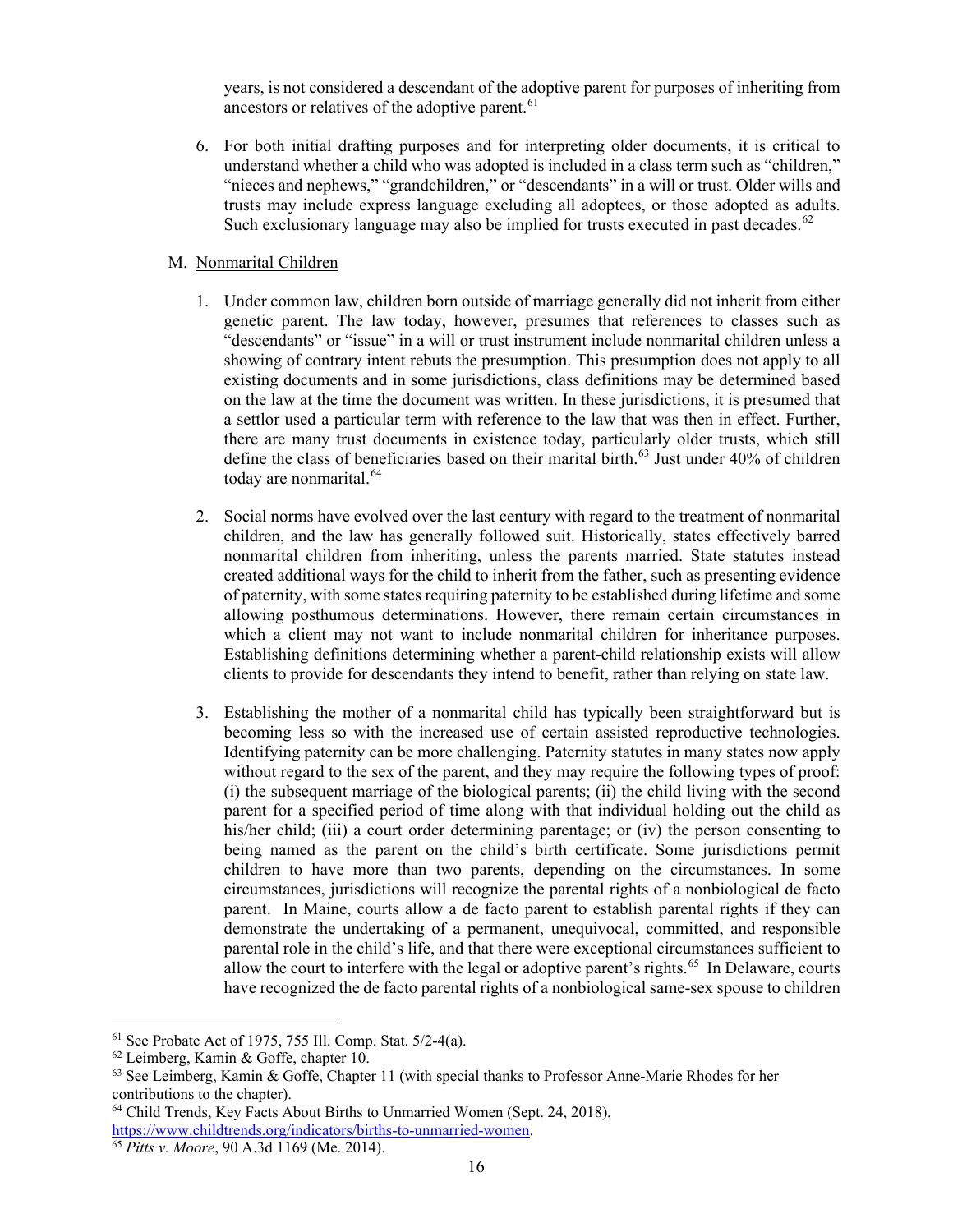years, is not considered a descendant of the adoptive parent for purposes of inheriting from ancestors or relatives of the adoptive parent.[61]

6. For both initial drafting purposes and for interpreting older documents, it is critical to understand whether a child who was adopted is included in a class term such as "children," "nieces and nephews," "grandchildren," or "descendants" in a will or trust. Older wills and trusts may include express language excluding all adoptees, or those adopted as adults. Such exclusionary language may also be implied for trusts executed in past decades.[62]

M. <u>Nonmarital Children</u>

1. Under common law, children born outside of marriage generally did not inherit from either genetic parent. The law today, however, presumes that references to classes such as "descendants" or "issue" in a will or trust instrument include nonmarital children unless a showing of contrary intent rebuts the presumption. This presumption does not apply to all existing documents and in some jurisdictions, class definitions may be determined based on the law at the time the document was written. In these jurisdictions, it is presumed that a settlor used a particular term with reference to the law that was then in effect. Further, there are many trust documents in existence today, particularly older trusts, which still define the class of beneficiaries based on their marital birth.[63] Just under 40% of children today are nonmarital.[64]

2. Social norms have evolved over the last century with regard to the treatment of nonmarital children, and the law has generally followed suit. Historically, states effectively barred nonmarital children from inheriting, unless the parents married. State statutes instead created additional ways for the child to inherit from the father, such as presenting evidence of paternity, with some states requiring paternity to be established during lifetime and some allowing posthumous determinations. However, there remain certain circumstances in which a client may not want to include nonmarital children for inheritance purposes. Establishing definitions determining whether a parent-child relationship exists will allow clients to provide for descendants they intend to benefit, rather than relying on state law.

3. Establishing the mother of a nonmarital child has typically been straightforward but is becoming less so with the increased use of certain assisted reproductive technologies. Identifying paternity can be more challenging. Paternity statutes in many states now apply without regard to the sex of the parent, and they may require the following types of proof: (i) the subsequent marriage of the biological parents; (ii) the child living with the second parent for a specified period of time along with that individual holding out the child as his/her child; (iii) a court order determining parentage; or (iv) the person consenting to being named as the parent on the child's birth certificate. Some jurisdictions permit children to have more than two parents, depending on the circumstances. In some circumstances, jurisdictions will recognize the parental rights of a nonbiological de facto parent. In Maine, courts allow a de facto parent to establish parental rights if they can demonstrate the undertaking of a permanent, unequivocal, committed, and responsible parental role in the child's life, and that there were exceptional circumstances sufficient to allow the court to interfere with the legal or adoptive parent's rights.[65] In Delaware, courts have recognized the de facto parental rights of a nonbiological same-sex spouse to children

---

[61] See Probate Act of 1975, 755 Ill. Comp. Stat. 5/2-4(a).

[62] Leimberg, Kamin & Goffe, chapter 10.

[63] See Leimberg, Kamin & Goffe, Chapter 11 (with special thanks to Professor Anne-Marie Rhodes for her contributions to the chapter).

[64] Child Trends, Key Facts About Births to Unmarried Women (Sept. 24, 2018), https://www.childtrends.org/indicators/births-to-unmarried-women.

[65] *Pitts v. Moore*, 90 A.3d 1169 (Me. 2014).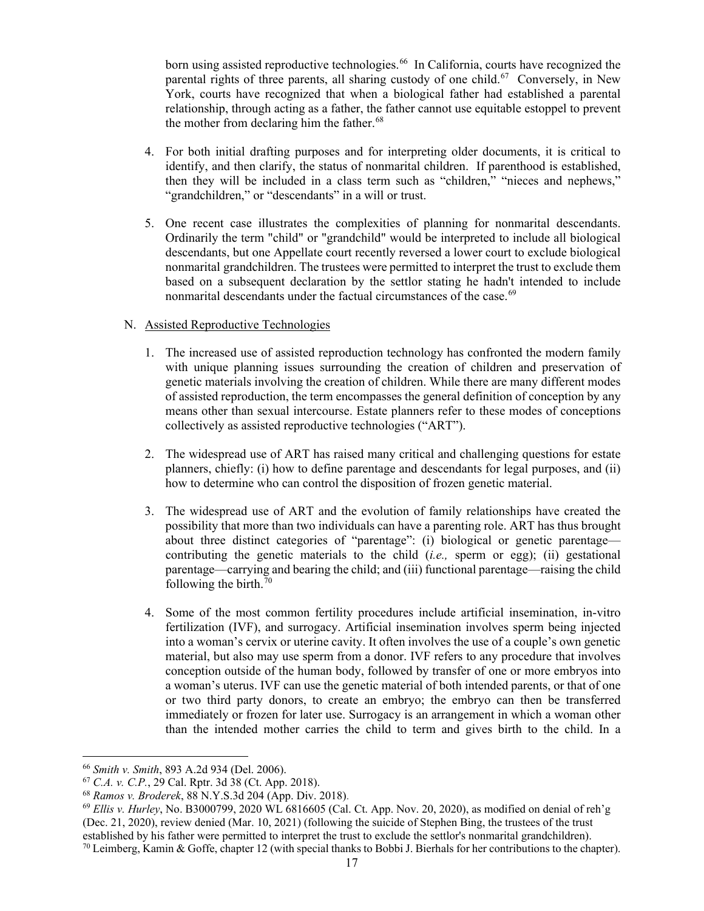born using assisted reproductive technologies.[66] In California, courts have recognized the parental rights of three parents, all sharing custody of one child.[67] Conversely, in New York, courts have recognized that when a biological father had established a parental relationship, through acting as a father, the father cannot use equitable estoppel to prevent the mother from declaring him the father.[68]

4. For both initial drafting purposes and for interpreting older documents, it is critical to identify, and then clarify, the status of nonmarital children. If parenthood is established, then they will be included in a class term such as "children," "nieces and nephews," "grandchildren," or "descendants" in a will or trust.

5. One recent case illustrates the complexities of planning for nonmarital descendants. Ordinarily the term "child" or "grandchild" would be interpreted to include all biological descendants, but one Appellate court recently reversed a lower court to exclude biological nonmarital grandchildren. The trustees were permitted to interpret the trust to exclude them based on a subsequent declaration by the settlor stating he hadn't intended to include nonmarital descendants under the factual circumstances of the case.[69]

N. Assisted Reproductive Technologies

1. The increased use of assisted reproduction technology has confronted the modern family with unique planning issues surrounding the creation of children and preservation of genetic materials involving the creation of children. While there are many different modes of assisted reproduction, the term encompasses the general definition of conception by any means other than sexual intercourse. Estate planners refer to these modes of conceptions collectively as assisted reproductive technologies ("ART").

2. The widespread use of ART has raised many critical and challenging questions for estate planners, chiefly: (i) how to define parentage and descendants for legal purposes, and (ii) how to determine who can control the disposition of frozen genetic material.

3. The widespread use of ART and the evolution of family relationships have created the possibility that more than two individuals can have a parenting role. ART has thus brought about three distinct categories of "parentage": (i) biological or genetic parentage—contributing the genetic materials to the child (*i.e.,* sperm or egg); (ii) gestational parentage—carrying and bearing the child; and (iii) functional parentage—raising the child following the birth.[70]

4. Some of the most common fertility procedures include artificial insemination, in-vitro fertilization (IVF), and surrogacy. Artificial insemination involves sperm being injected into a woman's cervix or uterine cavity. It often involves the use of a couple's own genetic material, but also may use sperm from a donor. IVF refers to any procedure that involves conception outside of the human body, followed by transfer of one or more embryos into a woman's uterus. IVF can use the genetic material of both intended parents, or that of one or two third party donors, to create an embryo; the embryo can then be transferred immediately or frozen for later use. Surrogacy is an arrangement in which a woman other than the intended mother carries the child to term and gives birth to the child. In a

---

[66] *Smith v. Smith*, 893 A.2d 934 (Del. 2006).

[67] *C.A. v. C.P.*, 29 Cal. Rptr. 3d 38 (Ct. App. 2018).

[68] *Ramos v. Broderek*, 88 N.Y.S.3d 204 (App. Div. 2018).

[69] *Ellis v. Hurley*, No. B3000799, 2020 WL 6816605 (Cal. Ct. App. Nov. 20, 2020), as modified on denial of reh'g (Dec. 21, 2020), review denied (Mar. 10, 2021) (following the suicide of Stephen Bing, the trustees of the trust established by his father were permitted to interpret the trust to exclude the settlor's nonmarital grandchildren).

[70] Leimberg, Kamin & Goffe, chapter 12 (with special thanks to Bobbi J. Bierhals for her contributions to the chapter).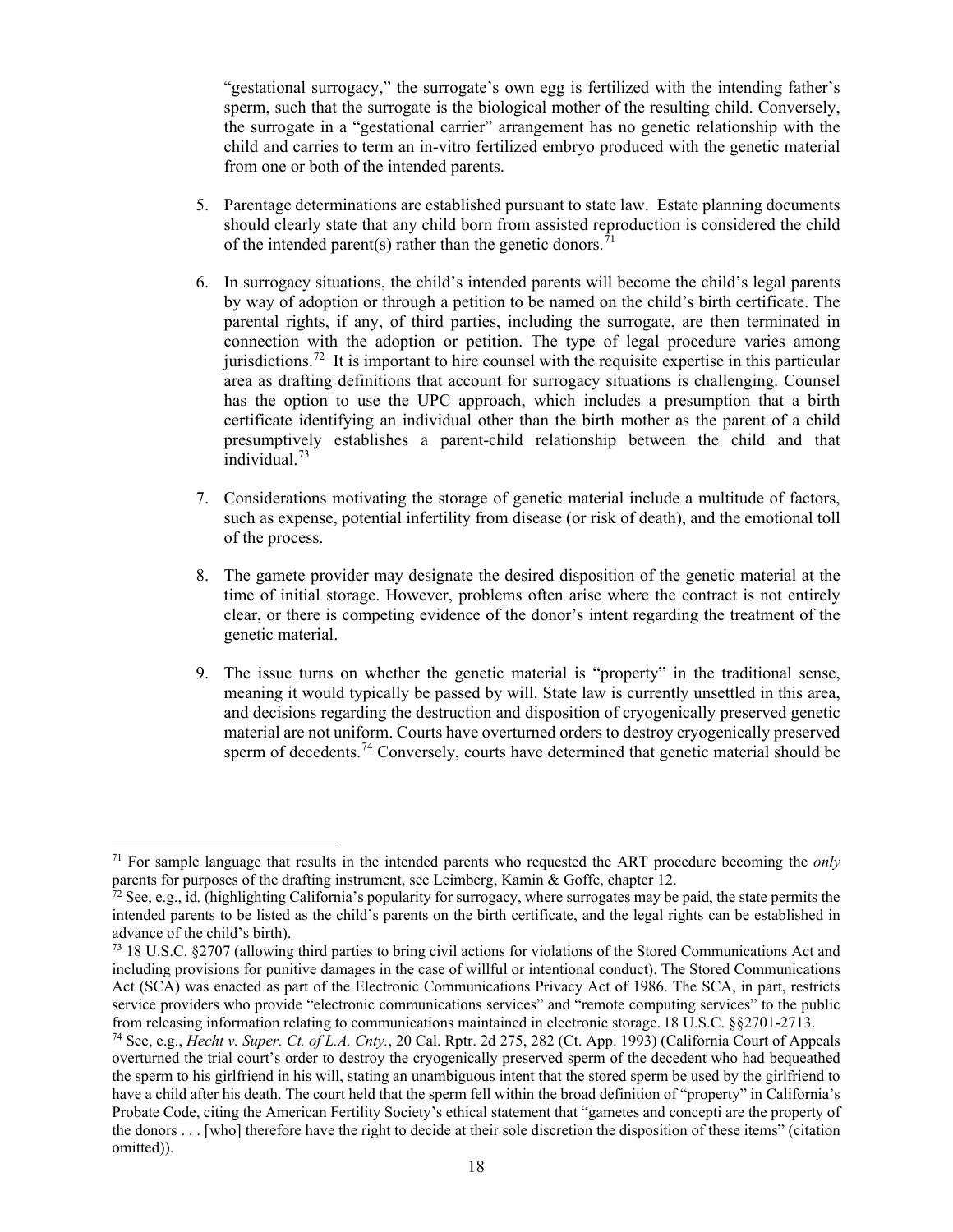"gestational surrogacy," the surrogate's own egg is fertilized with the intending father's sperm, such that the surrogate is the biological mother of the resulting child. Conversely, the surrogate in a "gestational carrier" arrangement has no genetic relationship with the child and carries to term an in-vitro fertilized embryo produced with the genetic material from one or both of the intended parents.

5. Parentage determinations are established pursuant to state law. Estate planning documents should clearly state that any child born from assisted reproduction is considered the child of the intended parent(s) rather than the genetic donors.[71]

6. In surrogacy situations, the child's intended parents will become the child's legal parents by way of adoption or through a petition to be named on the child's birth certificate. The parental rights, if any, of third parties, including the surrogate, are then terminated in connection with the adoption or petition. The type of legal procedure varies among jurisdictions.[72] It is important to hire counsel with the requisite expertise in this particular area as drafting definitions that account for surrogacy situations is challenging. Counsel has the option to use the UPC approach, which includes a presumption that a birth certificate identifying an individual other than the birth mother as the parent of a child presumptively establishes a parent-child relationship between the child and that individual.[73]

7. Considerations motivating the storage of genetic material include a multitude of factors, such as expense, potential infertility from disease (or risk of death), and the emotional toll of the process.

8. The gamete provider may designate the desired disposition of the genetic material at the time of initial storage. However, problems often arise where the contract is not entirely clear, or there is competing evidence of the donor's intent regarding the treatment of the genetic material.

9. The issue turns on whether the genetic material is "property" in the traditional sense, meaning it would typically be passed by will. State law is currently unsettled in this area, and decisions regarding the destruction and disposition of cryogenically preserved genetic material are not uniform. Courts have overturned orders to destroy cryogenically preserved sperm of decedents.[74] Conversely, courts have determined that genetic material should be

---

[71] For sample language that results in the intended parents who requested the ART procedure becoming the *only* parents for purposes of the drafting instrument, see Leimberg, Kamin & Goffe, chapter 12.

[72] See, e.g., id*.* (highlighting California's popularity for surrogacy, where surrogates may be paid, the state permits the intended parents to be listed as the child's parents on the birth certificate, and the legal rights can be established in advance of the child's birth).

[73] 18 U.S.C. §2707 (allowing third parties to bring civil actions for violations of the Stored Communications Act and including provisions for punitive damages in the case of willful or intentional conduct). The Stored Communications Act (SCA) was enacted as part of the Electronic Communications Privacy Act of 1986. The SCA, in part, restricts service providers who provide "electronic communications services" and "remote computing services" to the public from releasing information relating to communications maintained in electronic storage. 18 U.S.C. §§2701-2713.

[74] See, e.g., *Hecht v. Super. Ct. of L.A. Cnty.*, 20 Cal. Rptr. 2d 275, 282 (Ct. App. 1993) (California Court of Appeals overturned the trial court's order to destroy the cryogenically preserved sperm of the decedent who had bequeathed the sperm to his girlfriend in his will, stating an unambiguous intent that the stored sperm be used by the girlfriend to have a child after his death. The court held that the sperm fell within the broad definition of "property" in California's Probate Code, citing the American Fertility Society's ethical statement that "gametes and concepti are the property of the donors . . . [who] therefore have the right to decide at their sole discretion the disposition of these items" (citation omitted)).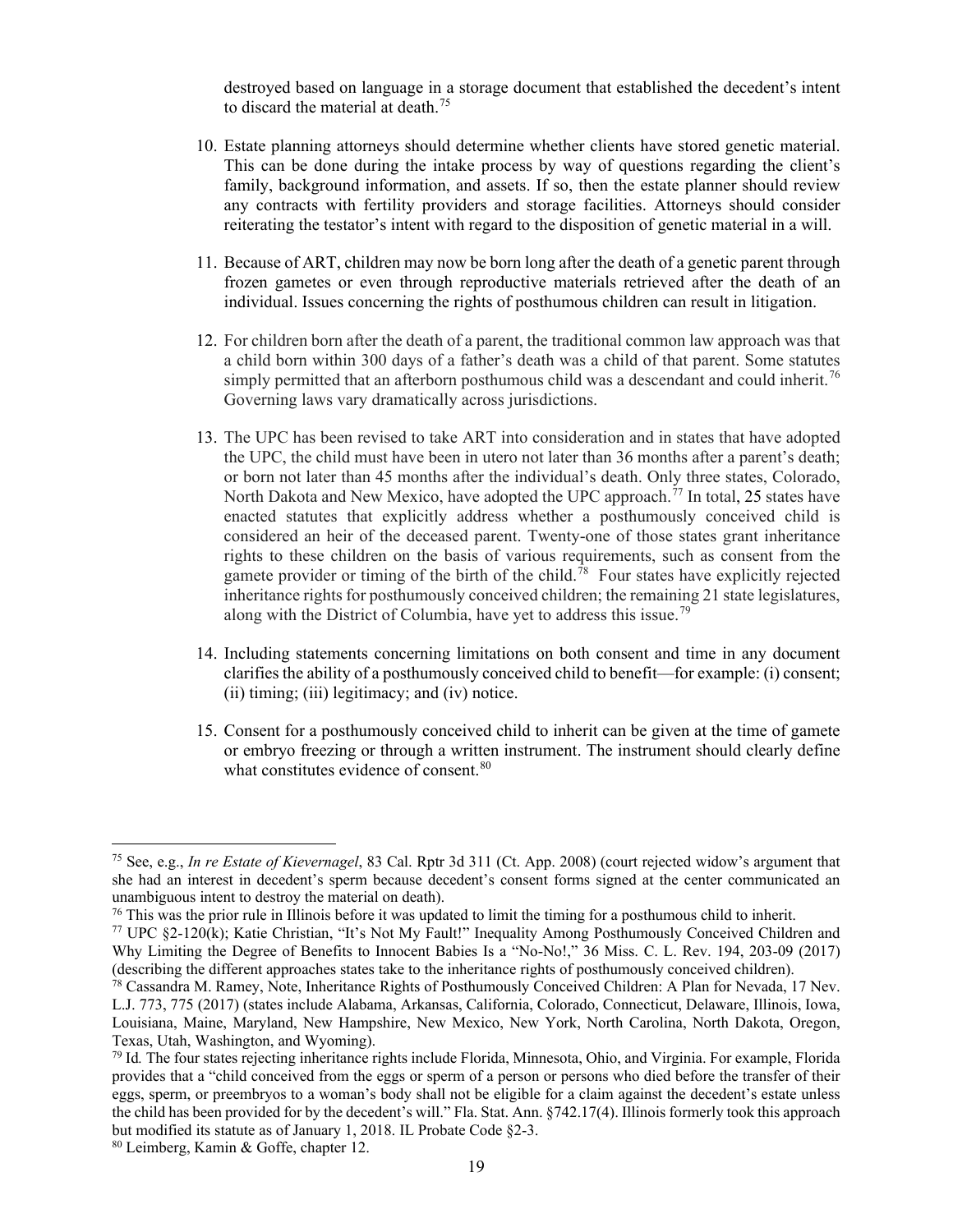destroyed based on language in a storage document that established the decedent's intent to discard the material at death.[75]

10. Estate planning attorneys should determine whether clients have stored genetic material. This can be done during the intake process by way of questions regarding the client's family, background information, and assets. If so, then the estate planner should review any contracts with fertility providers and storage facilities. Attorneys should consider reiterating the testator's intent with regard to the disposition of genetic material in a will.

11. Because of ART, children may now be born long after the death of a genetic parent through frozen gametes or even through reproductive materials retrieved after the death of an individual. Issues concerning the rights of posthumous children can result in litigation.

12. For children born after the death of a parent, the traditional common law approach was that a child born within 300 days of a father's death was a child of that parent. Some statutes simply permitted that an afterborn posthumous child was a descendant and could inherit.[76] Governing laws vary dramatically across jurisdictions.

13. The UPC has been revised to take ART into consideration and in states that have adopted the UPC, the child must have been in utero not later than 36 months after a parent's death; or born not later than 45 months after the individual's death. Only three states, Colorado, North Dakota and New Mexico, have adopted the UPC approach.[77] In total, 25 states have enacted statutes that explicitly address whether a posthumously conceived child is considered an heir of the deceased parent. Twenty-one of those states grant inheritance rights to these children on the basis of various requirements, such as consent from the gamete provider or timing of the birth of the child.[78] Four states have explicitly rejected inheritance rights for posthumously conceived children; the remaining 21 state legislatures, along with the District of Columbia, have yet to address this issue.[79]

14. Including statements concerning limitations on both consent and time in any document clarifies the ability of a posthumously conceived child to benefit—for example: (i) consent; (ii) timing; (iii) legitimacy; and (iv) notice.

15. Consent for a posthumously conceived child to inherit can be given at the time of gamete or embryo freezing or through a written instrument. The instrument should clearly define what constitutes evidence of consent.[80]

---

[75] See, e.g., *In re Estate of Kievernagel*, 83 Cal. Rptr 3d 311 (Ct. App. 2008) (court rejected widow's argument that she had an interest in decedent's sperm because decedent's consent forms signed at the center communicated an unambiguous intent to destroy the material on death).

[76] This was the prior rule in Illinois before it was updated to limit the timing for a posthumous child to inherit.

[77] UPC §2-120(k); Katie Christian, "It's Not My Fault!" Inequality Among Posthumously Conceived Children and Why Limiting the Degree of Benefits to Innocent Babies Is a "No-No!," 36 Miss. C. L. Rev. 194, 203-09 (2017) (describing the different approaches states take to the inheritance rights of posthumously conceived children).

[78] Cassandra M. Ramey, Note, Inheritance Rights of Posthumously Conceived Children: A Plan for Nevada, 17 Nev. L.J. 773, 775 (2017) (states include Alabama, Arkansas, California, Colorado, Connecticut, Delaware, Illinois, Iowa, Louisiana, Maine, Maryland, New Hampshire, New Mexico, New York, North Carolina, North Dakota, Oregon, Texas, Utah, Washington, and Wyoming).

[79] *Id.* The four states rejecting inheritance rights include Florida, Minnesota, Ohio, and Virginia. For example, Florida provides that a "child conceived from the eggs or sperm of a person or persons who died before the transfer of their eggs, sperm, or preembryos to a woman's body shall not be eligible for a claim against the decedent's estate unless the child has been provided for by the decedent's will." Fla. Stat. Ann. §742.17(4). Illinois formerly took this approach but modified its statute as of January 1, 2018. IL Probate Code §2-3.

[80] Leimberg, Kamin & Goffe, chapter 12.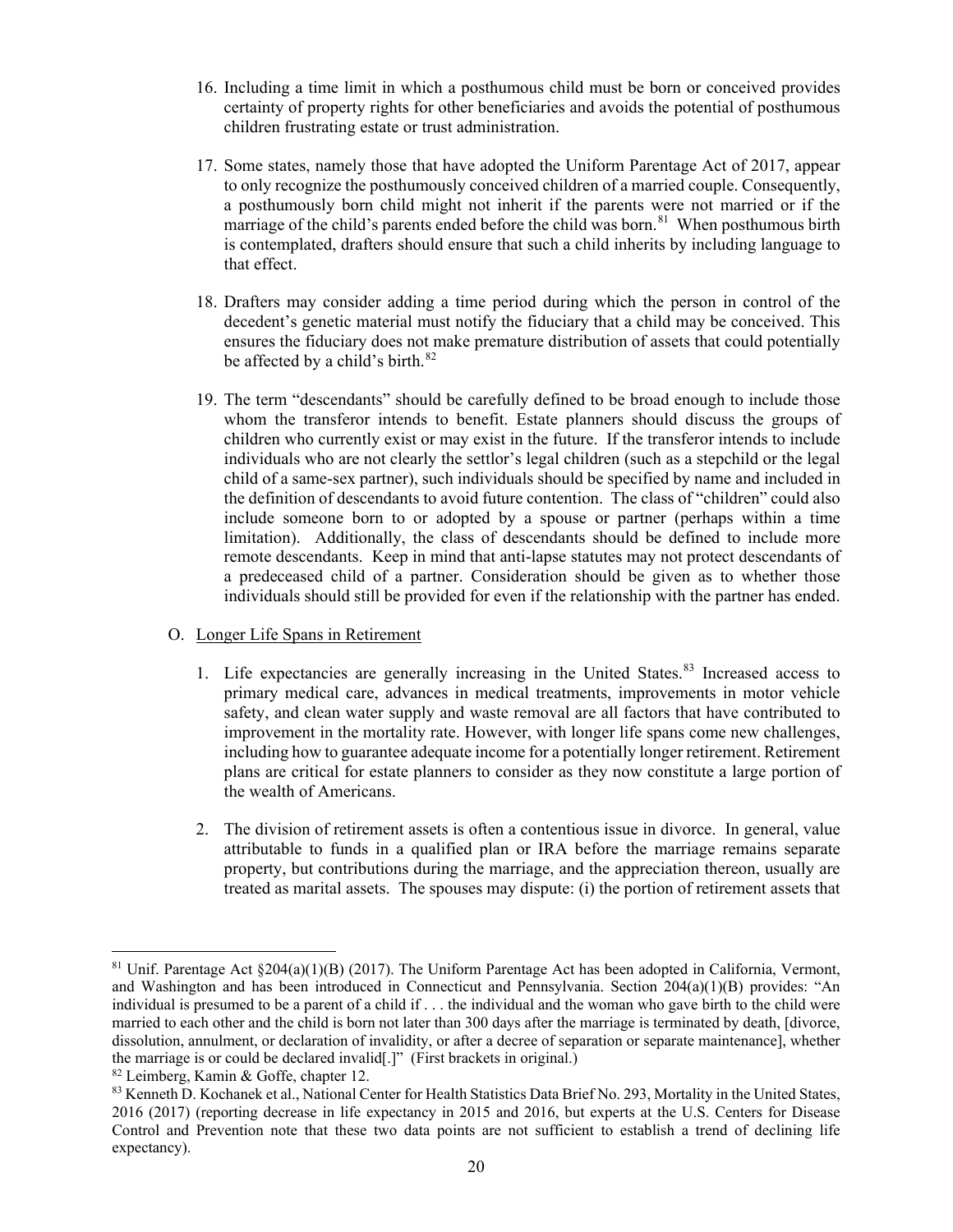16. Including a time limit in which a posthumous child must be born or conceived provides certainty of property rights for other beneficiaries and avoids the potential of posthumous children frustrating estate or trust administration.

17. Some states, namely those that have adopted the Uniform Parentage Act of 2017, appear to only recognize the posthumously conceived children of a married couple. Consequently, a posthumously born child might not inherit if the parents were not married or if the marriage of the child's parents ended before the child was born.[81] When posthumous birth is contemplated, drafters should ensure that such a child inherits by including language to that effect.

18. Drafters may consider adding a time period during which the person in control of the decedent's genetic material must notify the fiduciary that a child may be conceived. This ensures the fiduciary does not make premature distribution of assets that could potentially be affected by a child's birth.[82]

19. The term "descendants" should be carefully defined to be broad enough to include those whom the transferor intends to benefit. Estate planners should discuss the groups of children who currently exist or may exist in the future. If the transferor intends to include individuals who are not clearly the settlor's legal children (such as a stepchild or the legal child of a same-sex partner), such individuals should be specified by name and included in the definition of descendants to avoid future contention. The class of "children" could also include someone born to or adopted by a spouse or partner (perhaps within a time limitation). Additionally, the class of descendants should be defined to include more remote descendants. Keep in mind that anti-lapse statutes may not protect descendants of a predeceased child of a partner. Consideration should be given as to whether those individuals should still be provided for even if the relationship with the partner has ended.

O. Longer Life Spans in Retirement

1. Life expectancies are generally increasing in the United States.[83] Increased access to primary medical care, advances in medical treatments, improvements in motor vehicle safety, and clean water supply and waste removal are all factors that have contributed to improvement in the mortality rate. However, with longer life spans come new challenges, including how to guarantee adequate income for a potentially longer retirement. Retirement plans are critical for estate planners to consider as they now constitute a large portion of the wealth of Americans.

2. The division of retirement assets is often a contentious issue in divorce. In general, value attributable to funds in a qualified plan or IRA before the marriage remains separate property, but contributions during the marriage, and the appreciation thereon, usually are treated as marital assets. The spouses may dispute: (i) the portion of retirement assets that

---

[81] Unif. Parentage Act §204(a)(1)(B) (2017). The Uniform Parentage Act has been adopted in California, Vermont, and Washington and has been introduced in Connecticut and Pennsylvania. Section 204(a)(1)(B) provides: "An individual is presumed to be a parent of a child if . . . the individual and the woman who gave birth to the child were married to each other and the child is born not later than 300 days after the marriage is terminated by death, [divorce, dissolution, annulment, or declaration of invalidity, or after a decree of separation or separate maintenance], whether the marriage is or could be declared invalid[.]" (First brackets in original.)

[82] Leimberg, Kamin & Goffe, chapter 12.

[83] Kenneth D. Kochanek et al., National Center for Health Statistics Data Brief No. 293, Mortality in the United States, 2016 (2017) (reporting decrease in life expectancy in 2015 and 2016, but experts at the U.S. Centers for Disease Control and Prevention note that these two data points are not sufficient to establish a trend of declining life expectancy).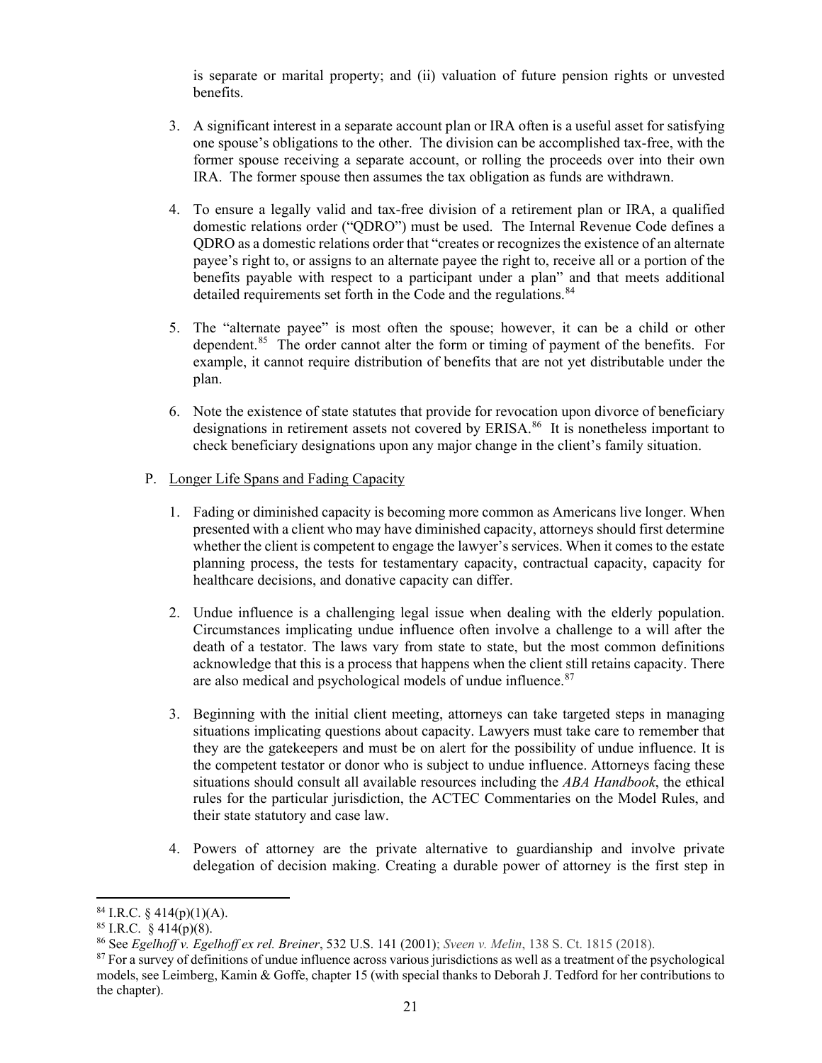is separate or marital property; and (ii) valuation of future pension rights or unvested benefits.

3. A significant interest in a separate account plan or IRA often is a useful asset for satisfying one spouse's obligations to the other. The division can be accomplished tax-free, with the former spouse receiving a separate account, or rolling the proceeds over into their own IRA. The former spouse then assumes the tax obligation as funds are withdrawn.

4. To ensure a legally valid and tax-free division of a retirement plan or IRA, a qualified domestic relations order ("QDRO") must be used. The Internal Revenue Code defines a QDRO as a domestic relations order that "creates or recognizes the existence of an alternate payee's right to, or assigns to an alternate payee the right to, receive all or a portion of the benefits payable with respect to a participant under a plan" and that meets additional detailed requirements set forth in the Code and the regulations.[84]

5. The "alternate payee" is most often the spouse; however, it can be a child or other dependent.[85] The order cannot alter the form or timing of payment of the benefits. For example, it cannot require distribution of benefits that are not yet distributable under the plan.

6. Note the existence of state statutes that provide for revocation upon divorce of beneficiary designations in retirement assets not covered by ERISA.[86] It is nonetheless important to check beneficiary designations upon any major change in the client's family situation.

P. Longer Life Spans and Fading Capacity

1. Fading or diminished capacity is becoming more common as Americans live longer. When presented with a client who may have diminished capacity, attorneys should first determine whether the client is competent to engage the lawyer's services. When it comes to the estate planning process, the tests for testamentary capacity, contractual capacity, capacity for healthcare decisions, and donative capacity can differ.

2. Undue influence is a challenging legal issue when dealing with the elderly population. Circumstances implicating undue influence often involve a challenge to a will after the death of a testator. The laws vary from state to state, but the most common definitions acknowledge that this is a process that happens when the client still retains capacity. There are also medical and psychological models of undue influence.[87]

3. Beginning with the initial client meeting, attorneys can take targeted steps in managing situations implicating questions about capacity. Lawyers must take care to remember that they are the gatekeepers and must be on alert for the possibility of undue influence. It is the competent testator or donor who is subject to undue influence. Attorneys facing these situations should consult all available resources including the *ABA Handbook*, the ethical rules for the particular jurisdiction, the ACTEC Commentaries on the Model Rules, and their state statutory and case law.

4. Powers of attorney are the private alternative to guardianship and involve private delegation of decision making. Creating a durable power of attorney is the first step in

---

[84] I.R.C. § 414(p)(1)(A).

[85] I.R.C. § 414(p)(8).

[86] See *Egelhoff v. Egelhoff ex rel. Breiner*, 532 U.S. 141 (2001); *Sveen v. Melin*, 138 S. Ct. 1815 (2018).

[87] For a survey of definitions of undue influence across various jurisdictions as well as a treatment of the psychological models, see Leimberg, Kamin & Goffe, chapter 15 (with special thanks to Deborah J. Tedford for her contributions to the chapter).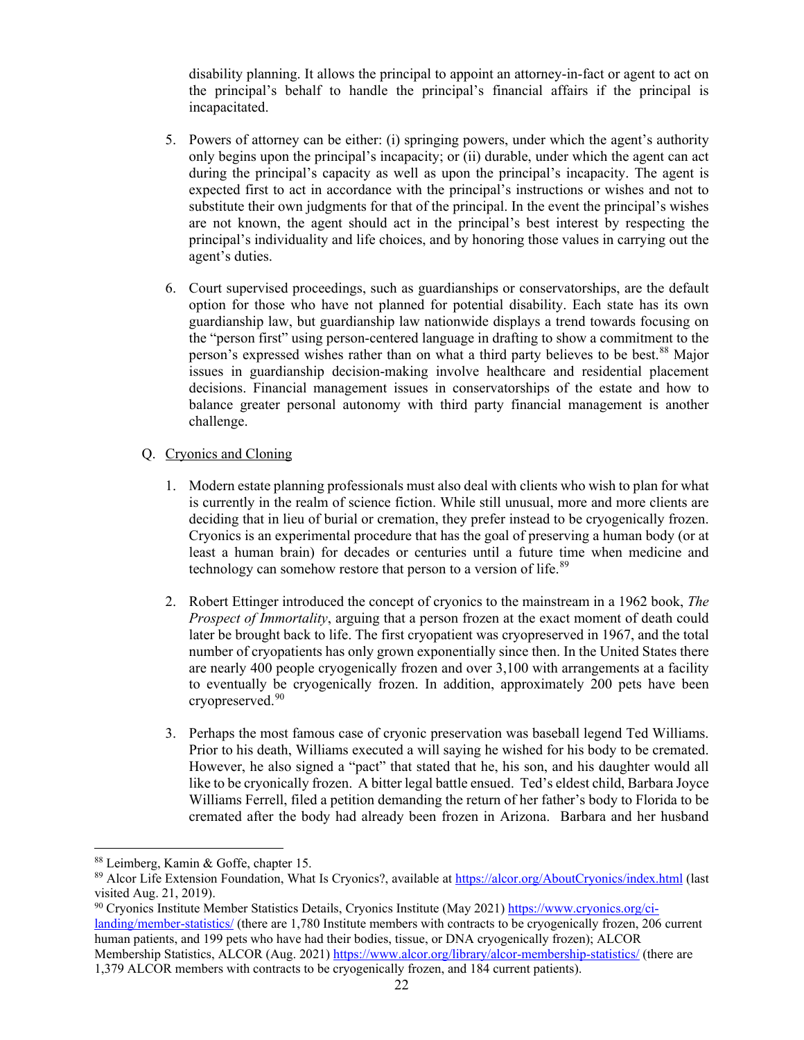disability planning. It allows the principal to appoint an attorney-in-fact or agent to act on the principal's behalf to handle the principal's financial affairs if the principal is incapacitated.

5. Powers of attorney can be either: (i) springing powers, under which the agent's authority only begins upon the principal's incapacity; or (ii) durable, under which the agent can act during the principal's capacity as well as upon the principal's incapacity. The agent is expected first to act in accordance with the principal's instructions or wishes and not to substitute their own judgments for that of the principal. In the event the principal's wishes are not known, the agent should act in the principal's best interest by respecting the principal's individuality and life choices, and by honoring those values in carrying out the agent's duties.

6. Court supervised proceedings, such as guardianships or conservatorships, are the default option for those who have not planned for potential disability. Each state has its own guardianship law, but guardianship law nationwide displays a trend towards focusing on the "person first" using person-centered language in drafting to show a commitment to the person's expressed wishes rather than on what a third party believes to be best.[88] Major issues in guardianship decision-making involve healthcare and residential placement decisions. Financial management issues in conservatorships of the estate and how to balance greater personal autonomy with third party financial management is another challenge.

Q. <u>Cryonics and Cloning</u>

1. Modern estate planning professionals must also deal with clients who wish to plan for what is currently in the realm of science fiction. While still unusual, more and more clients are deciding that in lieu of burial or cremation, they prefer instead to be cryogenically frozen. Cryonics is an experimental procedure that has the goal of preserving a human body (or at least a human brain) for decades or centuries until a future time when medicine and technology can somehow restore that person to a version of life.[89]

2. Robert Ettinger introduced the concept of cryonics to the mainstream in a 1962 book, *The Prospect of Immortality*, arguing that a person frozen at the exact moment of death could later be brought back to life. The first cryopatient was cryopreserved in 1967, and the total number of cryopatients has only grown exponentially since then. In the United States there are nearly 400 people cryogenically frozen and over 3,100 with arrangements at a facility to eventually be cryogenically frozen. In addition, approximately 200 pets have been cryopreserved.[90]

3. Perhaps the most famous case of cryonic preservation was baseball legend Ted Williams. Prior to his death, Williams executed a will saying he wished for his body to be cremated. However, he also signed a "pact" that stated that he, his son, and his daughter would all like to be cryonically frozen. A bitter legal battle ensued. Ted's eldest child, Barbara Joyce Williams Ferrell, filed a petition demanding the return of her father's body to Florida to be cremated after the body had already been frozen in Arizona. Barbara and her husband

---

[88] Leimberg, Kamin & Goffe, chapter 15.

[89] Alcor Life Extension Foundation, What Is Cryonics?, available at https://alcor.org/AboutCryonics/index.html (last visited Aug. 21, 2019).

[90] Cryonics Institute Member Statistics Details, Cryonics Institute (May 2021) https://www.cryonics.org/ci-landing/member-statistics/ (there are 1,780 Institute members with contracts to be cryogenically frozen, 206 current human patients, and 199 pets who have had their bodies, tissue, or DNA cryogenically frozen); ALCOR Membership Statistics, ALCOR (Aug. 2021) https://www.alcor.org/library/alcor-membership-statistics/ (there are 1,379 ALCOR members with contracts to be cryogenically frozen, and 184 current patients).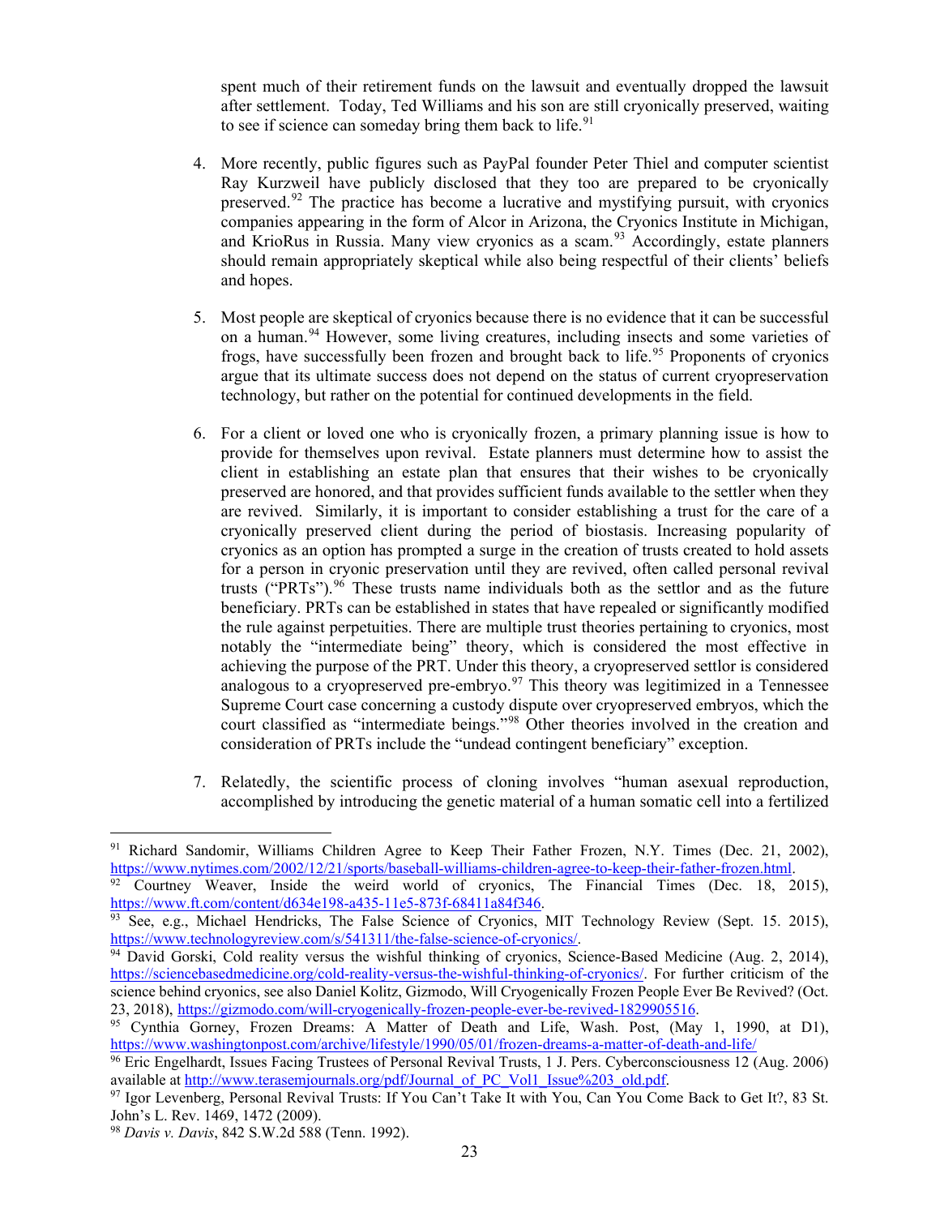spent much of their retirement funds on the lawsuit and eventually dropped the lawsuit after settlement. Today, Ted Williams and his son are still cryonically preserved, waiting to see if science can someday bring them back to life.[91]

4. More recently, public figures such as PayPal founder Peter Thiel and computer scientist Ray Kurzweil have publicly disclosed that they too are prepared to be cryonically preserved.[92] The practice has become a lucrative and mystifying pursuit, with cryonics companies appearing in the form of Alcor in Arizona, the Cryonics Institute in Michigan, and KrioRus in Russia. Many view cryonics as a scam.[93] Accordingly, estate planners should remain appropriately skeptical while also being respectful of their clients' beliefs and hopes.

5. Most people are skeptical of cryonics because there is no evidence that it can be successful on a human.[94] However, some living creatures, including insects and some varieties of frogs, have successfully been frozen and brought back to life.[95] Proponents of cryonics argue that its ultimate success does not depend on the status of current cryopreservation technology, but rather on the potential for continued developments in the field.

6. For a client or loved one who is cryonically frozen, a primary planning issue is how to provide for themselves upon revival. Estate planners must determine how to assist the client in establishing an estate plan that ensures that their wishes to be cryonically preserved are honored, and that provides sufficient funds available to the settler when they are revived. Similarly, it is important to consider establishing a trust for the care of a cryonically preserved client during the period of biostasis. Increasing popularity of cryonics as an option has prompted a surge in the creation of trusts created to hold assets for a person in cryonic preservation until they are revived, often called personal revival trusts ("PRTs").[96] These trusts name individuals both as the settlor and as the future beneficiary. PRTs can be established in states that have repealed or significantly modified the rule against perpetuities. There are multiple trust theories pertaining to cryonics, most notably the "intermediate being" theory, which is considered the most effective in achieving the purpose of the PRT. Under this theory, a cryopreserved settlor is considered analogous to a cryopreserved pre-embryo.[97] This theory was legitimized in a Tennessee Supreme Court case concerning a custody dispute over cryopreserved embryos, which the court classified as "intermediate beings."[98] Other theories involved in the creation and consideration of PRTs include the "undead contingent beneficiary" exception.

7. Relatedly, the scientific process of cloning involves "human asexual reproduction, accomplished by introducing the genetic material of a human somatic cell into a fertilized

---

[91] Richard Sandomir, Williams Children Agree to Keep Their Father Frozen, N.Y. Times (Dec. 21, 2002), https://www.nytimes.com/2002/12/21/sports/baseball-williams-children-agree-to-keep-their-father-frozen.html.

[92] Courtney Weaver, Inside the weird world of cryonics, The Financial Times (Dec. 18, 2015), https://www.ft.com/content/d634e198-a435-11e5-873f-68411a84f346.

[93] See, e.g., Michael Hendricks, The False Science of Cryonics, MIT Technology Review (Sept. 15. 2015), https://www.technologyreview.com/s/541311/the-false-science-of-cryonics/.

[94] David Gorski, Cold reality versus the wishful thinking of cryonics, Science-Based Medicine (Aug. 2, 2014), https://sciencebasedmedicine.org/cold-reality-versus-the-wishful-thinking-of-cryonics/. For further criticism of the science behind cryonics, see also Daniel Kolitz, Gizmodo, Will Cryogenically Frozen People Ever Be Revived? (Oct. 23, 2018), https://gizmodo.com/will-cryogenically-frozen-people-ever-be-revived-1829905516.

[95] Cynthia Gorney, Frozen Dreams: A Matter of Death and Life, Wash. Post, (May 1, 1990, at D1), https://www.washingtonpost.com/archive/lifestyle/1990/05/01/frozen-dreams-a-matter-of-death-and-life/

[96] Eric Engelhardt, Issues Facing Trustees of Personal Revival Trusts, 1 J. Pers. Cyberconsciousness 12 (Aug. 2006) available at http://www.terasemjournals.org/pdf/Journal_of_PC_Vol1_Issue%203_old.pdf.

[97] Igor Levenberg, Personal Revival Trusts: If You Can't Take It with You, Can You Come Back to Get It?, 83 St. John's L. Rev. 1469, 1472 (2009).

[98] *Davis v. Davis*, 842 S.W.2d 588 (Tenn. 1992).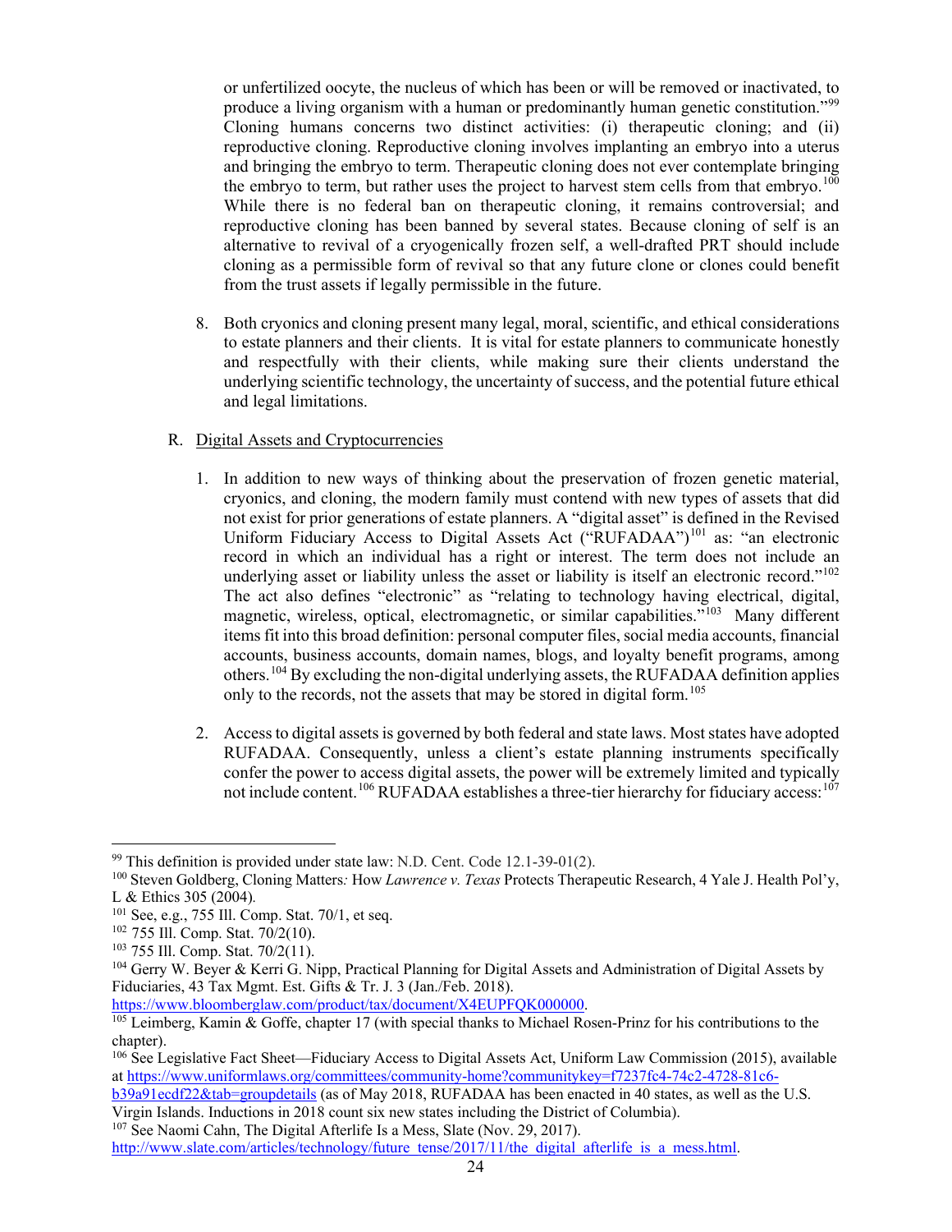or unfertilized oocyte, the nucleus of which has been or will be removed or inactivated, to produce a living organism with a human or predominantly human genetic constitution."[99] Cloning humans concerns two distinct activities: (i) therapeutic cloning; and (ii) reproductive cloning. Reproductive cloning involves implanting an embryo into a uterus and bringing the embryo to term. Therapeutic cloning does not ever contemplate bringing the embryo to term, but rather uses the project to harvest stem cells from that embryo.[100] While there is no federal ban on therapeutic cloning, it remains controversial; and reproductive cloning has been banned by several states. Because cloning of self is an alternative to revival of a cryogenically frozen self, a well-drafted PRT should include cloning as a permissible form of revival so that any future clone or clones could benefit from the trust assets if legally permissible in the future.

8. Both cryonics and cloning present many legal, moral, scientific, and ethical considerations to estate planners and their clients. It is vital for estate planners to communicate honestly and respectfully with their clients, while making sure their clients understand the underlying scientific technology, the uncertainty of success, and the potential future ethical and legal limitations.

R. Digital Assets and Cryptocurrencies

1. In addition to new ways of thinking about the preservation of frozen genetic material, cryonics, and cloning, the modern family must contend with new types of assets that did not exist for prior generations of estate planners. A "digital asset" is defined in the Revised Uniform Fiduciary Access to Digital Assets Act ("RUFADAA")[101] as: "an electronic record in which an individual has a right or interest. The term does not include an underlying asset or liability unless the asset or liability is itself an electronic record."[102] The act also defines "electronic" as "relating to technology having electrical, digital, magnetic, wireless, optical, electromagnetic, or similar capabilities."[103] Many different items fit into this broad definition: personal computer files, social media accounts, financial accounts, business accounts, domain names, blogs, and loyalty benefit programs, among others.[104] By excluding the non-digital underlying assets, the RUFADAA definition applies only to the records, not the assets that may be stored in digital form.[105]

2. Access to digital assets is governed by both federal and state laws. Most states have adopted RUFADAA. Consequently, unless a client's estate planning instruments specifically confer the power to access digital assets, the power will be extremely limited and typically not include content.[106] RUFADAA establishes a three-tier hierarchy for fiduciary access:[107]

---

[99] This definition is provided under state law: N.D. Cent. Code 12.1-39-01(2).

[100] Steven Goldberg, Cloning Matters: How *Lawrence v. Texas* Protects Therapeutic Research, 4 Yale J. Health Pol'y, L & Ethics 305 (2004).

[101] See, e.g., 755 Ill. Comp. Stat. 70/1, et seq.

[102] 755 Ill. Comp. Stat. 70/2(10).

[103] 755 Ill. Comp. Stat. 70/2(11).

[104] Gerry W. Beyer & Kerri G. Nipp, Practical Planning for Digital Assets and Administration of Digital Assets by Fiduciaries, 43 Tax Mgmt. Est. Gifts & Tr. J. 3 (Jan./Feb. 2018). https://www.bloomberglaw.com/product/tax/document/X4EUPFQK000000.

[105] Leimberg, Kamin & Goffe, chapter 17 (with special thanks to Michael Rosen-Prinz for his contributions to the chapter).

[106] See Legislative Fact Sheet—Fiduciary Access to Digital Assets Act, Uniform Law Commission (2015), available at https://www.uniformlaws.org/committees/community-home?communitykey=f7237fc4-74c2-4728-81c6-b39a91ecdf22&tab=groupdetails (as of May 2018, RUFADAA has been enacted in 40 states, as well as the U.S. Virgin Islands. Inductions in 2018 count six new states including the District of Columbia).

[107] See Naomi Cahn, The Digital Afterlife Is a Mess, Slate (Nov. 29, 2017). http://www.slate.com/articles/technology/future_tense/2017/11/the_digital_afterlife_is_a_mess.html.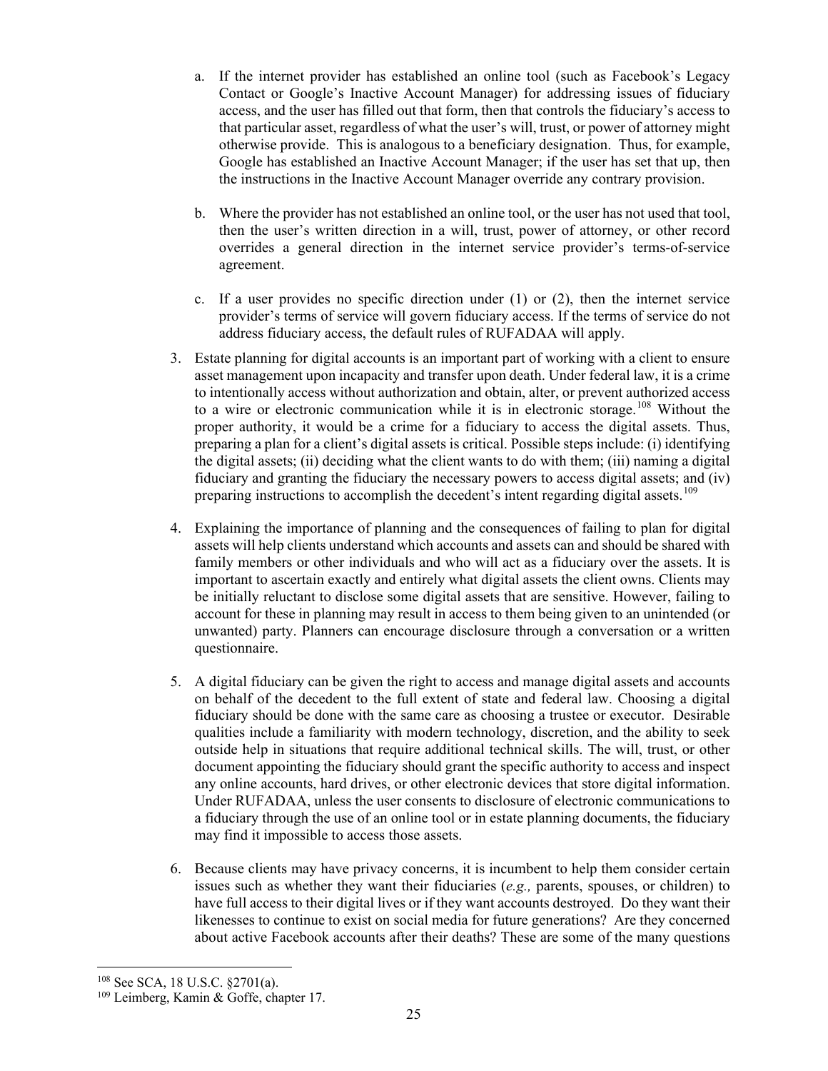a. If the internet provider has established an online tool (such as Facebook's Legacy Contact or Google's Inactive Account Manager) for addressing issues of fiduciary access, and the user has filled out that form, then that controls the fiduciary's access to that particular asset, regardless of what the user's will, trust, or power of attorney might otherwise provide. This is analogous to a beneficiary designation. Thus, for example, Google has established an Inactive Account Manager; if the user has set that up, then the instructions in the Inactive Account Manager override any contrary provision.

b. Where the provider has not established an online tool, or the user has not used that tool, then the user's written direction in a will, trust, power of attorney, or other record overrides a general direction in the internet service provider's terms-of-service agreement.

c. If a user provides no specific direction under (1) or (2), then the internet service provider's terms of service will govern fiduciary access. If the terms of service do not address fiduciary access, the default rules of RUFADAA will apply.

3. Estate planning for digital accounts is an important part of working with a client to ensure asset management upon incapacity and transfer upon death. Under federal law, it is a crime to intentionally access without authorization and obtain, alter, or prevent authorized access to a wire or electronic communication while it is in electronic storage.[108] Without the proper authority, it would be a crime for a fiduciary to access the digital assets. Thus, preparing a plan for a client's digital assets is critical. Possible steps include: (i) identifying the digital assets; (ii) deciding what the client wants to do with them; (iii) naming a digital fiduciary and granting the fiduciary the necessary powers to access digital assets; and (iv) preparing instructions to accomplish the decedent's intent regarding digital assets.[109]

4. Explaining the importance of planning and the consequences of failing to plan for digital assets will help clients understand which accounts and assets can and should be shared with family members or other individuals and who will act as a fiduciary over the assets. It is important to ascertain exactly and entirely what digital assets the client owns. Clients may be initially reluctant to disclose some digital assets that are sensitive. However, failing to account for these in planning may result in access to them being given to an unintended (or unwanted) party. Planners can encourage disclosure through a conversation or a written questionnaire.

5. A digital fiduciary can be given the right to access and manage digital assets and accounts on behalf of the decedent to the full extent of state and federal law. Choosing a digital fiduciary should be done with the same care as choosing a trustee or executor. Desirable qualities include a familiarity with modern technology, discretion, and the ability to seek outside help in situations that require additional technical skills. The will, trust, or other document appointing the fiduciary should grant the specific authority to access and inspect any online accounts, hard drives, or other electronic devices that store digital information. Under RUFADAA, unless the user consents to disclosure of electronic communications to a fiduciary through the use of an online tool or in estate planning documents, the fiduciary may find it impossible to access those assets.

6. Because clients may have privacy concerns, it is incumbent to help them consider certain issues such as whether they want their fiduciaries (*e.g.,* parents, spouses, or children) to have full access to their digital lives or if they want accounts destroyed. Do they want their likenesses to continue to exist on social media for future generations? Are they concerned about active Facebook accounts after their deaths? These are some of the many questions

---

[108] See SCA, 18 U.S.C. §2701(a).

[109] Leimberg, Kamin & Goffe, chapter 17.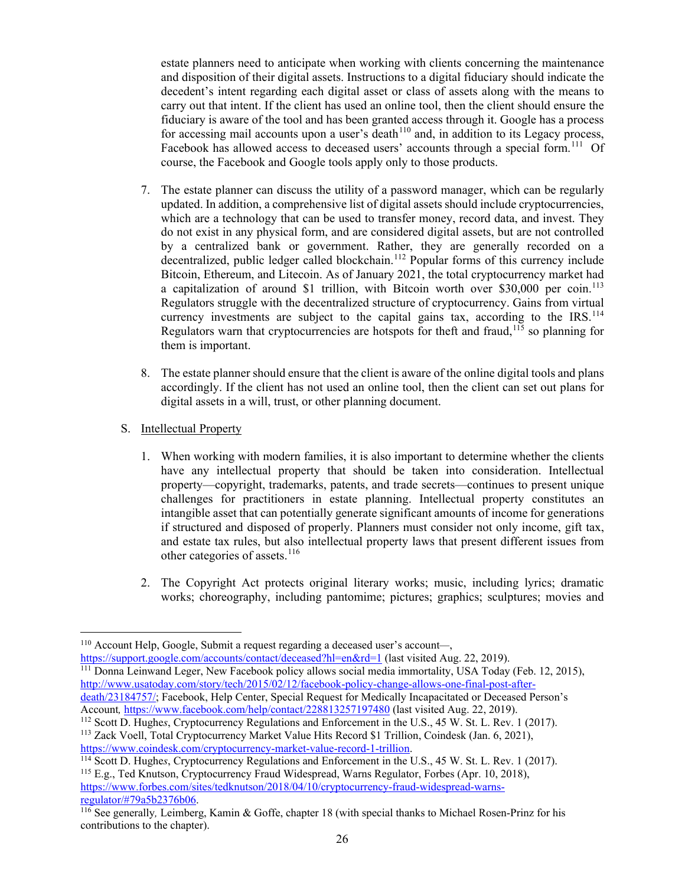estate planners need to anticipate when working with clients concerning the maintenance and disposition of their digital assets. Instructions to a digital fiduciary should indicate the decedent's intent regarding each digital asset or class of assets along with the means to carry out that intent. If the client has used an online tool, then the client should ensure the fiduciary is aware of the tool and has been granted access through it. Google has a process for accessing mail accounts upon a user's death[110] and, in addition to its Legacy process, Facebook has allowed access to deceased users' accounts through a special form.[111] Of course, the Facebook and Google tools apply only to those products.

7. The estate planner can discuss the utility of a password manager, which can be regularly updated. In addition, a comprehensive list of digital assets should include cryptocurrencies, which are a technology that can be used to transfer money, record data, and invest. They do not exist in any physical form, and are considered digital assets, but are not controlled by a centralized bank or government. Rather, they are generally recorded on a decentralized, public ledger called blockchain.[112] Popular forms of this currency include Bitcoin, Ethereum, and Litecoin. As of January 2021, the total cryptocurrency market had a capitalization of around $1 trillion, with Bitcoin worth over $30,000 per coin.[113] Regulators struggle with the decentralized structure of cryptocurrency. Gains from virtual currency investments are subject to the capital gains tax, according to the IRS.[114] Regulators warn that cryptocurrencies are hotspots for theft and fraud,[115] so planning for them is important.

8. The estate planner should ensure that the client is aware of the online digital tools and plans accordingly. If the client has not used an online tool, then the client can set out plans for digital assets in a will, trust, or other planning document.

S. Intellectual Property

1. When working with modern families, it is also important to determine whether the clients have any intellectual property that should be taken into consideration. Intellectual property—copyright, trademarks, patents, and trade secrets—continues to present unique challenges for practitioners in estate planning. Intellectual property constitutes an intangible asset that can potentially generate significant amounts of income for generations if structured and disposed of properly. Planners must consider not only income, gift tax, and estate tax rules, but also intellectual property laws that present different issues from other categories of assets.[116]

2. The Copyright Act protects original literary works; music, including lyrics; dramatic works; choreography, including pantomime; pictures; graphics; sculptures; movies and

---

[110] Account Help, Google, Submit a request regarding a deceased user's account—, https://support.google.com/accounts/contact/deceased?hl=en&rd=1 (last visited Aug. 22, 2019).

[111] Donna Leinwand Leger, New Facebook policy allows social media immortality, USA Today (Feb. 12, 2015), http://www.usatoday.com/story/tech/2015/02/12/facebook-policy-change-allows-one-final-post-after-death/23184757/; Facebook, Help Center, Special Request for Medically Incapacitated or Deceased Person's Account, https://www.facebook.com/help/contact/228813257197480 (last visited Aug. 22, 2019).

[112] Scott D. Hughes, Cryptocurrency Regulations and Enforcement in the U.S., 45 W. St. L. Rev. 1 (2017).

[113] Zack Voell, Total Cryptocurrency Market Value Hits Record $1 Trillion, Coindesk (Jan. 6, 2021), https://www.coindesk.com/cryptocurrency-market-value-record-1-trillion.

[114] Scott D. Hughes, Cryptocurrency Regulations and Enforcement in the U.S., 45 W. St. L. Rev. 1 (2017).

[115] E.g., Ted Knutson, Cryptocurrency Fraud Widespread, Warns Regulator, Forbes (Apr. 10, 2018), https://www.forbes.com/sites/tedknutson/2018/04/10/cryptocurrency-fraud-widespread-warns-regulator/#79a5b2376b06.

[116] See generally, Leimberg, Kamin & Goffe, chapter 18 (with special thanks to Michael Rosen-Prinz for his contributions to the chapter).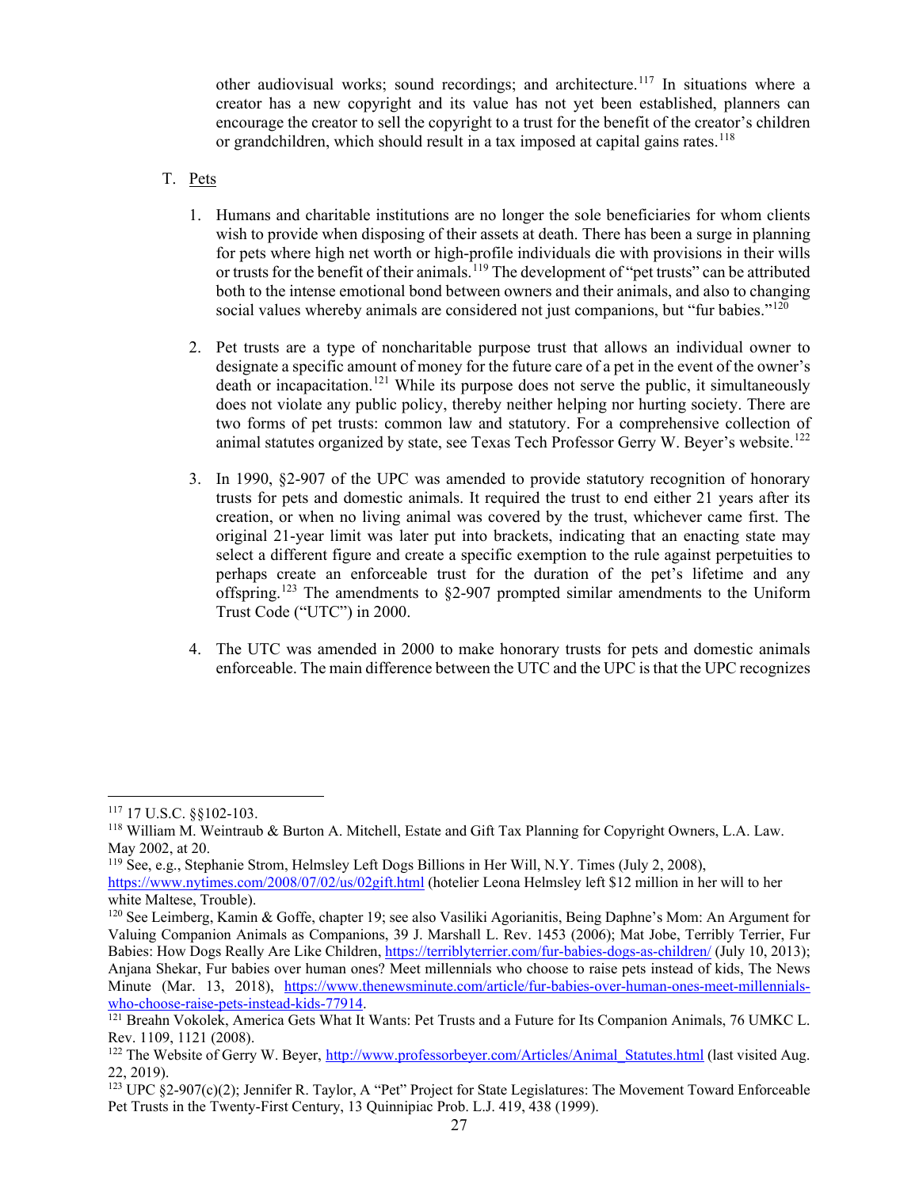other audiovisual works; sound recordings; and architecture.[117] In situations where a creator has a new copyright and its value has not yet been established, planners can encourage the creator to sell the copyright to a trust for the benefit of the creator's children or grandchildren, which should result in a tax imposed at capital gains rates.[118]

T. Pets

1. Humans and charitable institutions are no longer the sole beneficiaries for whom clients wish to provide when disposing of their assets at death. There has been a surge in planning for pets where high net worth or high-profile individuals die with provisions in their wills or trusts for the benefit of their animals.[119] The development of "pet trusts" can be attributed both to the intense emotional bond between owners and their animals, and also to changing social values whereby animals are considered not just companions, but "fur babies."[120]

2. Pet trusts are a type of noncharitable purpose trust that allows an individual owner to designate a specific amount of money for the future care of a pet in the event of the owner's death or incapacitation.[121] While its purpose does not serve the public, it simultaneously does not violate any public policy, thereby neither helping nor hurting society. There are two forms of pet trusts: common law and statutory. For a comprehensive collection of animal statutes organized by state, see Texas Tech Professor Gerry W. Beyer's website.[122]

3. In 1990, §2-907 of the UPC was amended to provide statutory recognition of honorary trusts for pets and domestic animals. It required the trust to end either 21 years after its creation, or when no living animal was covered by the trust, whichever came first. The original 21-year limit was later put into brackets, indicating that an enacting state may select a different figure and create a specific exemption to the rule against perpetuities to perhaps create an enforceable trust for the duration of the pet's lifetime and any offspring.[123] The amendments to §2-907 prompted similar amendments to the Uniform Trust Code ("UTC") in 2000.

4. The UTC was amended in 2000 to make honorary trusts for pets and domestic animals enforceable. The main difference between the UTC and the UPC is that the UPC recognizes

---

[117] 17 U.S.C. §§102-103.

[118] William M. Weintraub & Burton A. Mitchell, Estate and Gift Tax Planning for Copyright Owners, L.A. Law. May 2002, at 20.

[119] See, e.g., Stephanie Strom, Helmsley Left Dogs Billions in Her Will, N.Y. Times (July 2, 2008), https://www.nytimes.com/2008/07/02/us/02gift.html (hotelier Leona Helmsley left $12 million in her will to her white Maltese, Trouble).

[120] See Leimberg, Kamin & Goffe, chapter 19; see also Vasiliki Agorianitis, Being Daphne's Mom: An Argument for Valuing Companion Animals as Companions, 39 J. Marshall L. Rev. 1453 (2006); Mat Jobe, Terribly Terrier, Fur Babies: How Dogs Really Are Like Children, https://terriblyterrier.com/fur-babies-dogs-as-children/ (July 10, 2013); Anjana Shekar, Fur babies over human ones? Meet millennials who choose to raise pets instead of kids, The News Minute (Mar. 13, 2018), https://www.thenewsminute.com/article/fur-babies-over-human-ones-meet-millennials-who-choose-raise-pets-instead-kids-77914.

[121] Breahn Vokolek, America Gets What It Wants: Pet Trusts and a Future for Its Companion Animals, 76 UMKC L. Rev. 1109, 1121 (2008).

[122] The Website of Gerry W. Beyer, http://www.professorbeyer.com/Articles/Animal_Statutes.html (last visited Aug. 22, 2019).

[123] UPC §2-907(c)(2); Jennifer R. Taylor, A "Pet" Project for State Legislatures: The Movement Toward Enforceable Pet Trusts in the Twenty-First Century, 13 Quinnipiac Prob. L.J. 419, 438 (1999).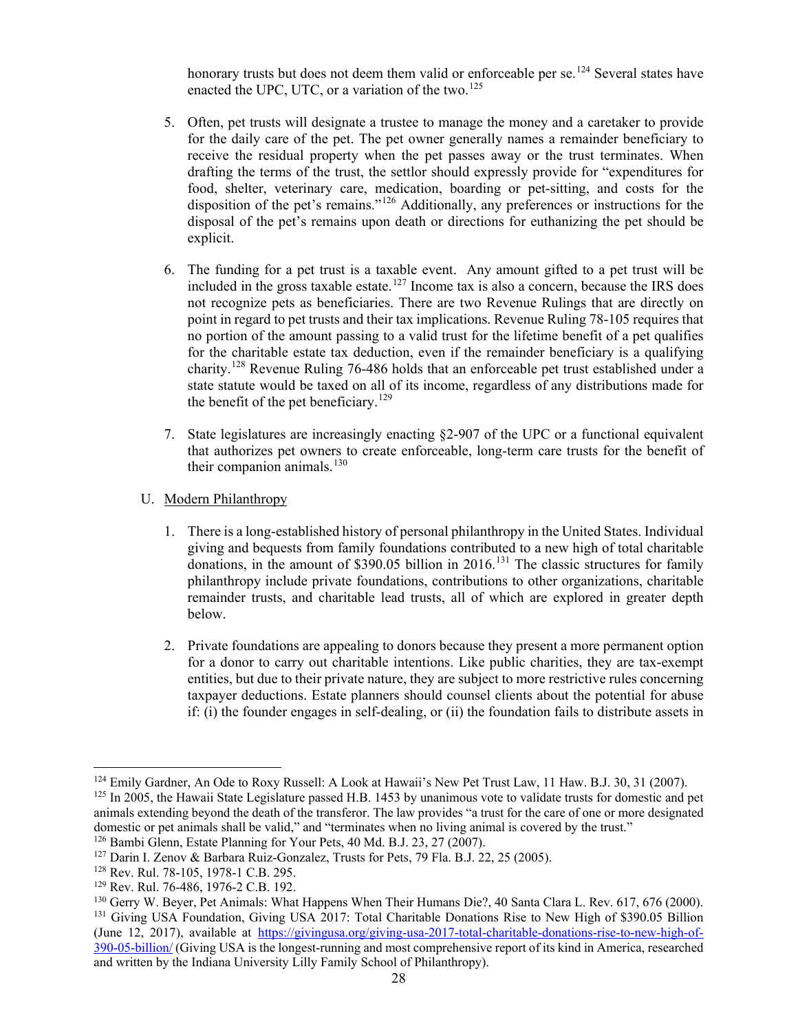honorary trusts but does not deem them valid or enforceable per se.[124] Several states have enacted the UPC, UTC, or a variation of the two.[125]

5. Often, pet trusts will designate a trustee to manage the money and a caretaker to provide for the daily care of the pet. The pet owner generally names a remainder beneficiary to receive the residual property when the pet passes away or the trust terminates. When drafting the terms of the trust, the settlor should expressly provide for "expenditures for food, shelter, veterinary care, medication, boarding or pet-sitting, and costs for the disposition of the pet's remains."[126] Additionally, any preferences or instructions for the disposal of the pet's remains upon death or directions for euthanizing the pet should be explicit.

6. The funding for a pet trust is a taxable event. Any amount gifted to a pet trust will be included in the gross taxable estate.[127] Income tax is also a concern, because the IRS does not recognize pets as beneficiaries. There are two Revenue Rulings that are directly on point in regard to pet trusts and their tax implications. Revenue Ruling 78-105 requires that no portion of the amount passing to a valid trust for the lifetime benefit of a pet qualifies for the charitable estate tax deduction, even if the remainder beneficiary is a qualifying charity.[128] Revenue Ruling 76-486 holds that an enforceable pet trust established under a state statute would be taxed on all of its income, regardless of any distributions made for the benefit of the pet beneficiary.[129]

7. State legislatures are increasingly enacting §2-907 of the UPC or a functional equivalent that authorizes pet owners to create enforceable, long-term care trusts for the benefit of their companion animals.[130]

U. Modern Philanthropy

1. There is a long-established history of personal philanthropy in the United States. Individual giving and bequests from family foundations contributed to a new high of total charitable donations, in the amount of $390.05 billion in 2016.[131] The classic structures for family philanthropy include private foundations, contributions to other organizations, charitable remainder trusts, and charitable lead trusts, all of which are explored in greater depth below.

2. Private foundations are appealing to donors because they present a more permanent option for a donor to carry out charitable intentions. Like public charities, they are tax-exempt entities, but due to their private nature, they are subject to more restrictive rules concerning taxpayer deductions. Estate planners should counsel clients about the potential for abuse if: (i) the founder engages in self-dealing, or (ii) the foundation fails to distribute assets in

---

[124] Emily Gardner, An Ode to Roxy Russell: A Look at Hawaii's New Pet Trust Law, 11 Haw. B.J. 30, 31 (2007).

[125] In 2005, the Hawaii State Legislature passed H.B. 1453 by unanimous vote to validate trusts for domestic and pet animals extending beyond the death of the transferor. The law provides "a trust for the care of one or more designated domestic or pet animals shall be valid," and "terminates when no living animal is covered by the trust."

[126] Bambi Glenn, Estate Planning for Your Pets, 40 Md. B.J. 23, 27 (2007).

[127] Darin I. Zenov & Barbara Ruiz-Gonzalez, Trusts for Pets, 79 Fla. B.J. 22, 25 (2005).

[128] Rev. Rul. 78-105, 1978-1 C.B. 295.

[129] Rev. Rul. 76-486, 1976-2 C.B. 192.

[130] Gerry W. Beyer, Pet Animals: What Happens When Their Humans Die?, 40 Santa Clara L. Rev. 617, 676 (2000).

[131] Giving USA Foundation, Giving USA 2017: Total Charitable Donations Rise to New High of $390.05 Billion (June 12, 2017), available at https://givingusa.org/giving-usa-2017-total-charitable-donations-rise-to-new-high-of-390-05-billion/ (Giving USA is the longest-running and most comprehensive report of its kind in America, researched and written by the Indiana University Lilly Family School of Philanthropy).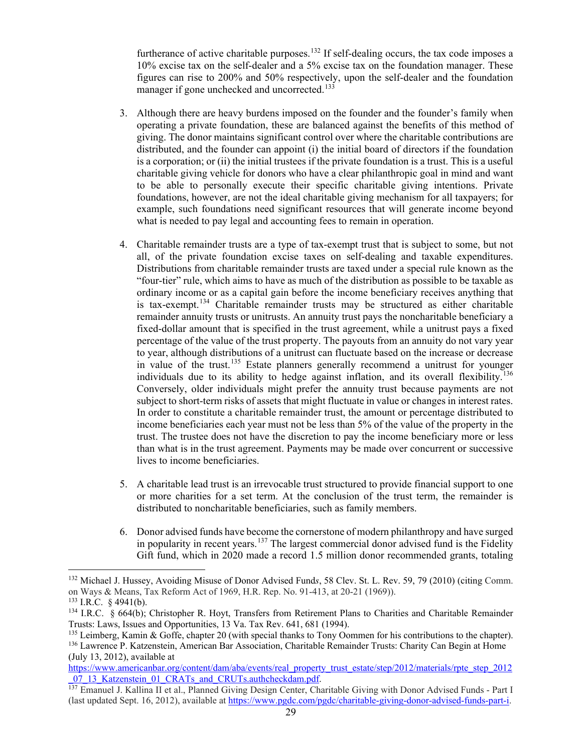furtherance of active charitable purposes.[132] If self-dealing occurs, the tax code imposes a 10% excise tax on the self-dealer and a 5% excise tax on the foundation manager. These figures can rise to 200% and 50% respectively, upon the self-dealer and the foundation manager if gone unchecked and uncorrected.[133]

3. Although there are heavy burdens imposed on the founder and the founder's family when operating a private foundation, these are balanced against the benefits of this method of giving. The donor maintains significant control over where the charitable contributions are distributed, and the founder can appoint (i) the initial board of directors if the foundation is a corporation; or (ii) the initial trustees if the private foundation is a trust. This is a useful charitable giving vehicle for donors who have a clear philanthropic goal in mind and want to be able to personally execute their specific charitable giving intentions. Private foundations, however, are not the ideal charitable giving mechanism for all taxpayers; for example, such foundations need significant resources that will generate income beyond what is needed to pay legal and accounting fees to remain in operation.

4. Charitable remainder trusts are a type of tax-exempt trust that is subject to some, but not all, of the private foundation excise taxes on self-dealing and taxable expenditures. Distributions from charitable remainder trusts are taxed under a special rule known as the "four-tier" rule, which aims to have as much of the distribution as possible to be taxable as ordinary income or as a capital gain before the income beneficiary receives anything that is tax-exempt.[134] Charitable remainder trusts may be structured as either charitable remainder annuity trusts or unitrusts. An annuity trust pays the noncharitable beneficiary a fixed-dollar amount that is specified in the trust agreement, while a unitrust pays a fixed percentage of the value of the trust property. The payouts from an annuity do not vary year to year, although distributions of a unitrust can fluctuate based on the increase or decrease in value of the trust.[135] Estate planners generally recommend a unitrust for younger individuals due to its ability to hedge against inflation, and its overall flexibility.[136] Conversely, older individuals might prefer the annuity trust because payments are not subject to short-term risks of assets that might fluctuate in value or changes in interest rates. In order to constitute a charitable remainder trust, the amount or percentage distributed to income beneficiaries each year must not be less than 5% of the value of the property in the trust. The trustee does not have the discretion to pay the income beneficiary more or less than what is in the trust agreement. Payments may be made over concurrent or successive lives to income beneficiaries.

5. A charitable lead trust is an irrevocable trust structured to provide financial support to one or more charities for a set term. At the conclusion of the trust term, the remainder is distributed to noncharitable beneficiaries, such as family members.

6. Donor advised funds have become the cornerstone of modern philanthropy and have surged in popularity in recent years.[137] The largest commercial donor advised fund is the Fidelity Gift fund, which in 2020 made a record 1.5 million donor recommended grants, totaling

---

[132] Michael J. Hussey, Avoiding Misuse of Donor Advised Funds, 58 Clev. St. L. Rev. 59, 79 (2010) (citing Comm. on Ways & Means, Tax Reform Act of 1969, H.R. Rep. No. 91-413, at 20-21 (1969)).

[133] I.R.C. § 4941(b).

[134] I.R.C. § 664(b); Christopher R. Hoyt, Transfers from Retirement Plans to Charities and Charitable Remainder Trusts: Laws, Issues and Opportunities, 13 Va. Tax Rev. 641, 681 (1994).

[135] Leimberg, Kamin & Goffe, chapter 20 (with special thanks to Tony Oommen for his contributions to the chapter).

[136] Lawrence P. Katzenstein, American Bar Association, Charitable Remainder Trusts: Charity Can Begin at Home (July 13, 2012), available at https://www.americanbar.org/content/dam/aba/events/real_property_trust_estate/step/2012/materials/rpte_step_2012_07_13_Katzenstein_01_CRATs_and_CRUTs.authcheckdam.pdf.

[137] Emanuel J. Kallina II et al., Planned Giving Design Center, Charitable Giving with Donor Advised Funds - Part I (last updated Sept. 16, 2012), available at https://www.pgdc.com/pgdc/charitable-giving-donor-advised-funds-part-i.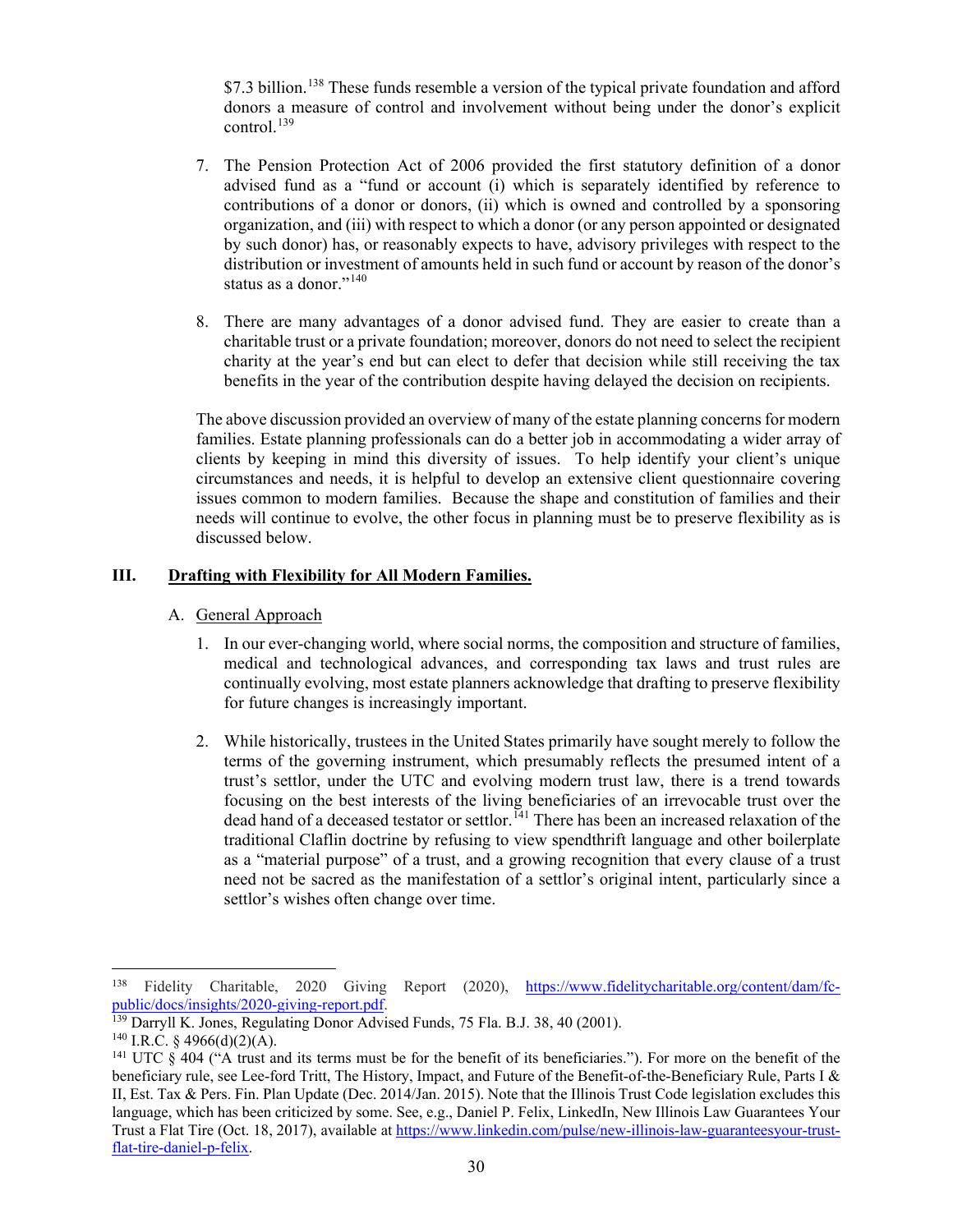$7.3 billion.[138] These funds resemble a version of the typical private foundation and afford donors a measure of control and involvement without being under the donor's explicit control.[139]

7. The Pension Protection Act of 2006 provided the first statutory definition of a donor advised fund as a "fund or account (i) which is separately identified by reference to contributions of a donor or donors, (ii) which is owned and controlled by a sponsoring organization, and (iii) with respect to which a donor (or any person appointed or designated by such donor) has, or reasonably expects to have, advisory privileges with respect to the distribution or investment of amounts held in such fund or account by reason of the donor's status as a donor."[140]

8. There are many advantages of a donor advised fund. They are easier to create than a charitable trust or a private foundation; moreover, donors do not need to select the recipient charity at the year's end but can elect to defer that decision while still receiving the tax benefits in the year of the contribution despite having delayed the decision on recipients.

The above discussion provided an overview of many of the estate planning concerns for modern families. Estate planning professionals can do a better job in accommodating a wider array of clients by keeping in mind this diversity of issues. To help identify your client's unique circumstances and needs, it is helpful to develop an extensive client questionnaire covering issues common to modern families. Because the shape and constitution of families and their needs will continue to evolve, the other focus in planning must be to preserve flexibility as is discussed below.

## III. Drafting with Flexibility for All Modern Families.

### A. General Approach

1. In our ever-changing world, where social norms, the composition and structure of families, medical and technological advances, and corresponding tax laws and trust rules are continually evolving, most estate planners acknowledge that drafting to preserve flexibility for future changes is increasingly important.

2. While historically, trustees in the United States primarily have sought merely to follow the terms of the governing instrument, which presumably reflects the presumed intent of a trust's settlor, under the UTC and evolving modern trust law, there is a trend towards focusing on the best interests of the living beneficiaries of an irrevocable trust over the dead hand of a deceased testator or settlor.[141] There has been an increased relaxation of the traditional Claflin doctrine by refusing to view spendthrift language and other boilerplate as a "material purpose" of a trust, and a growing recognition that every clause of a trust need not be sacred as the manifestation of a settlor's original intent, particularly since a settlor's wishes often change over time.

---

[138] Fidelity Charitable, 2020 Giving Report (2020), https://www.fidelitycharitable.org/content/dam/fc-public/docs/insights/2020-giving-report.pdf.

[139] Darryll K. Jones, Regulating Donor Advised Funds, 75 Fla. B.J. 38, 40 (2001).

[140] I.R.C. § 4966(d)(2)(A).

[141] UTC § 404 ("A trust and its terms must be for the benefit of its beneficiaries."). For more on the benefit of the beneficiary rule, see Lee-ford Tritt, The History, Impact, and Future of the Benefit-of-the-Beneficiary Rule, Parts I & II, Est. Tax & Pers. Fin. Plan Update (Dec. 2014/Jan. 2015). Note that the Illinois Trust Code legislation excludes this language, which has been criticized by some. See, e.g., Daniel P. Felix, LinkedIn, New Illinois Law Guarantees Your Trust a Flat Tire (Oct. 18, 2017), available at https://www.linkedin.com/pulse/new-illinois-law-guaranteesyour-trust-flat-tire-daniel-p-felix.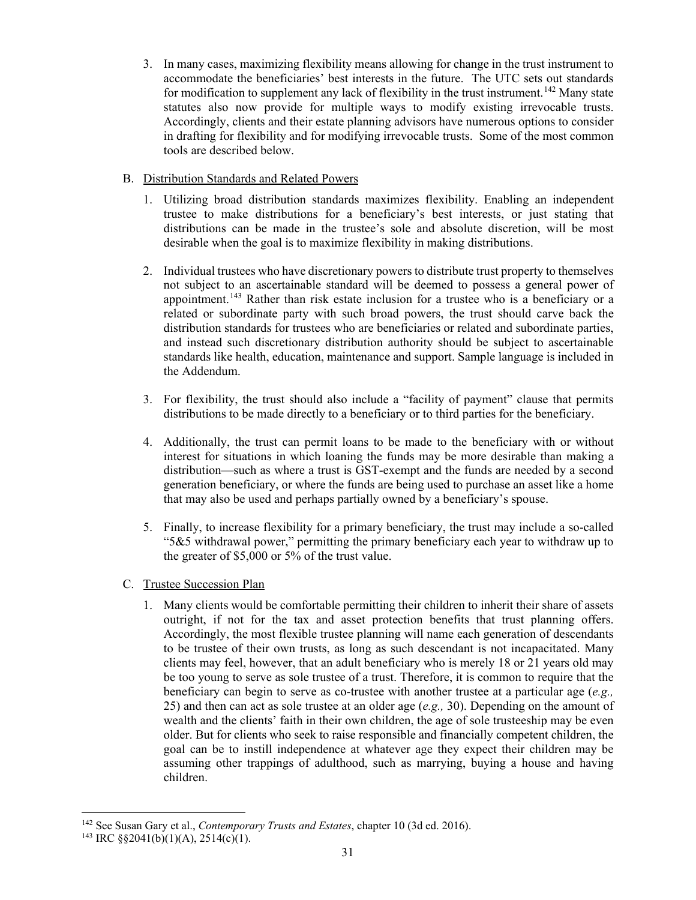3. In many cases, maximizing flexibility means allowing for change in the trust instrument to accommodate the beneficiaries' best interests in the future. The UTC sets out standards for modification to supplement any lack of flexibility in the trust instrument.[142] Many state statutes also now provide for multiple ways to modify existing irrevocable trusts. Accordingly, clients and their estate planning advisors have numerous options to consider in drafting for flexibility and for modifying irrevocable trusts. Some of the most common tools are described below.

B. Distribution Standards and Related Powers

1. Utilizing broad distribution standards maximizes flexibility. Enabling an independent trustee to make distributions for a beneficiary's best interests, or just stating that distributions can be made in the trustee's sole and absolute discretion, will be most desirable when the goal is to maximize flexibility in making distributions.

2. Individual trustees who have discretionary powers to distribute trust property to themselves not subject to an ascertainable standard will be deemed to possess a general power of appointment.[143] Rather than risk estate inclusion for a trustee who is a beneficiary or a related or subordinate party with such broad powers, the trust should carve back the distribution standards for trustees who are beneficiaries or related and subordinate parties, and instead such discretionary distribution authority should be subject to ascertainable standards like health, education, maintenance and support. Sample language is included in the Addendum.

3. For flexibility, the trust should also include a "facility of payment" clause that permits distributions to be made directly to a beneficiary or to third parties for the beneficiary.

4. Additionally, the trust can permit loans to be made to the beneficiary with or without interest for situations in which loaning the funds may be more desirable than making a distribution—such as where a trust is GST-exempt and the funds are needed by a second generation beneficiary, or where the funds are being used to purchase an asset like a home that may also be used and perhaps partially owned by a beneficiary's spouse.

5. Finally, to increase flexibility for a primary beneficiary, the trust may include a so-called "5&5 withdrawal power," permitting the primary beneficiary each year to withdraw up to the greater of $5,000 or 5% of the trust value.

C. Trustee Succession Plan

1. Many clients would be comfortable permitting their children to inherit their share of assets outright, if not for the tax and asset protection benefits that trust planning offers. Accordingly, the most flexible trustee planning will name each generation of descendants to be trustee of their own trusts, as long as such descendant is not incapacitated. Many clients may feel, however, that an adult beneficiary who is merely 18 or 21 years old may be too young to serve as sole trustee of a trust. Therefore, it is common to require that the beneficiary can begin to serve as co-trustee with another trustee at a particular age (*e.g.,* 25) and then can act as sole trustee at an older age (*e.g.,* 30). Depending on the amount of wealth and the clients' faith in their own children, the age of sole trusteeship may be even older. But for clients who seek to raise responsible and financially competent children, the goal can be to instill independence at whatever age they expect their children may be assuming other trappings of adulthood, such as marrying, buying a house and having children.

---

[142] See Susan Gary et al., *Contemporary Trusts and Estates*, chapter 10 (3d ed. 2016).

[143] IRC §§2041(b)(1)(A), 2514(c)(1).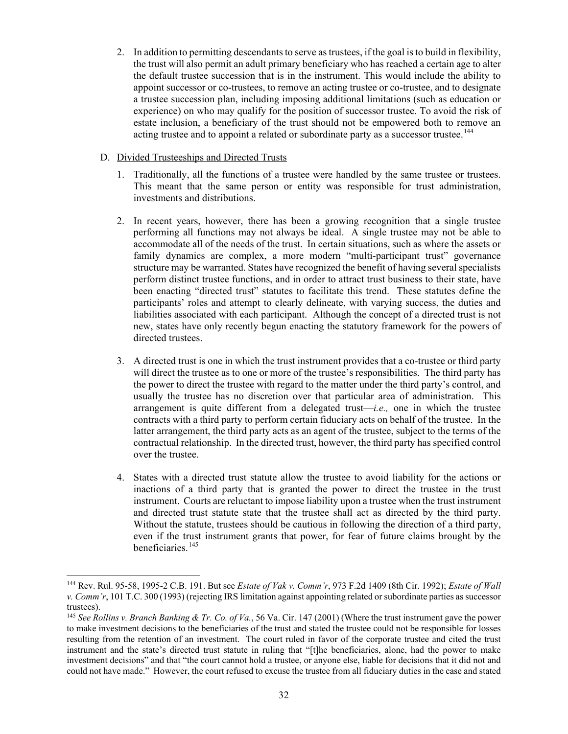2. In addition to permitting descendants to serve as trustees, if the goal is to build in flexibility, the trust will also permit an adult primary beneficiary who has reached a certain age to alter the default trustee succession that is in the instrument. This would include the ability to appoint successor or co-trustees, to remove an acting trustee or co-trustee, and to designate a trustee succession plan, including imposing additional limitations (such as education or experience) on who may qualify for the position of successor trustee. To avoid the risk of estate inclusion, a beneficiary of the trust should not be empowered both to remove an acting trustee and to appoint a related or subordinate party as a successor trustee.[144]

D. <u>Divided Trusteeships and Directed Trusts</u>

1. Traditionally, all the functions of a trustee were handled by the same trustee or trustees. This meant that the same person or entity was responsible for trust administration, investments and distributions.

2. In recent years, however, there has been a growing recognition that a single trustee performing all functions may not always be ideal. A single trustee may not be able to accommodate all of the needs of the trust. In certain situations, such as where the assets or family dynamics are complex, a more modern "multi-participant trust" governance structure may be warranted. States have recognized the benefit of having several specialists perform distinct trustee functions, and in order to attract trust business to their state, have been enacting "directed trust" statutes to facilitate this trend. These statutes define the participants' roles and attempt to clearly delineate, with varying success, the duties and liabilities associated with each participant. Although the concept of a directed trust is not new, states have only recently begun enacting the statutory framework for the powers of directed trustees.

3. A directed trust is one in which the trust instrument provides that a co-trustee or third party will direct the trustee as to one or more of the trustee's responsibilities. The third party has the power to direct the trustee with regard to the matter under the third party's control, and usually the trustee has no discretion over that particular area of administration. This arrangement is quite different from a delegated trust—*i.e.,* one in which the trustee contracts with a third party to perform certain fiduciary acts on behalf of the trustee. In the latter arrangement, the third party acts as an agent of the trustee, subject to the terms of the contractual relationship. In the directed trust, however, the third party has specified control over the trustee.

4. States with a directed trust statute allow the trustee to avoid liability for the actions or inactions of a third party that is granted the power to direct the trustee in the trust instrument. Courts are reluctant to impose liability upon a trustee when the trust instrument and directed trust statute state that the trustee shall act as directed by the third party. Without the statute, trustees should be cautious in following the direction of a third party, even if the trust instrument grants that power, for fear of future claims brought by the beneficiaries.[145]

---

[144] Rev. Rul. 95-58, 1995-2 C.B. 191. But see *Estate of Vak v. Comm'r*, 973 F.2d 1409 (8th Cir. 1992); *Estate of Wall v. Comm'r*, 101 T.C. 300 (1993) (rejecting IRS limitation against appointing related or subordinate parties as successor trustees).

[145] *See Rollins v. Branch Banking & Tr. Co. of Va.*, 56 Va. Cir. 147 (2001) (Where the trust instrument gave the power to make investment decisions to the beneficiaries of the trust and stated the trustee could not be responsible for losses resulting from the retention of an investment. The court ruled in favor of the corporate trustee and cited the trust instrument and the state's directed trust statute in ruling that "[t]he beneficiaries, alone, had the power to make investment decisions" and that "the court cannot hold a trustee, or anyone else, liable for decisions that it did not and could not have made." However, the court refused to excuse the trustee from all fiduciary duties in the case and stated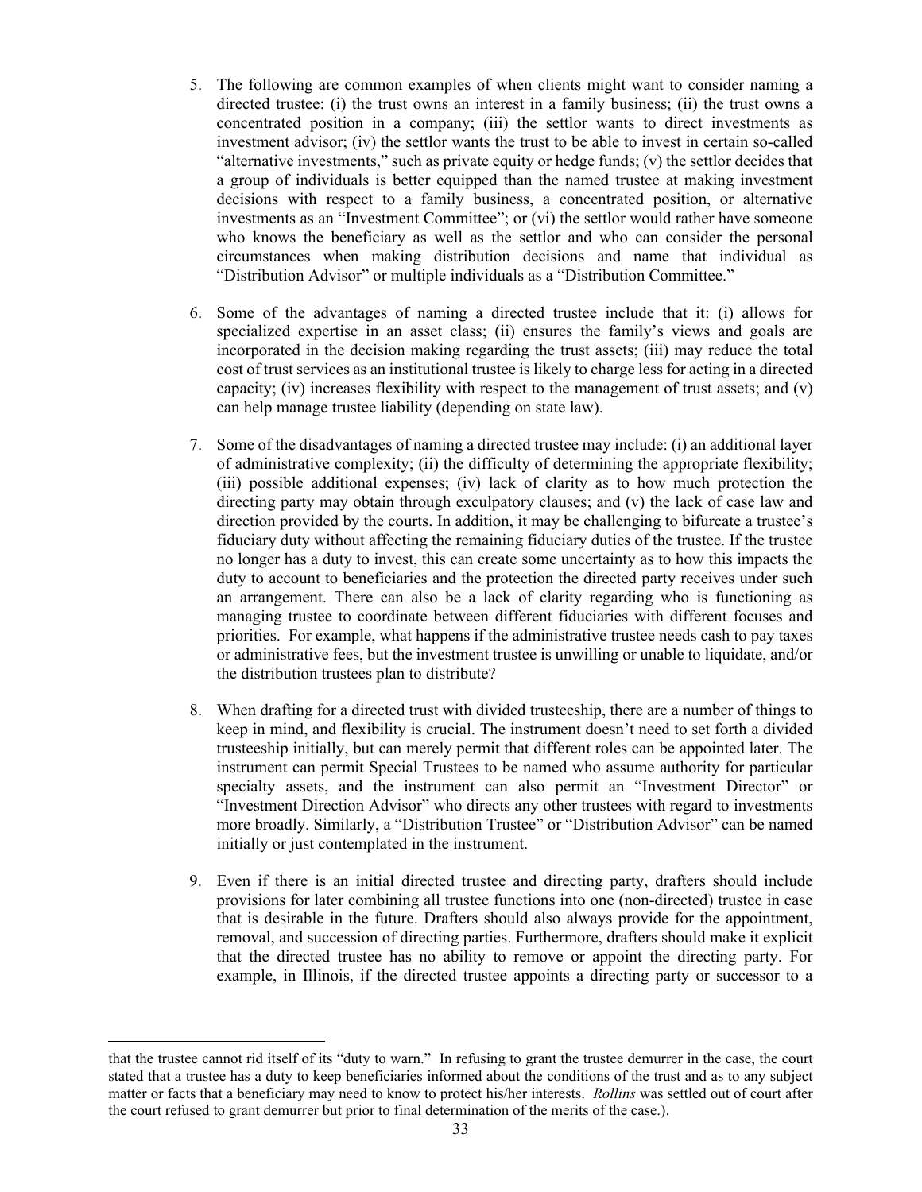5. The following are common examples of when clients might want to consider naming a directed trustee: (i) the trust owns an interest in a family business; (ii) the trust owns a concentrated position in a company; (iii) the settlor wants to direct investments as investment advisor; (iv) the settlor wants the trust to be able to invest in certain so-called "alternative investments," such as private equity or hedge funds; (v) the settlor decides that a group of individuals is better equipped than the named trustee at making investment decisions with respect to a family business, a concentrated position, or alternative investments as an "Investment Committee"; or (vi) the settlor would rather have someone who knows the beneficiary as well as the settlor and who can consider the personal circumstances when making distribution decisions and name that individual as "Distribution Advisor" or multiple individuals as a "Distribution Committee."

6. Some of the advantages of naming a directed trustee include that it: (i) allows for specialized expertise in an asset class; (ii) ensures the family's views and goals are incorporated in the decision making regarding the trust assets; (iii) may reduce the total cost of trust services as an institutional trustee is likely to charge less for acting in a directed capacity; (iv) increases flexibility with respect to the management of trust assets; and (v) can help manage trustee liability (depending on state law).

7. Some of the disadvantages of naming a directed trustee may include: (i) an additional layer of administrative complexity; (ii) the difficulty of determining the appropriate flexibility; (iii) possible additional expenses; (iv) lack of clarity as to how much protection the directing party may obtain through exculpatory clauses; and (v) the lack of case law and direction provided by the courts. In addition, it may be challenging to bifurcate a trustee's fiduciary duty without affecting the remaining fiduciary duties of the trustee. If the trustee no longer has a duty to invest, this can create some uncertainty as to how this impacts the duty to account to beneficiaries and the protection the directed party receives under such an arrangement. There can also be a lack of clarity regarding who is functioning as managing trustee to coordinate between different fiduciaries with different focuses and priorities. For example, what happens if the administrative trustee needs cash to pay taxes or administrative fees, but the investment trustee is unwilling or unable to liquidate, and/or the distribution trustees plan to distribute?

8. When drafting for a directed trust with divided trusteeship, there are a number of things to keep in mind, and flexibility is crucial. The instrument doesn't need to set forth a divided trusteeship initially, but can merely permit that different roles can be appointed later. The instrument can permit Special Trustees to be named who assume authority for particular specialty assets, and the instrument can also permit an "Investment Director" or "Investment Direction Advisor" who directs any other trustees with regard to investments more broadly. Similarly, a "Distribution Trustee" or "Distribution Advisor" can be named initially or just contemplated in the instrument.

9. Even if there is an initial directed trustee and directing party, drafters should include provisions for later combining all trustee functions into one (non-directed) trustee in case that is desirable in the future. Drafters should also always provide for the appointment, removal, and succession of directing parties. Furthermore, drafters should make it explicit that the directed trustee has no ability to remove or appoint the directing party. For example, in Illinois, if the directed trustee appoints a directing party or successor to a

---

that the trustee cannot rid itself of its "duty to warn." In refusing to grant the trustee demurrer in the case, the court stated that a trustee has a duty to keep beneficiaries informed about the conditions of the trust and as to any subject matter or facts that a beneficiary may need to know to protect his/her interests. *Rollins* was settled out of court after the court refused to grant demurrer but prior to final determination of the merits of the case.).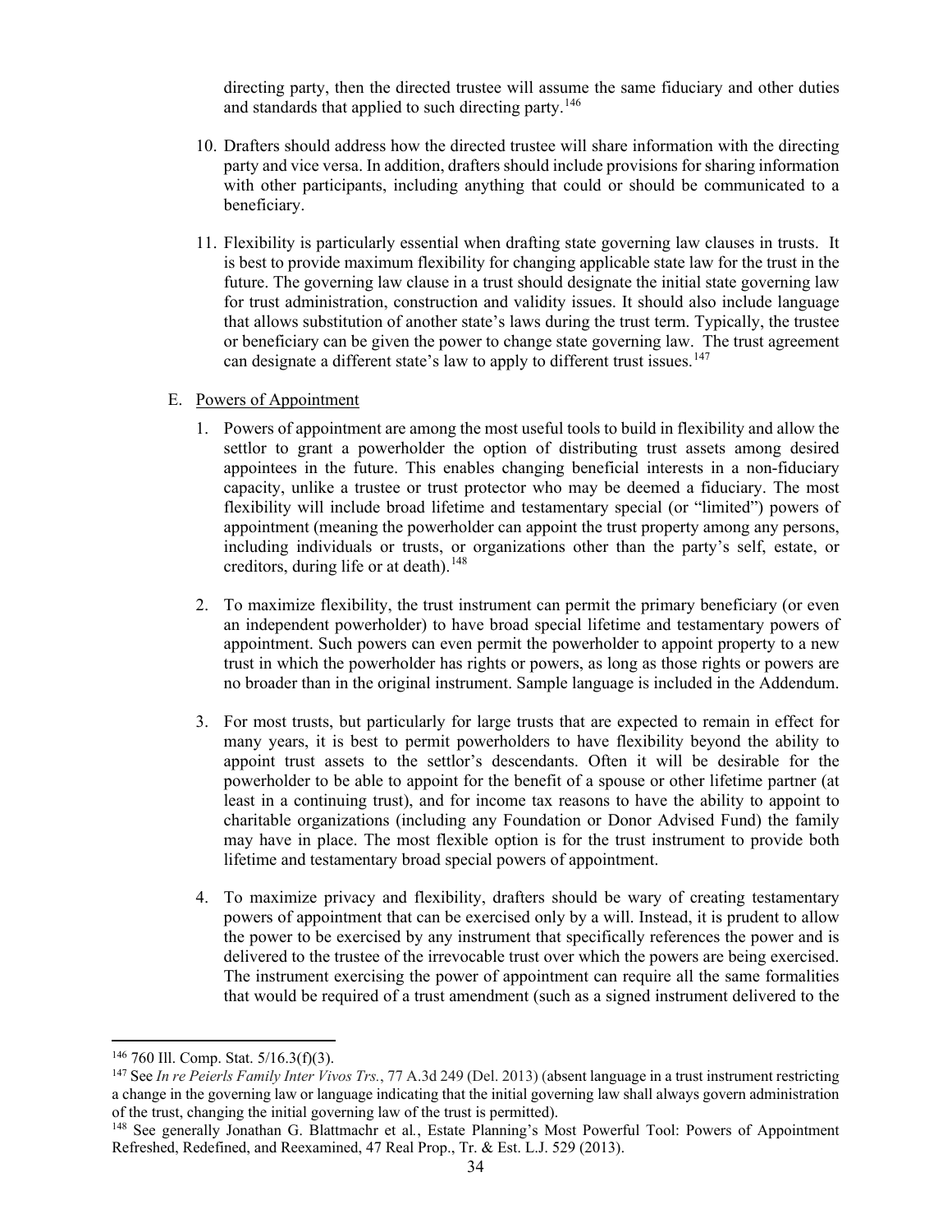directing party, then the directed trustee will assume the same fiduciary and other duties and standards that applied to such directing party.[146]

10. Drafters should address how the directed trustee will share information with the directing party and vice versa. In addition, drafters should include provisions for sharing information with other participants, including anything that could or should be communicated to a beneficiary.

11. Flexibility is particularly essential when drafting state governing law clauses in trusts. It is best to provide maximum flexibility for changing applicable state law for the trust in the future. The governing law clause in a trust should designate the initial state governing law for trust administration, construction and validity issues. It should also include language that allows substitution of another state's laws during the trust term. Typically, the trustee or beneficiary can be given the power to change state governing law. The trust agreement can designate a different state's law to apply to different trust issues.[147]

E. <u>Powers of Appointment</u>

1. Powers of appointment are among the most useful tools to build in flexibility and allow the settlor to grant a powerholder the option of distributing trust assets among desired appointees in the future. This enables changing beneficial interests in a non-fiduciary capacity, unlike a trustee or trust protector who may be deemed a fiduciary. The most flexibility will include broad lifetime and testamentary special (or "limited") powers of appointment (meaning the powerholder can appoint the trust property among any persons, including individuals or trusts, or organizations other than the party's self, estate, or creditors, during life or at death).[148]

2. To maximize flexibility, the trust instrument can permit the primary beneficiary (or even an independent powerholder) to have broad special lifetime and testamentary powers of appointment. Such powers can even permit the powerholder to appoint property to a new trust in which the powerholder has rights or powers, as long as those rights or powers are no broader than in the original instrument. Sample language is included in the Addendum.

3. For most trusts, but particularly for large trusts that are expected to remain in effect for many years, it is best to permit powerholders to have flexibility beyond the ability to appoint trust assets to the settlor's descendants. Often it will be desirable for the powerholder to be able to appoint for the benefit of a spouse or other lifetime partner (at least in a continuing trust), and for income tax reasons to have the ability to appoint to charitable organizations (including any Foundation or Donor Advised Fund) the family may have in place. The most flexible option is for the trust instrument to provide both lifetime and testamentary broad special powers of appointment.

4. To maximize privacy and flexibility, drafters should be wary of creating testamentary powers of appointment that can be exercised only by a will. Instead, it is prudent to allow the power to be exercised by any instrument that specifically references the power and is delivered to the trustee of the irrevocable trust over which the powers are being exercised. The instrument exercising the power of appointment can require all the same formalities that would be required of a trust amendment (such as a signed instrument delivered to the

---

[146] 760 Ill. Comp. Stat. 5/16.3(f)(3).

[147] See *In re Peierls Family Inter Vivos Trs.*, 77 A.3d 249 (Del. 2013) (absent language in a trust instrument restricting a change in the governing law or language indicating that the initial governing law shall always govern administration of the trust, changing the initial governing law of the trust is permitted).

[148] See generally Jonathan G. Blattmachr et al., Estate Planning's Most Powerful Tool: Powers of Appointment Refreshed, Redefined, and Reexamined, 47 Real Prop., Tr. & Est. L.J. 529 (2013).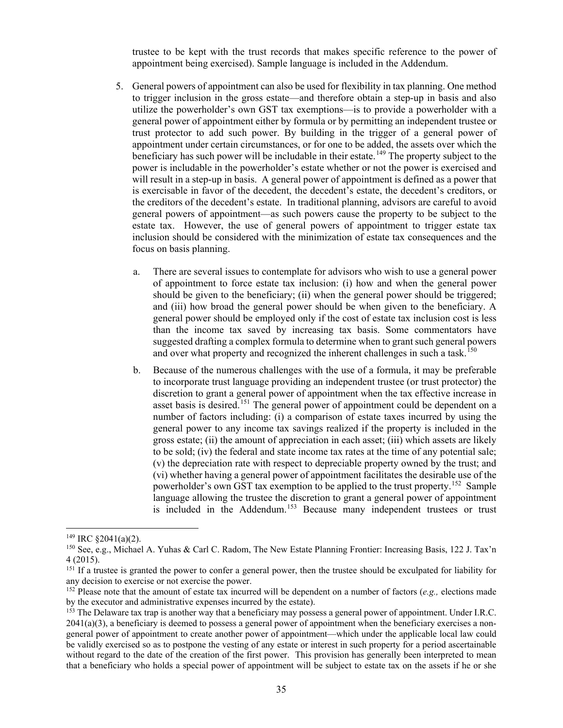trustee to be kept with the trust records that makes specific reference to the power of appointment being exercised). Sample language is included in the Addendum.

5. General powers of appointment can also be used for flexibility in tax planning. One method to trigger inclusion in the gross estate—and therefore obtain a step-up in basis and also utilize the powerholder's own GST tax exemptions—is to provide a powerholder with a general power of appointment either by formula or by permitting an independent trustee or trust protector to add such power. By building in the trigger of a general power of appointment under certain circumstances, or for one to be added, the assets over which the beneficiary has such power will be includable in their estate.[149] The property subject to the power is includable in the powerholder's estate whether or not the power is exercised and will result in a step-up in basis. A general power of appointment is defined as a power that is exercisable in favor of the decedent, the decedent's estate, the decedent's creditors, or the creditors of the decedent's estate. In traditional planning, advisors are careful to avoid general powers of appointment—as such powers cause the property to be subject to the estate tax. However, the use of general powers of appointment to trigger estate tax inclusion should be considered with the minimization of estate tax consequences and the focus on basis planning.

   a. There are several issues to contemplate for advisors who wish to use a general power of appointment to force estate tax inclusion: (i) how and when the general power should be given to the beneficiary; (ii) when the general power should be triggered; and (iii) how broad the general power should be when given to the beneficiary. A general power should be employed only if the cost of estate tax inclusion cost is less than the income tax saved by increasing tax basis. Some commentators have suggested drafting a complex formula to determine when to grant such general powers and over what property and recognized the inherent challenges in such a task.[150]

   b. Because of the numerous challenges with the use of a formula, it may be preferable to incorporate trust language providing an independent trustee (or trust protector) the discretion to grant a general power of appointment when the tax effective increase in asset basis is desired.[151] The general power of appointment could be dependent on a number of factors including: (i) a comparison of estate taxes incurred by using the general power to any income tax savings realized if the property is included in the gross estate; (ii) the amount of appreciation in each asset; (iii) which assets are likely to be sold; (iv) the federal and state income tax rates at the time of any potential sale; (v) the depreciation rate with respect to depreciable property owned by the trust; and (vi) whether having a general power of appointment facilitates the desirable use of the powerholder's own GST tax exemption to be applied to the trust property.[152] Sample language allowing the trustee the discretion to grant a general power of appointment is included in the Addendum.[153] Because many independent trustees or trust

---

[149] IRC §2041(a)(2).

[150] See, e.g., Michael A. Yuhas & Carl C. Radom, The New Estate Planning Frontier: Increasing Basis, 122 J. Tax'n 4 (2015).

[151] If a trustee is granted the power to confer a general power, then the trustee should be exculpated for liability for any decision to exercise or not exercise the power.

[152] Please note that the amount of estate tax incurred will be dependent on a number of factors (*e.g.,* elections made by the executor and administrative expenses incurred by the estate).

[153] The Delaware tax trap is another way that a beneficiary may possess a general power of appointment. Under I.R.C. 2041(a)(3), a beneficiary is deemed to possess a general power of appointment when the beneficiary exercises a non-general power of appointment to create another power of appointment—which under the applicable local law could be validly exercised so as to postpone the vesting of any estate or interest in such property for a period ascertainable without regard to the date of the creation of the first power. This provision has generally been interpreted to mean that a beneficiary who holds a special power of appointment will be subject to estate tax on the assets if he or she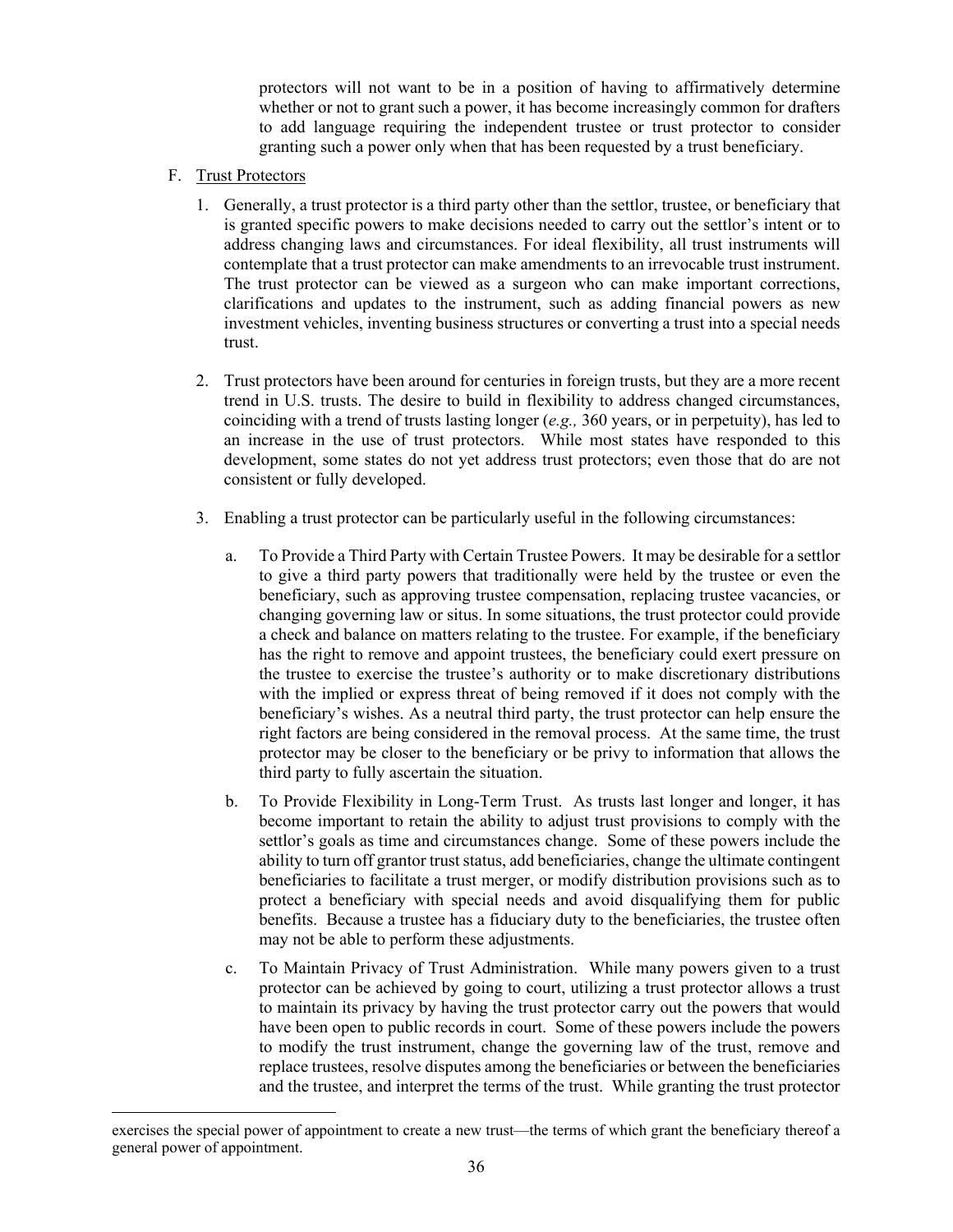protectors will not want to be in a position of having to affirmatively determine whether or not to grant such a power, it has become increasingly common for drafters to add language requiring the independent trustee or trust protector to consider granting such a power only when that has been requested by a trust beneficiary.

F. Trust Protectors

1. Generally, a trust protector is a third party other than the settlor, trustee, or beneficiary that is granted specific powers to make decisions needed to carry out the settlor's intent or to address changing laws and circumstances. For ideal flexibility, all trust instruments will contemplate that a trust protector can make amendments to an irrevocable trust instrument. The trust protector can be viewed as a surgeon who can make important corrections, clarifications and updates to the instrument, such as adding financial powers as new investment vehicles, inventing business structures or converting a trust into a special needs trust.

2. Trust protectors have been around for centuries in foreign trusts, but they are a more recent trend in U.S. trusts. The desire to build in flexibility to address changed circumstances, coinciding with a trend of trusts lasting longer (*e.g.,* 360 years, or in perpetuity), has led to an increase in the use of trust protectors. While most states have responded to this development, some states do not yet address trust protectors; even those that do are not consistent or fully developed.

3. Enabling a trust protector can be particularly useful in the following circumstances:

   a. To Provide a Third Party with Certain Trustee Powers. It may be desirable for a settlor to give a third party powers that traditionally were held by the trustee or even the beneficiary, such as approving trustee compensation, replacing trustee vacancies, or changing governing law or situs. In some situations, the trust protector could provide a check and balance on matters relating to the trustee. For example, if the beneficiary has the right to remove and appoint trustees, the beneficiary could exert pressure on the trustee to exercise the trustee's authority or to make discretionary distributions with the implied or express threat of being removed if it does not comply with the beneficiary's wishes. As a neutral third party, the trust protector can help ensure the right factors are being considered in the removal process. At the same time, the trust protector may be closer to the beneficiary or be privy to information that allows the third party to fully ascertain the situation.

   b. To Provide Flexibility in Long-Term Trust. As trusts last longer and longer, it has become important to retain the ability to adjust trust provisions to comply with the settlor's goals as time and circumstances change. Some of these powers include the ability to turn off grantor trust status, add beneficiaries, change the ultimate contingent beneficiaries to facilitate a trust merger, or modify distribution provisions such as to protect a beneficiary with special needs and avoid disqualifying them for public benefits. Because a trustee has a fiduciary duty to the beneficiaries, the trustee often may not be able to perform these adjustments.

   c. To Maintain Privacy of Trust Administration. While many powers given to a trust protector can be achieved by going to court, utilizing a trust protector allows a trust to maintain its privacy by having the trust protector carry out the powers that would have been open to public records in court. Some of these powers include the powers to modify the trust instrument, change the governing law of the trust, remove and replace trustees, resolve disputes among the beneficiaries or between the beneficiaries and the trustee, and interpret the terms of the trust. While granting the trust protector

exercises the special power of appointment to create a new trust—the terms of which grant the beneficiary thereof a general power of appointment.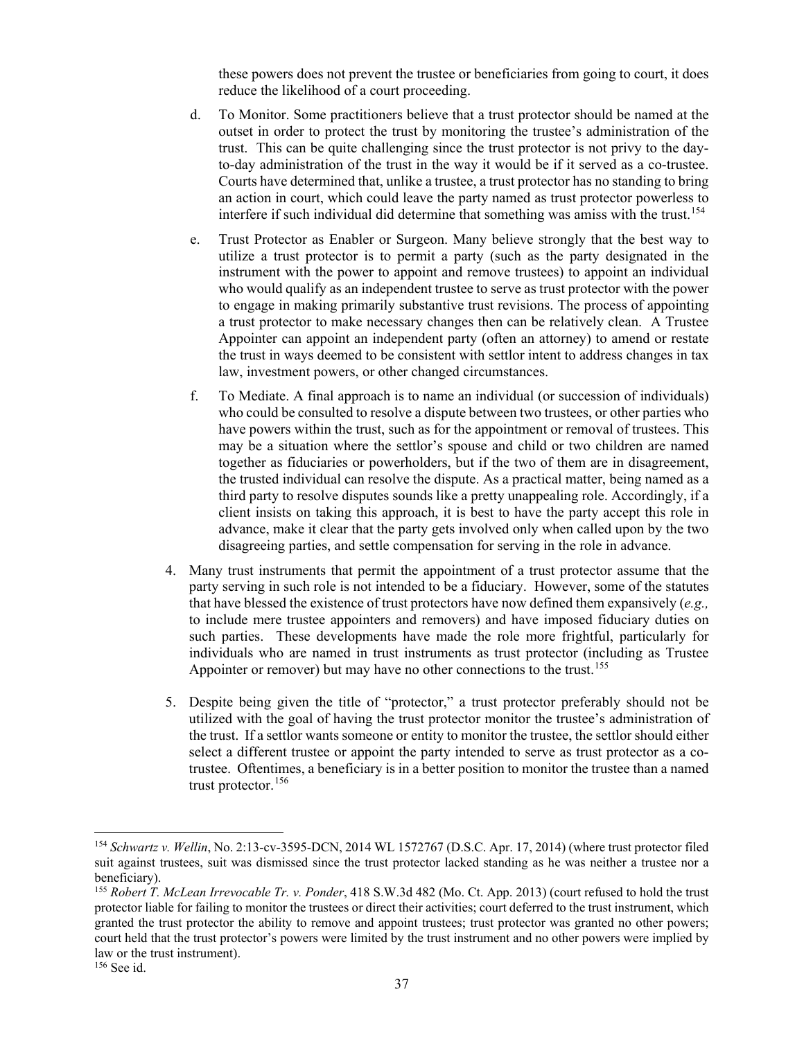these powers does not prevent the trustee or beneficiaries from going to court, it does reduce the likelihood of a court proceeding.

d. To Monitor. Some practitioners believe that a trust protector should be named at the outset in order to protect the trust by monitoring the trustee's administration of the trust. This can be quite challenging since the trust protector is not privy to the day-to-day administration of the trust in the way it would be if it served as a co-trustee. Courts have determined that, unlike a trustee, a trust protector has no standing to bring an action in court, which could leave the party named as trust protector powerless to interfere if such individual did determine that something was amiss with the trust.[154]

e. Trust Protector as Enabler or Surgeon. Many believe strongly that the best way to utilize a trust protector is to permit a party (such as the party designated in the instrument with the power to appoint and remove trustees) to appoint an individual who would qualify as an independent trustee to serve as trust protector with the power to engage in making primarily substantive trust revisions. The process of appointing a trust protector to make necessary changes then can be relatively clean. A Trustee Appointer can appoint an independent party (often an attorney) to amend or restate the trust in ways deemed to be consistent with settlor intent to address changes in tax law, investment powers, or other changed circumstances.

f. To Mediate. A final approach is to name an individual (or succession of individuals) who could be consulted to resolve a dispute between two trustees, or other parties who have powers within the trust, such as for the appointment or removal of trustees. This may be a situation where the settlor's spouse and child or two children are named together as fiduciaries or powerholders, but if the two of them are in disagreement, the trusted individual can resolve the dispute. As a practical matter, being named as a third party to resolve disputes sounds like a pretty unappealing role. Accordingly, if a client insists on taking this approach, it is best to have the party accept this role in advance, make it clear that the party gets involved only when called upon by the two disagreeing parties, and settle compensation for serving in the role in advance.

4. Many trust instruments that permit the appointment of a trust protector assume that the party serving in such role is not intended to be a fiduciary. However, some of the statutes that have blessed the existence of trust protectors have now defined them expansively (*e.g.,* to include mere trustee appointers and removers) and have imposed fiduciary duties on such parties. These developments have made the role more frightful, particularly for individuals who are named in trust instruments as trust protector (including as Trustee Appointer or remover) but may have no other connections to the trust.[155]

5. Despite being given the title of "protector," a trust protector preferably should not be utilized with the goal of having the trust protector monitor the trustee's administration of the trust. If a settlor wants someone or entity to monitor the trustee, the settlor should either select a different trustee or appoint the party intended to serve as trust protector as a co-trustee. Oftentimes, a beneficiary is in a better position to monitor the trustee than a named trust protector.[156]

---

[154] *Schwartz v. Wellin*, No. 2:13-cv-3595-DCN, 2014 WL 1572767 (D.S.C. Apr. 17, 2014) (where trust protector filed suit against trustees, suit was dismissed since the trust protector lacked standing as he was neither a trustee nor a beneficiary).

[155] *Robert T. McLean Irrevocable Tr. v. Ponder*, 418 S.W.3d 482 (Mo. Ct. App. 2013) (court refused to hold the trust protector liable for failing to monitor the trustees or direct their activities; court deferred to the trust instrument, which granted the trust protector the ability to remove and appoint trustees; trust protector was granted no other powers; court held that the trust protector's powers were limited by the trust instrument and no other powers were implied by law or the trust instrument).

[156] See id.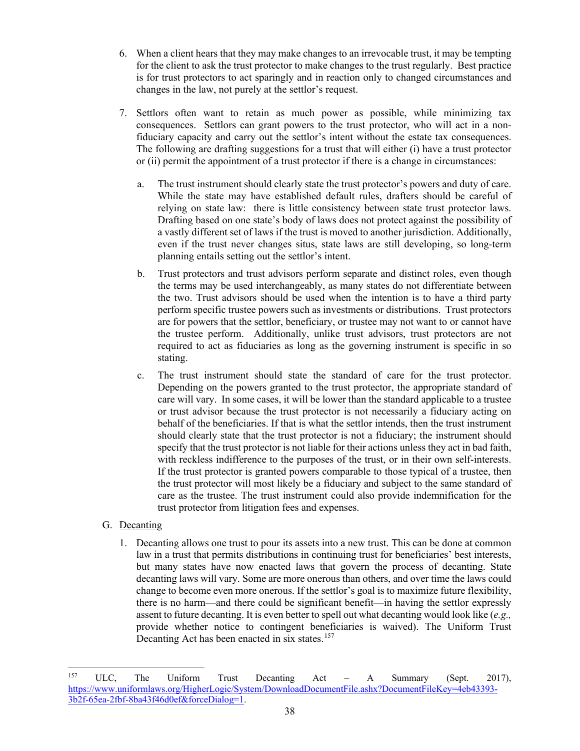6. When a client hears that they may make changes to an irrevocable trust, it may be tempting for the client to ask the trust protector to make changes to the trust regularly. Best practice is for trust protectors to act sparingly and in reaction only to changed circumstances and changes in the law, not purely at the settlor's request.

7. Settlors often want to retain as much power as possible, while minimizing tax consequences. Settlors can grant powers to the trust protector, who will act in a non-fiduciary capacity and carry out the settlor's intent without the estate tax consequences. The following are drafting suggestions for a trust that will either (i) have a trust protector or (ii) permit the appointment of a trust protector if there is a change in circumstances:

   a. The trust instrument should clearly state the trust protector's powers and duty of care. While the state may have established default rules, drafters should be careful of relying on state law: there is little consistency between state trust protector laws. Drafting based on one state's body of laws does not protect against the possibility of a vastly different set of laws if the trust is moved to another jurisdiction. Additionally, even if the trust never changes situs, state laws are still developing, so long-term planning entails setting out the settlor's intent.

   b. Trust protectors and trust advisors perform separate and distinct roles, even though the terms may be used interchangeably, as many states do not differentiate between the two. Trust advisors should be used when the intention is to have a third party perform specific trustee powers such as investments or distributions. Trust protectors are for powers that the settlor, beneficiary, or trustee may not want to or cannot have the trustee perform. Additionally, unlike trust advisors, trust protectors are not required to act as fiduciaries as long as the governing instrument is specific in so stating.

   c. The trust instrument should state the standard of care for the trust protector. Depending on the powers granted to the trust protector, the appropriate standard of care will vary. In some cases, it will be lower than the standard applicable to a trustee or trust advisor because the trust protector is not necessarily a fiduciary acting on behalf of the beneficiaries. If that is what the settlor intends, then the trust instrument should clearly state that the trust protector is not a fiduciary; the instrument should specify that the trust protector is not liable for their actions unless they act in bad faith, with reckless indifference to the purposes of the trust, or in their own self-interests. If the trust protector is granted powers comparable to those typical of a trustee, then the trust protector will most likely be a fiduciary and subject to the same standard of care as the trustee. The trust instrument could also provide indemnification for the trust protector from litigation fees and expenses.

G. Decanting

1. Decanting allows one trust to pour its assets into a new trust. This can be done at common law in a trust that permits distributions in continuing trust for beneficiaries' best interests, but many states have now enacted laws that govern the process of decanting. State decanting laws will vary. Some are more onerous than others, and over time the laws could change to become even more onerous. If the settlor's goal is to maximize future flexibility, there is no harm—and there could be significant benefit—in having the settlor expressly assent to future decanting. It is even better to spell out what decanting would look like (*e.g.,* provide whether notice to contingent beneficiaries is waived). The Uniform Trust Decanting Act has been enacted in six states.[157]

---

[157] ULC, The Uniform Trust Decanting Act – A Summary (Sept. 2017), https://www.uniformlaws.org/HigherLogic/System/DownloadDocumentFile.ashx?DocumentFileKey=4eb43393-3b2f-65ea-2fbf-8ba43f46d0ef&forceDialog=1.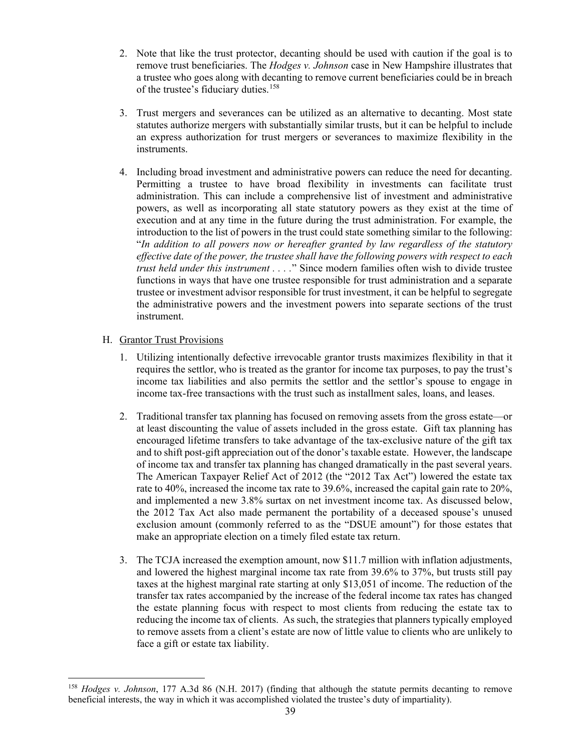2. Note that like the trust protector, decanting should be used with caution if the goal is to remove trust beneficiaries. The *Hodges v. Johnson* case in New Hampshire illustrates that a trustee who goes along with decanting to remove current beneficiaries could be in breach of the trustee's fiduciary duties.[158]

3. Trust mergers and severances can be utilized as an alternative to decanting. Most state statutes authorize mergers with substantially similar trusts, but it can be helpful to include an express authorization for trust mergers or severances to maximize flexibility in the instruments.

4. Including broad investment and administrative powers can reduce the need for decanting. Permitting a trustee to have broad flexibility in investments can facilitate trust administration. This can include a comprehensive list of investment and administrative powers, as well as incorporating all state statutory powers as they exist at the time of execution and at any time in the future during the trust administration. For example, the introduction to the list of powers in the trust could state something similar to the following: "*In addition to all powers now or hereafter granted by law regardless of the statutory effective date of the power, the trustee shall have the following powers with respect to each trust held under this instrument . . . .*" Since modern families often wish to divide trustee functions in ways that have one trustee responsible for trust administration and a separate trustee or investment advisor responsible for trust investment, it can be helpful to segregate the administrative powers and the investment powers into separate sections of the trust instrument.

H. Grantor Trust Provisions

1. Utilizing intentionally defective irrevocable grantor trusts maximizes flexibility in that it requires the settlor, who is treated as the grantor for income tax purposes, to pay the trust's income tax liabilities and also permits the settlor and the settlor's spouse to engage in income tax-free transactions with the trust such as installment sales, loans, and leases.

2. Traditional transfer tax planning has focused on removing assets from the gross estate—or at least discounting the value of assets included in the gross estate. Gift tax planning has encouraged lifetime transfers to take advantage of the tax-exclusive nature of the gift tax and to shift post-gift appreciation out of the donor's taxable estate. However, the landscape of income tax and transfer tax planning has changed dramatically in the past several years. The American Taxpayer Relief Act of 2012 (the "2012 Tax Act") lowered the estate tax rate to 40%, increased the income tax rate to 39.6%, increased the capital gain rate to 20%, and implemented a new 3.8% surtax on net investment income tax. As discussed below, the 2012 Tax Act also made permanent the portability of a deceased spouse's unused exclusion amount (commonly referred to as the "DSUE amount") for those estates that make an appropriate election on a timely filed estate tax return.

3. The TCJA increased the exemption amount, now $11.7 million with inflation adjustments, and lowered the highest marginal income tax rate from 39.6% to 37%, but trusts still pay taxes at the highest marginal rate starting at only $13,051 of income. The reduction of the transfer tax rates accompanied by the increase of the federal income tax rates has changed the estate planning focus with respect to most clients from reducing the estate tax to reducing the income tax of clients. As such, the strategies that planners typically employed to remove assets from a client's estate are now of little value to clients who are unlikely to face a gift or estate tax liability.

---

[158] *Hodges v. Johnson*, 177 A.3d 86 (N.H. 2017) (finding that although the statute permits decanting to remove beneficial interests, the way in which it was accomplished violated the trustee's duty of impartiality).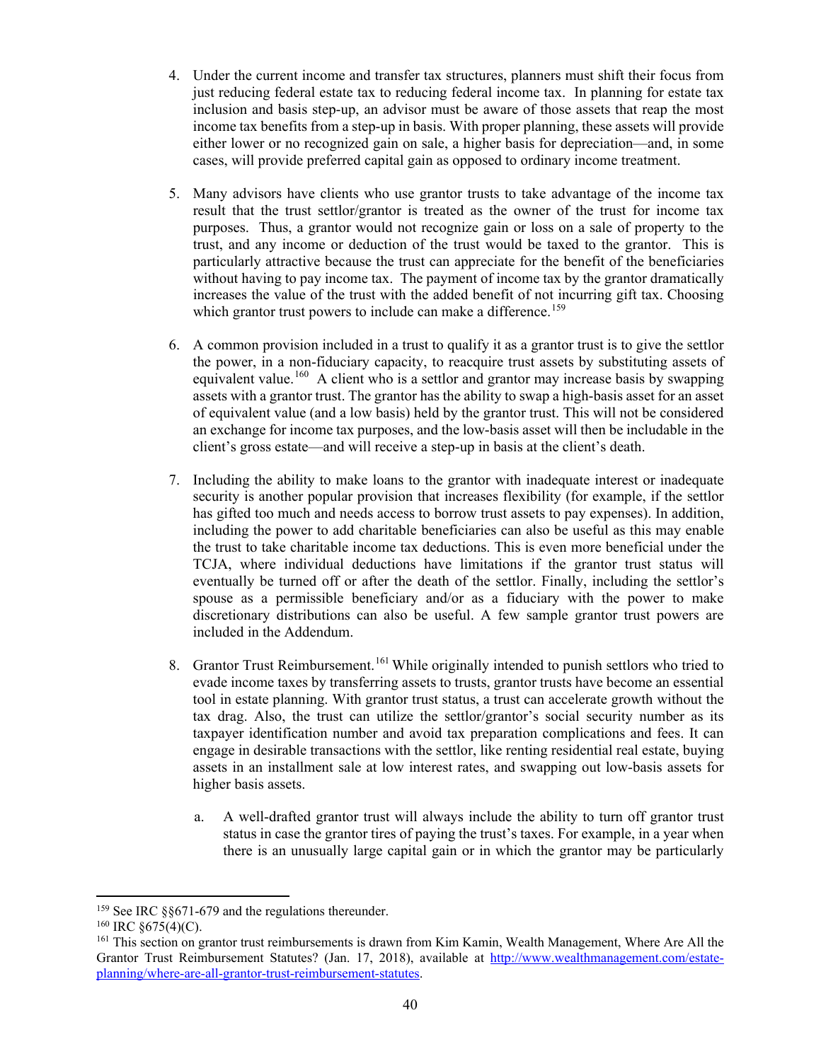4. Under the current income and transfer tax structures, planners must shift their focus from just reducing federal estate tax to reducing federal income tax. In planning for estate tax inclusion and basis step-up, an advisor must be aware of those assets that reap the most income tax benefits from a step-up in basis. With proper planning, these assets will provide either lower or no recognized gain on sale, a higher basis for depreciation—and, in some cases, will provide preferred capital gain as opposed to ordinary income treatment.

5. Many advisors have clients who use grantor trusts to take advantage of the income tax result that the trust settlor/grantor is treated as the owner of the trust for income tax purposes. Thus, a grantor would not recognize gain or loss on a sale of property to the trust, and any income or deduction of the trust would be taxed to the grantor. This is particularly attractive because the trust can appreciate for the benefit of the beneficiaries without having to pay income tax. The payment of income tax by the grantor dramatically increases the value of the trust with the added benefit of not incurring gift tax. Choosing which grantor trust powers to include can make a difference.[159]

6. A common provision included in a trust to qualify it as a grantor trust is to give the settlor the power, in a non-fiduciary capacity, to reacquire trust assets by substituting assets of equivalent value.[160] A client who is a settlor and grantor may increase basis by swapping assets with a grantor trust. The grantor has the ability to swap a high-basis asset for an asset of equivalent value (and a low basis) held by the grantor trust. This will not be considered an exchange for income tax purposes, and the low-basis asset will then be includable in the client's gross estate—and will receive a step-up in basis at the client's death.

7. Including the ability to make loans to the grantor with inadequate interest or inadequate security is another popular provision that increases flexibility (for example, if the settlor has gifted too much and needs access to borrow trust assets to pay expenses). In addition, including the power to add charitable beneficiaries can also be useful as this may enable the trust to take charitable income tax deductions. This is even more beneficial under the TCJA, where individual deductions have limitations if the grantor trust status will eventually be turned off or after the death of the settlor. Finally, including the settlor's spouse as a permissible beneficiary and/or as a fiduciary with the power to make discretionary distributions can also be useful. A few sample grantor trust powers are included in the Addendum.

8. Grantor Trust Reimbursement.[161] While originally intended to punish settlors who tried to evade income taxes by transferring assets to trusts, grantor trusts have become an essential tool in estate planning. With grantor trust status, a trust can accelerate growth without the tax drag. Also, the trust can utilize the settlor/grantor's social security number as its taxpayer identification number and avoid tax preparation complications and fees. It can engage in desirable transactions with the settlor, like renting residential real estate, buying assets in an installment sale at low interest rates, and swapping out low-basis assets for higher basis assets.

   a. A well-drafted grantor trust will always include the ability to turn off grantor trust status in case the grantor tires of paying the trust's taxes. For example, in a year when there is an unusually large capital gain or in which the grantor may be particularly

---

[159] See IRC §§671-679 and the regulations thereunder.

[160] IRC §675(4)(C).

[161] This section on grantor trust reimbursements is drawn from Kim Kamin, Wealth Management, Where Are All the Grantor Trust Reimbursement Statutes? (Jan. 17, 2018), available at http://www.wealthmanagement.com/estate-planning/where-are-all-grantor-trust-reimbursement-statutes.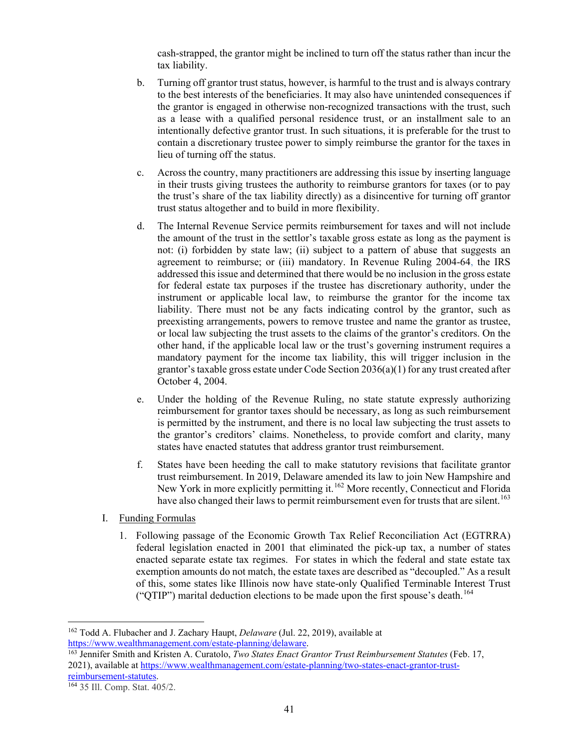cash-strapped, the grantor might be inclined to turn off the status rather than incur the tax liability.

b. Turning off grantor trust status, however, is harmful to the trust and is always contrary to the best interests of the beneficiaries. It may also have unintended consequences if the grantor is engaged in otherwise non-recognized transactions with the trust, such as a lease with a qualified personal residence trust, or an installment sale to an intentionally defective grantor trust. In such situations, it is preferable for the trust to contain a discretionary trustee power to simply reimburse the grantor for the taxes in lieu of turning off the status.

c. Across the country, many practitioners are addressing this issue by inserting language in their trusts giving trustees the authority to reimburse grantors for taxes (or to pay the trust's share of the tax liability directly) as a disincentive for turning off grantor trust status altogether and to build in more flexibility.

d. The Internal Revenue Service permits reimbursement for taxes and will not include the amount of the trust in the settlor's taxable gross estate as long as the payment is not: (i) forbidden by state law; (ii) subject to a pattern of abuse that suggests an agreement to reimburse; or (iii) mandatory. In Revenue Ruling 2004-64, the IRS addressed this issue and determined that there would be no inclusion in the gross estate for federal estate tax purposes if the trustee has discretionary authority, under the instrument or applicable local law, to reimburse the grantor for the income tax liability. There must not be any facts indicating control by the grantor, such as preexisting arrangements, powers to remove trustee and name the grantor as trustee, or local law subjecting the trust assets to the claims of the grantor's creditors. On the other hand, if the applicable local law or the trust's governing instrument requires a mandatory payment for the income tax liability, this will trigger inclusion in the grantor's taxable gross estate under Code Section 2036(a)(1) for any trust created after October 4, 2004.

e. Under the holding of the Revenue Ruling, no state statute expressly authorizing reimbursement for grantor taxes should be necessary, as long as such reimbursement is permitted by the instrument, and there is no local law subjecting the trust assets to the grantor's creditors' claims. Nonetheless, to provide comfort and clarity, many states have enacted statutes that address grantor trust reimbursement.

f. States have been heeding the call to make statutory revisions that facilitate grantor trust reimbursement. In 2019, Delaware amended its law to join New Hampshire and New York in more explicitly permitting it.[162] More recently, Connecticut and Florida have also changed their laws to permit reimbursement even for trusts that are silent.[163]

I. Funding Formulas

1. Following passage of the Economic Growth Tax Relief Reconciliation Act (EGTRRA) federal legislation enacted in 2001 that eliminated the pick-up tax, a number of states enacted separate estate tax regimes. For states in which the federal and state estate tax exemption amounts do not match, the estate taxes are described as "decoupled." As a result of this, some states like Illinois now have state-only Qualified Terminable Interest Trust ("QTIP") marital deduction elections to be made upon the first spouse's death.[164]

---

[162] Todd A. Flubacher and J. Zachary Haupt, *Delaware* (Jul. 22, 2019), available at https://www.wealthmanagement.com/estate-planning/delaware.

[163] Jennifer Smith and Kristen A. Curatolo, *Two States Enact Grantor Trust Reimbursement Statutes* (Feb. 17, 2021), available at https://www.wealthmanagement.com/estate-planning/two-states-enact-grantor-trust-reimbursement-statutes.

[164] 35 Ill. Comp. Stat. 405/2.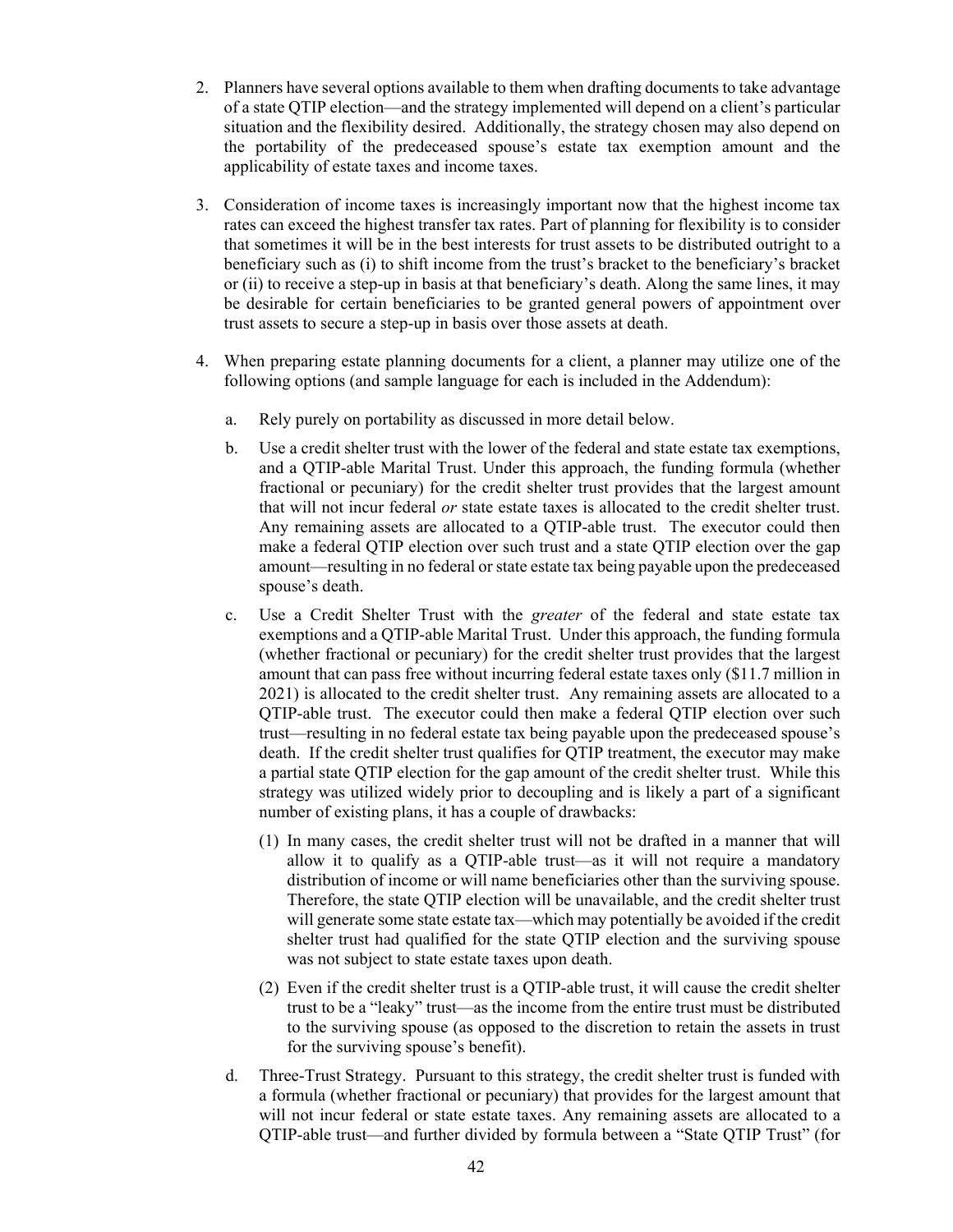2. Planners have several options available to them when drafting documents to take advantage of a state QTIP election—and the strategy implemented will depend on a client's particular situation and the flexibility desired. Additionally, the strategy chosen may also depend on the portability of the predeceased spouse's estate tax exemption amount and the applicability of estate taxes and income taxes.

3. Consideration of income taxes is increasingly important now that the highest income tax rates can exceed the highest transfer tax rates. Part of planning for flexibility is to consider that sometimes it will be in the best interests for trust assets to be distributed outright to a beneficiary such as (i) to shift income from the trust's bracket to the beneficiary's bracket or (ii) to receive a step-up in basis at that beneficiary's death. Along the same lines, it may be desirable for certain beneficiaries to be granted general powers of appointment over trust assets to secure a step-up in basis over those assets at death.

4. When preparing estate planning documents for a client, a planner may utilize one of the following options (and sample language for each is included in the Addendum):

   a. Rely purely on portability as discussed in more detail below.

   b. Use a credit shelter trust with the lower of the federal and state estate tax exemptions, and a QTIP-able Marital Trust. Under this approach, the funding formula (whether fractional or pecuniary) for the credit shelter trust provides that the largest amount that will not incur federal *or* state estate taxes is allocated to the credit shelter trust. Any remaining assets are allocated to a QTIP-able trust. The executor could then make a federal QTIP election over such trust and a state QTIP election over the gap amount—resulting in no federal or state estate tax being payable upon the predeceased spouse's death.

   c. Use a Credit Shelter Trust with the *greater* of the federal and state estate tax exemptions and a QTIP-able Marital Trust. Under this approach, the funding formula (whether fractional or pecuniary) for the credit shelter trust provides that the largest amount that can pass free without incurring federal estate taxes only ($11.7 million in 2021) is allocated to the credit shelter trust. Any remaining assets are allocated to a QTIP-able trust. The executor could then make a federal QTIP election over such trust—resulting in no federal estate tax being payable upon the predeceased spouse's death. If the credit shelter trust qualifies for QTIP treatment, the executor may make a partial state QTIP election for the gap amount of the credit shelter trust. While this strategy was utilized widely prior to decoupling and is likely a part of a significant number of existing plans, it has a couple of drawbacks:

      (1) In many cases, the credit shelter trust will not be drafted in a manner that will allow it to qualify as a QTIP-able trust—as it will not require a mandatory distribution of income or will name beneficiaries other than the surviving spouse. Therefore, the state QTIP election will be unavailable, and the credit shelter trust will generate some state estate tax—which may potentially be avoided if the credit shelter trust had qualified for the state QTIP election and the surviving spouse was not subject to state estate taxes upon death.

      (2) Even if the credit shelter trust is a QTIP-able trust, it will cause the credit shelter trust to be a "leaky" trust—as the income from the entire trust must be distributed to the surviving spouse (as opposed to the discretion to retain the assets in trust for the surviving spouse's benefit).

   d. Three-Trust Strategy. Pursuant to this strategy, the credit shelter trust is funded with a formula (whether fractional or pecuniary) that provides for the largest amount that will not incur federal or state estate taxes. Any remaining assets are allocated to a QTIP-able trust—and further divided by formula between a "State QTIP Trust" (for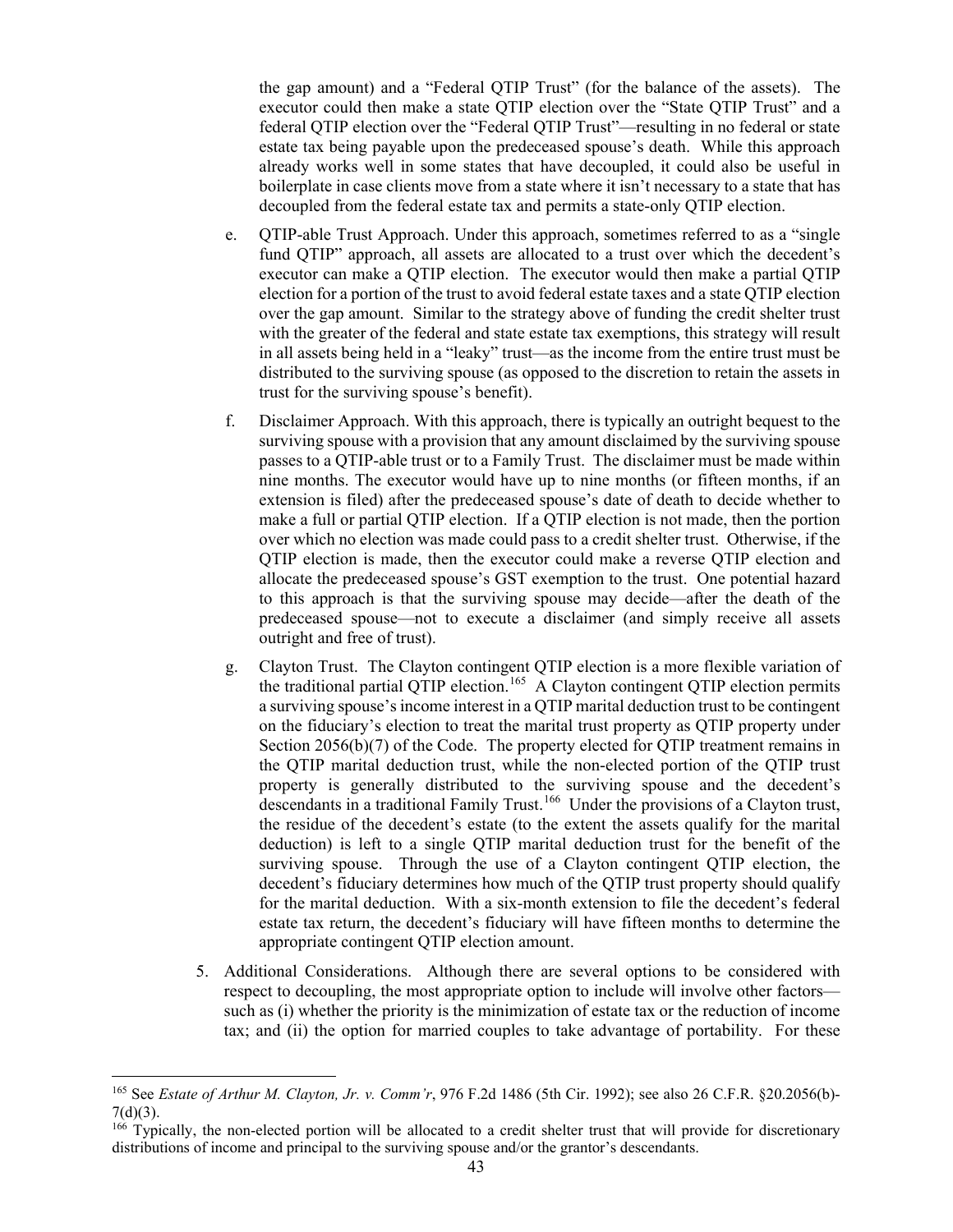the gap amount) and a "Federal QTIP Trust" (for the balance of the assets). The executor could then make a state QTIP election over the "State QTIP Trust" and a federal QTIP election over the "Federal QTIP Trust"—resulting in no federal or state estate tax being payable upon the predeceased spouse's death. While this approach already works well in some states that have decoupled, it could also be useful in boilerplate in case clients move from a state where it isn't necessary to a state that has decoupled from the federal estate tax and permits a state-only QTIP election.

e. QTIP-able Trust Approach. Under this approach, sometimes referred to as a "single fund QTIP" approach, all assets are allocated to a trust over which the decedent's executor can make a QTIP election. The executor would then make a partial QTIP election for a portion of the trust to avoid federal estate taxes and a state QTIP election over the gap amount. Similar to the strategy above of funding the credit shelter trust with the greater of the federal and state estate tax exemptions, this strategy will result in all assets being held in a "leaky" trust—as the income from the entire trust must be distributed to the surviving spouse (as opposed to the discretion to retain the assets in trust for the surviving spouse's benefit).

f. Disclaimer Approach. With this approach, there is typically an outright bequest to the surviving spouse with a provision that any amount disclaimed by the surviving spouse passes to a QTIP-able trust or to a Family Trust. The disclaimer must be made within nine months. The executor would have up to nine months (or fifteen months, if an extension is filed) after the predeceased spouse's date of death to decide whether to make a full or partial QTIP election. If a QTIP election is not made, then the portion over which no election was made could pass to a credit shelter trust. Otherwise, if the QTIP election is made, then the executor could make a reverse QTIP election and allocate the predeceased spouse's GST exemption to the trust. One potential hazard to this approach is that the surviving spouse may decide—after the death of the predeceased spouse—not to execute a disclaimer (and simply receive all assets outright and free of trust).

g. Clayton Trust. The Clayton contingent QTIP election is a more flexible variation of the traditional partial QTIP election.[165] A Clayton contingent QTIP election permits a surviving spouse's income interest in a QTIP marital deduction trust to be contingent on the fiduciary's election to treat the marital trust property as QTIP property under Section 2056(b)(7) of the Code. The property elected for QTIP treatment remains in the QTIP marital deduction trust, while the non-elected portion of the QTIP trust property is generally distributed to the surviving spouse and the decedent's descendants in a traditional Family Trust.[166] Under the provisions of a Clayton trust, the residue of the decedent's estate (to the extent the assets qualify for the marital deduction) is left to a single QTIP marital deduction trust for the benefit of the surviving spouse. Through the use of a Clayton contingent QTIP election, the decedent's fiduciary determines how much of the QTIP trust property should qualify for the marital deduction. With a six-month extension to file the decedent's federal estate tax return, the decedent's fiduciary will have fifteen months to determine the appropriate contingent QTIP election amount.

5. Additional Considerations. Although there are several options to be considered with respect to decoupling, the most appropriate option to include will involve other factors—such as (i) whether the priority is the minimization of estate tax or the reduction of income tax; and (ii) the option for married couples to take advantage of portability. For these

---

[165] See *Estate of Arthur M. Clayton, Jr. v. Comm'r*, 976 F.2d 1486 (5th Cir. 1992); see also 26 C.F.R. §20.2056(b)-7(d)(3).

[166] Typically, the non-elected portion will be allocated to a credit shelter trust that will provide for discretionary distributions of income and principal to the surviving spouse and/or the grantor's descendants.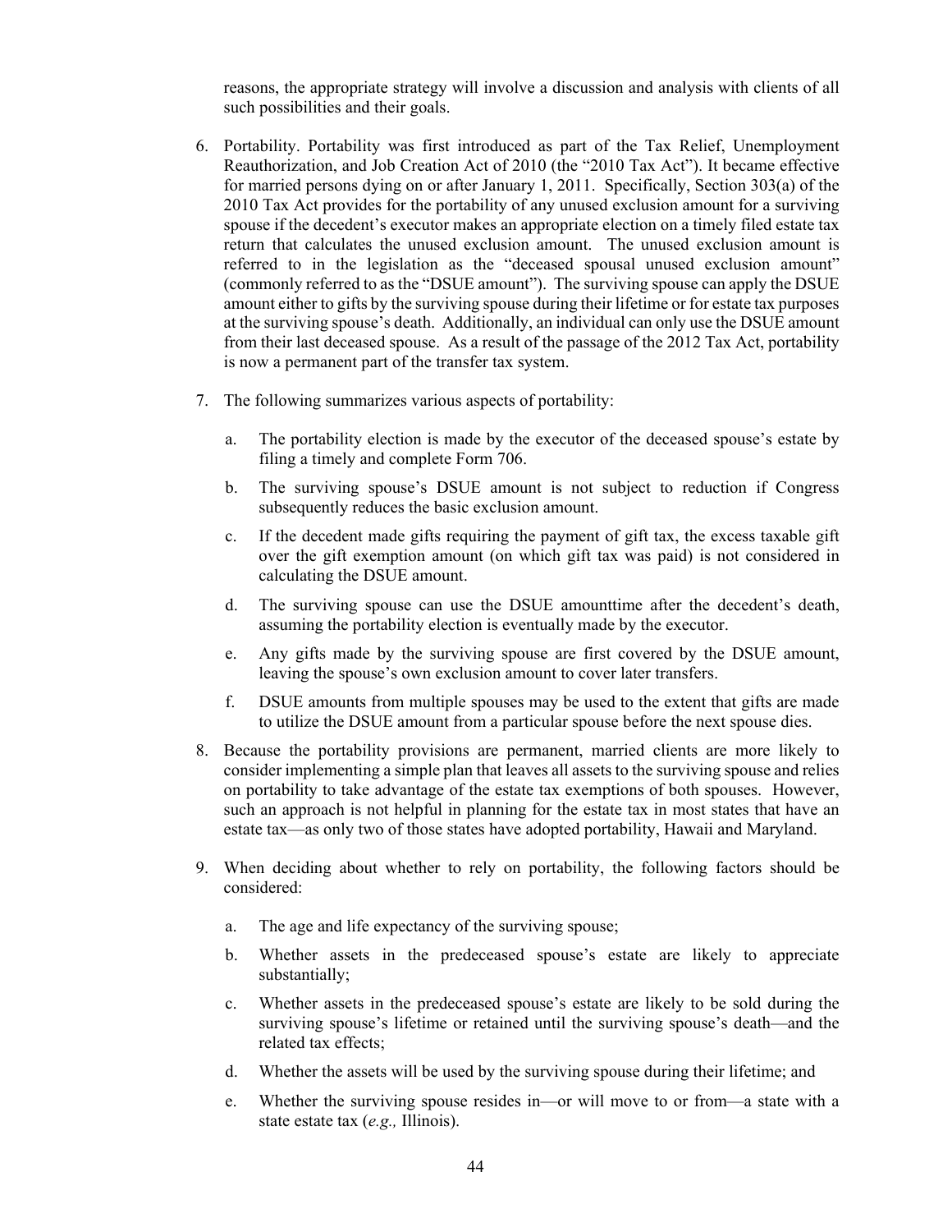reasons, the appropriate strategy will involve a discussion and analysis with clients of all such possibilities and their goals.

6. Portability. Portability was first introduced as part of the Tax Relief, Unemployment Reauthorization, and Job Creation Act of 2010 (the "2010 Tax Act"). It became effective for married persons dying on or after January 1, 2011. Specifically, Section 303(a) of the 2010 Tax Act provides for the portability of any unused exclusion amount for a surviving spouse if the decedent's executor makes an appropriate election on a timely filed estate tax return that calculates the unused exclusion amount. The unused exclusion amount is referred to in the legislation as the "deceased spousal unused exclusion amount" (commonly referred to as the "DSUE amount"). The surviving spouse can apply the DSUE amount either to gifts by the surviving spouse during their lifetime or for estate tax purposes at the surviving spouse's death. Additionally, an individual can only use the DSUE amount from their last deceased spouse. As a result of the passage of the 2012 Tax Act, portability is now a permanent part of the transfer tax system.

7. The following summarizes various aspects of portability:

   a. The portability election is made by the executor of the deceased spouse's estate by filing a timely and complete Form 706.

   b. The surviving spouse's DSUE amount is not subject to reduction if Congress subsequently reduces the basic exclusion amount.

   c. If the decedent made gifts requiring the payment of gift tax, the excess taxable gift over the gift exemption amount (on which gift tax was paid) is not considered in calculating the DSUE amount.

   d. The surviving spouse can use the DSUE amounttime after the decedent's death, assuming the portability election is eventually made by the executor.

   e. Any gifts made by the surviving spouse are first covered by the DSUE amount, leaving the spouse's own exclusion amount to cover later transfers.

   f. DSUE amounts from multiple spouses may be used to the extent that gifts are made to utilize the DSUE amount from a particular spouse before the next spouse dies.

8. Because the portability provisions are permanent, married clients are more likely to consider implementing a simple plan that leaves all assets to the surviving spouse and relies on portability to take advantage of the estate tax exemptions of both spouses. However, such an approach is not helpful in planning for the estate tax in most states that have an estate tax—as only two of those states have adopted portability, Hawaii and Maryland.

9. When deciding about whether to rely on portability, the following factors should be considered:

   a. The age and life expectancy of the surviving spouse;

   b. Whether assets in the predeceased spouse's estate are likely to appreciate substantially;

   c. Whether assets in the predeceased spouse's estate are likely to be sold during the surviving spouse's lifetime or retained until the surviving spouse's death—and the related tax effects;

   d. Whether the assets will be used by the surviving spouse during their lifetime; and

   e. Whether the surviving spouse resides in—or will move to or from—a state with a state estate tax (*e.g.,* Illinois).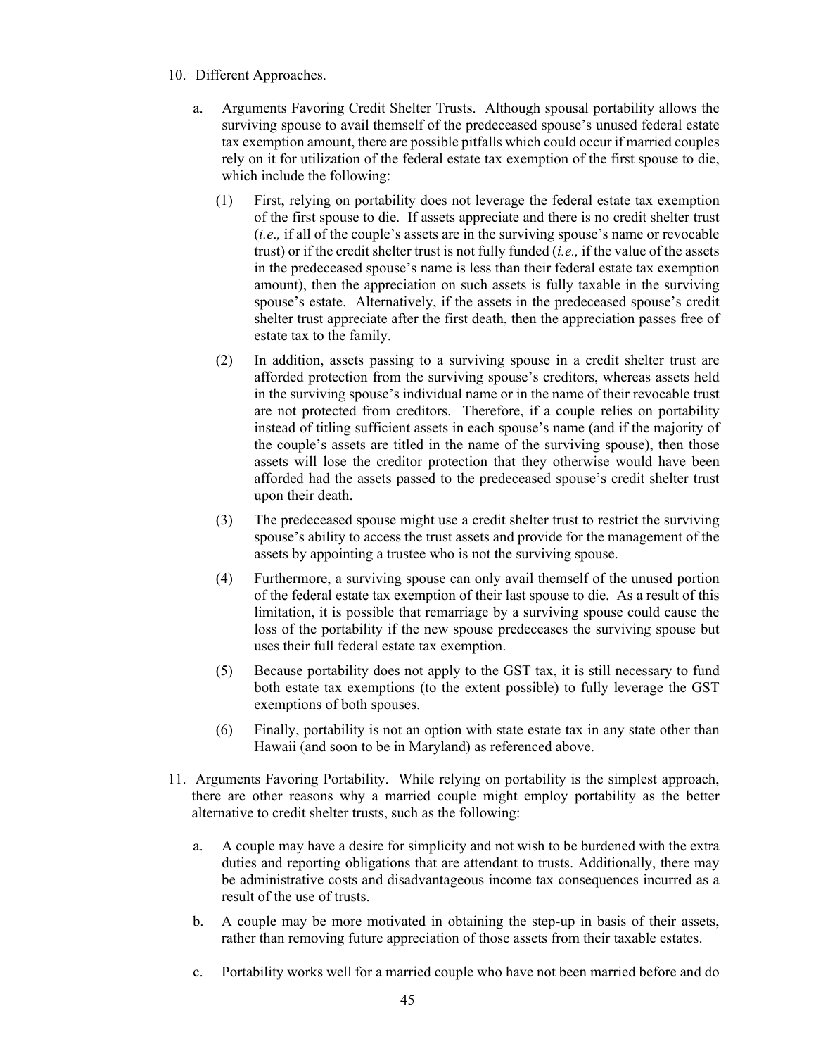10. Different Approaches.

    a. Arguments Favoring Credit Shelter Trusts. Although spousal portability allows the surviving spouse to avail themself of the predeceased spouse's unused federal estate tax exemption amount, there are possible pitfalls which could occur if married couples rely on it for utilization of the federal estate tax exemption of the first spouse to die, which include the following:

        (1) First, relying on portability does not leverage the federal estate tax exemption of the first spouse to die. If assets appreciate and there is no credit shelter trust (*i.e.,* if all of the couple's assets are in the surviving spouse's name or revocable trust) or if the credit shelter trust is not fully funded (*i.e.,* if the value of the assets in the predeceased spouse's name is less than their federal estate tax exemption amount), then the appreciation on such assets is fully taxable in the surviving spouse's estate. Alternatively, if the assets in the predeceased spouse's credit shelter trust appreciate after the first death, then the appreciation passes free of estate tax to the family.

        (2) In addition, assets passing to a surviving spouse in a credit shelter trust are afforded protection from the surviving spouse's creditors, whereas assets held in the surviving spouse's individual name or in the name of their revocable trust are not protected from creditors. Therefore, if a couple relies on portability instead of titling sufficient assets in each spouse's name (and if the majority of the couple's assets are titled in the name of the surviving spouse), then those assets will lose the creditor protection that they otherwise would have been afforded had the assets passed to the predeceased spouse's credit shelter trust upon their death.

        (3) The predeceased spouse might use a credit shelter trust to restrict the surviving spouse's ability to access the trust assets and provide for the management of the assets by appointing a trustee who is not the surviving spouse.

        (4) Furthermore, a surviving spouse can only avail themself of the unused portion of the federal estate tax exemption of their last spouse to die. As a result of this limitation, it is possible that remarriage by a surviving spouse could cause the loss of the portability if the new spouse predeceases the surviving spouse but uses their full federal estate tax exemption.

        (5) Because portability does not apply to the GST tax, it is still necessary to fund both estate tax exemptions (to the extent possible) to fully leverage the GST exemptions of both spouses.

        (6) Finally, portability is not an option with state estate tax in any state other than Hawaii (and soon to be in Maryland) as referenced above.

11. Arguments Favoring Portability. While relying on portability is the simplest approach, there are other reasons why a married couple might employ portability as the better alternative to credit shelter trusts, such as the following:

    a. A couple may have a desire for simplicity and not wish to be burdened with the extra duties and reporting obligations that are attendant to trusts. Additionally, there may be administrative costs and disadvantageous income tax consequences incurred as a result of the use of trusts.

    b. A couple may be more motivated in obtaining the step-up in basis of their assets, rather than removing future appreciation of those assets from their taxable estates.

    c. Portability works well for a married couple who have not been married before and do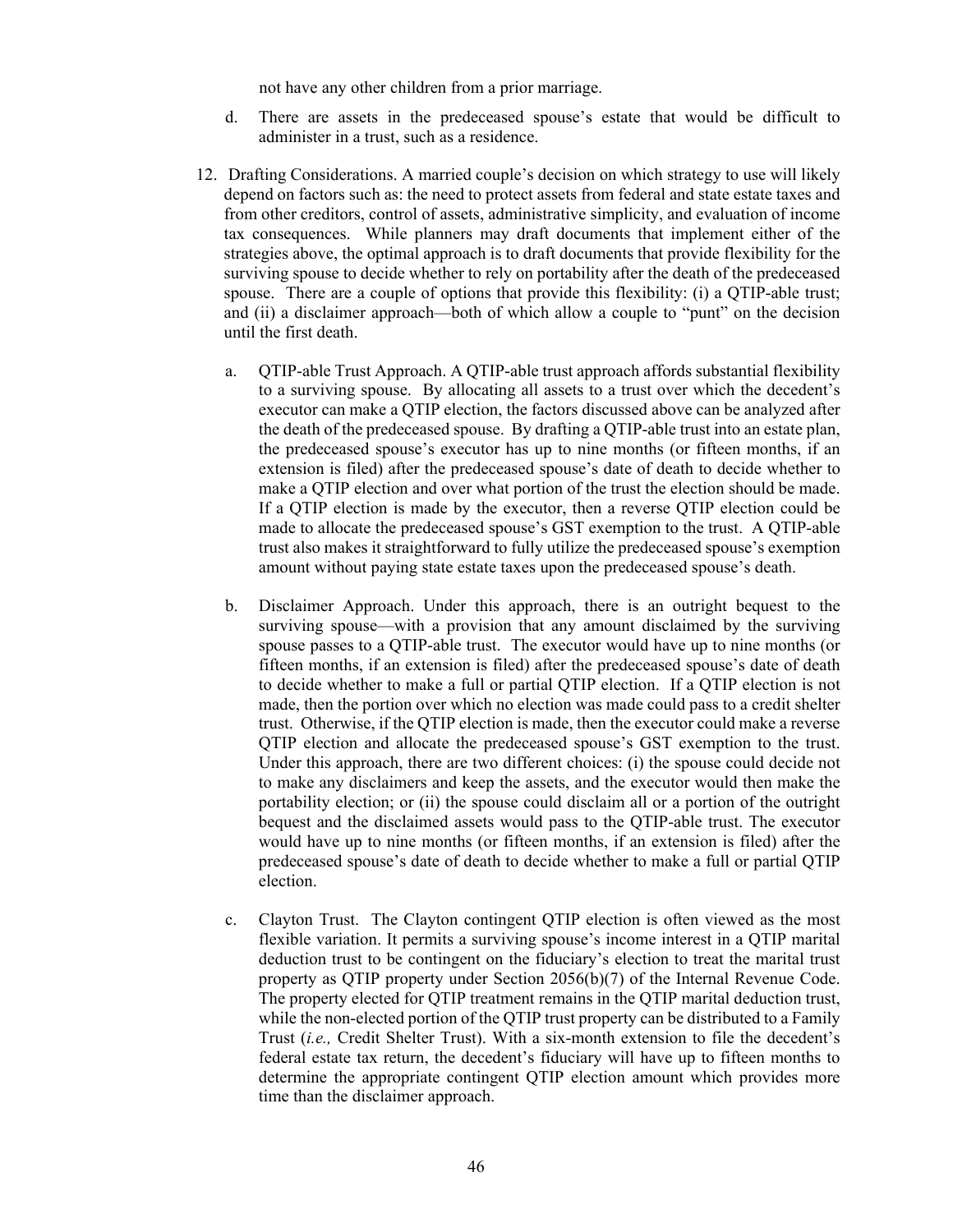not have any other children from a prior marriage.

d. There are assets in the predeceased spouse's estate that would be difficult to administer in a trust, such as a residence.

12. Drafting Considerations. A married couple's decision on which strategy to use will likely depend on factors such as: the need to protect assets from federal and state estate taxes and from other creditors, control of assets, administrative simplicity, and evaluation of income tax consequences. While planners may draft documents that implement either of the strategies above, the optimal approach is to draft documents that provide flexibility for the surviving spouse to decide whether to rely on portability after the death of the predeceased spouse. There are a couple of options that provide this flexibility: (i) a QTIP-able trust; and (ii) a disclaimer approach—both of which allow a couple to "punt" on the decision until the first death.

    a. QTIP-able Trust Approach. A QTIP-able trust approach affords substantial flexibility to a surviving spouse. By allocating all assets to a trust over which the decedent's executor can make a QTIP election, the factors discussed above can be analyzed after the death of the predeceased spouse. By drafting a QTIP-able trust into an estate plan, the predeceased spouse's executor has up to nine months (or fifteen months, if an extension is filed) after the predeceased spouse's date of death to decide whether to make a QTIP election and over what portion of the trust the election should be made. If a QTIP election is made by the executor, then a reverse QTIP election could be made to allocate the predeceased spouse's GST exemption to the trust. A QTIP-able trust also makes it straightforward to fully utilize the predeceased spouse's exemption amount without paying state estate taxes upon the predeceased spouse's death.

    b. Disclaimer Approach. Under this approach, there is an outright bequest to the surviving spouse—with a provision that any amount disclaimed by the surviving spouse passes to a QTIP-able trust. The executor would have up to nine months (or fifteen months, if an extension is filed) after the predeceased spouse's date of death to decide whether to make a full or partial QTIP election. If a QTIP election is not made, then the portion over which no election was made could pass to a credit shelter trust. Otherwise, if the QTIP election is made, then the executor could make a reverse QTIP election and allocate the predeceased spouse's GST exemption to the trust. Under this approach, there are two different choices: (i) the spouse could decide not to make any disclaimers and keep the assets, and the executor would then make the portability election; or (ii) the spouse could disclaim all or a portion of the outright bequest and the disclaimed assets would pass to the QTIP-able trust. The executor would have up to nine months (or fifteen months, if an extension is filed) after the predeceased spouse's date of death to decide whether to make a full or partial QTIP election.

    c. Clayton Trust. The Clayton contingent QTIP election is often viewed as the most flexible variation. It permits a surviving spouse's income interest in a QTIP marital deduction trust to be contingent on the fiduciary's election to treat the marital trust property as QTIP property under Section 2056(b)(7) of the Internal Revenue Code. The property elected for QTIP treatment remains in the QTIP marital deduction trust, while the non-elected portion of the QTIP trust property can be distributed to a Family Trust (*i.e.,* Credit Shelter Trust). With a six-month extension to file the decedent's federal estate tax return, the decedent's fiduciary will have up to fifteen months to determine the appropriate contingent QTIP election amount which provides more time than the disclaimer approach.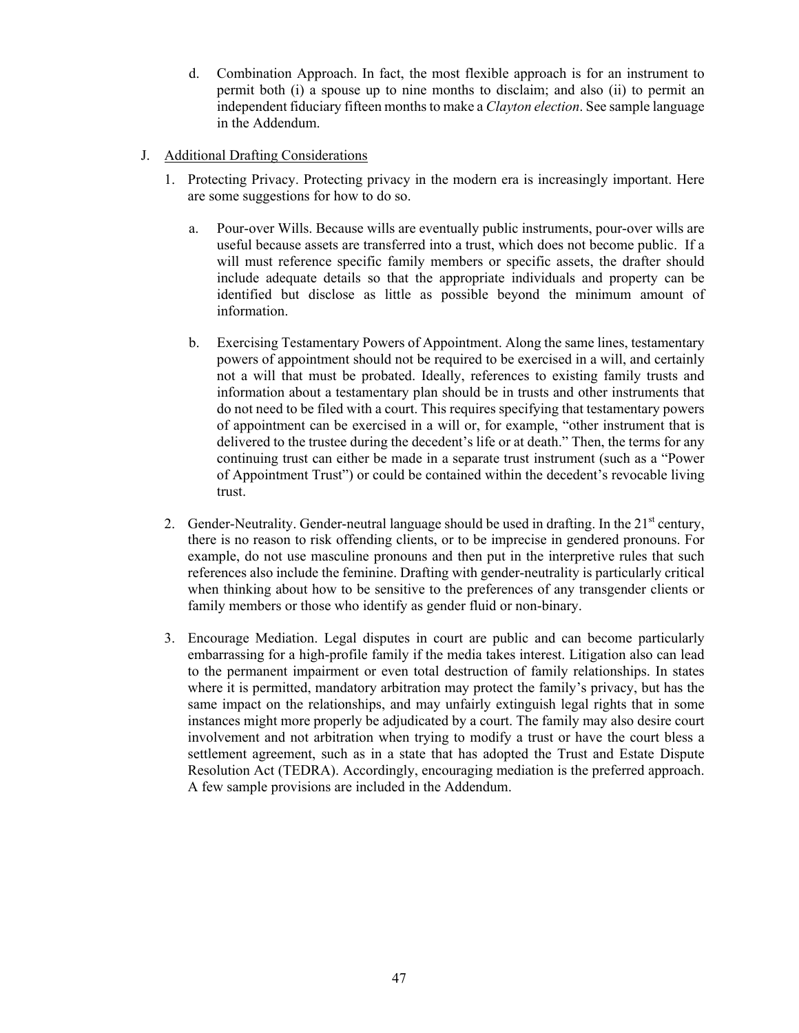d. Combination Approach. In fact, the most flexible approach is for an instrument to permit both (i) a spouse up to nine months to disclaim; and also (ii) to permit an independent fiduciary fifteen months to make a *Clayton election*. See sample language in the Addendum.

J. Additional Drafting Considerations

1. Protecting Privacy. Protecting privacy in the modern era is increasingly important. Here are some suggestions for how to do so.

   a. Pour-over Wills. Because wills are eventually public instruments, pour-over wills are useful because assets are transferred into a trust, which does not become public. If a will must reference specific family members or specific assets, the drafter should include adequate details so that the appropriate individuals and property can be identified but disclose as little as possible beyond the minimum amount of information.

   b. Exercising Testamentary Powers of Appointment. Along the same lines, testamentary powers of appointment should not be required to be exercised in a will, and certainly not a will that must be probated. Ideally, references to existing family trusts and information about a testamentary plan should be in trusts and other instruments that do not need to be filed with a court. This requires specifying that testamentary powers of appointment can be exercised in a will or, for example, "other instrument that is delivered to the trustee during the decedent's life or at death." Then, the terms for any continuing trust can either be made in a separate trust instrument (such as a "Power of Appointment Trust") or could be contained within the decedent's revocable living trust.

2. Gender-Neutrality. Gender-neutral language should be used in drafting. In the 21st century, there is no reason to risk offending clients, or to be imprecise in gendered pronouns. For example, do not use masculine pronouns and then put in the interpretive rules that such references also include the feminine. Drafting with gender-neutrality is particularly critical when thinking about how to be sensitive to the preferences of any transgender clients or family members or those who identify as gender fluid or non-binary.

3. Encourage Mediation. Legal disputes in court are public and can become particularly embarrassing for a high-profile family if the media takes interest. Litigation also can lead to the permanent impairment or even total destruction of family relationships. In states where it is permitted, mandatory arbitration may protect the family's privacy, but has the same impact on the relationships, and may unfairly extinguish legal rights that in some instances might more properly be adjudicated by a court. The family may also desire court involvement and not arbitration when trying to modify a trust or have the court bless a settlement agreement, such as in a state that has adopted the Trust and Estate Dispute Resolution Act (TEDRA). Accordingly, encouraging mediation is the preferred approach. A few sample provisions are included in the Addendum.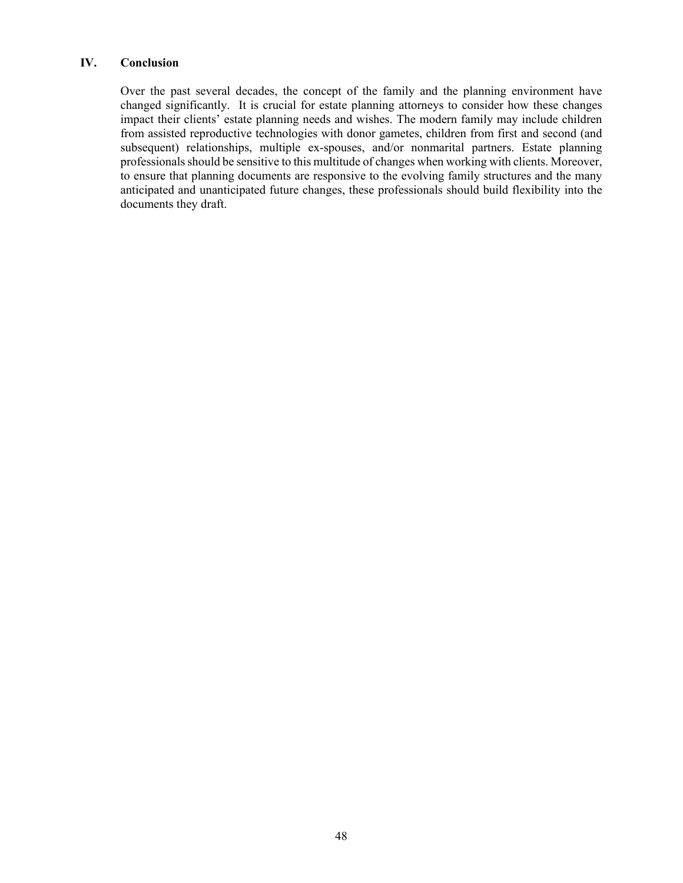## IV. Conclusion

Over the past several decades, the concept of the family and the planning environment have changed significantly. It is crucial for estate planning attorneys to consider how these changes impact their clients' estate planning needs and wishes. The modern family may include children from assisted reproductive technologies with donor gametes, children from first and second (and subsequent) relationships, multiple ex-spouses, and/or nonmarital partners. Estate planning professionals should be sensitive to this multitude of changes when working with clients. Moreover, to ensure that planning documents are responsive to the evolving family structures and the many anticipated and unanticipated future changes, these professionals should build flexibility into the documents they draft.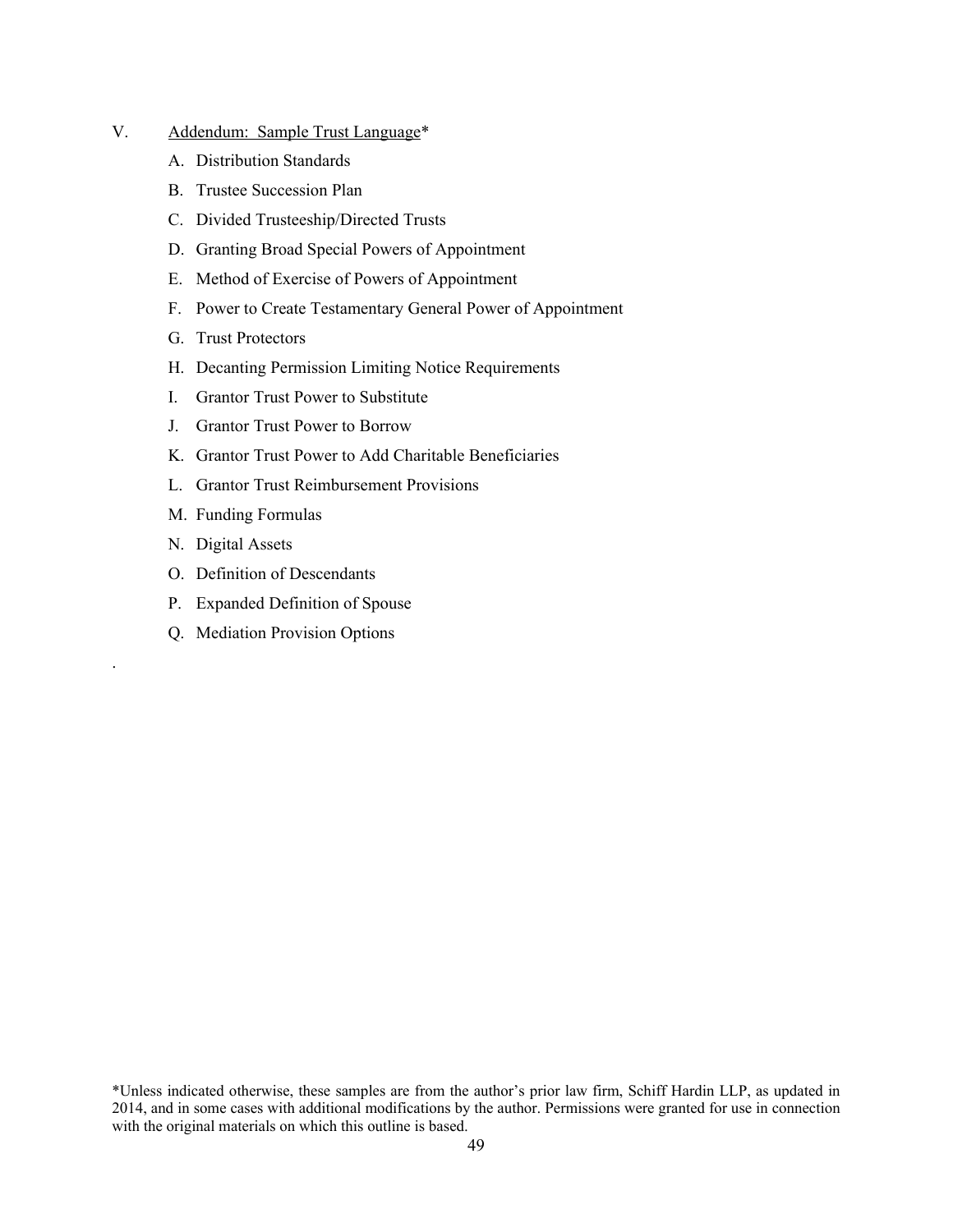V. <u>Addendum: Sample Trust Language</u>*

A. Distribution Standards

B. Trustee Succession Plan

C. Divided Trusteeship/Directed Trusts

D. Granting Broad Special Powers of Appointment

E. Method of Exercise of Powers of Appointment

F. Power to Create Testamentary General Power of Appointment

G. Trust Protectors

H. Decanting Permission Limiting Notice Requirements

I. Grantor Trust Power to Substitute

J. Grantor Trust Power to Borrow

K. Grantor Trust Power to Add Charitable Beneficiaries

L. Grantor Trust Reimbursement Provisions

M. Funding Formulas

N. Digital Assets

O. Definition of Descendants

P. Expanded Definition of Spouse

Q. Mediation Provision Options

.

*Unless indicated otherwise, these samples are from the author's prior law firm, Schiff Hardin LLP, as updated in 2014, and in some cases with additional modifications by the author. Permissions were granted for use in connection with the original materials on which this outline is based.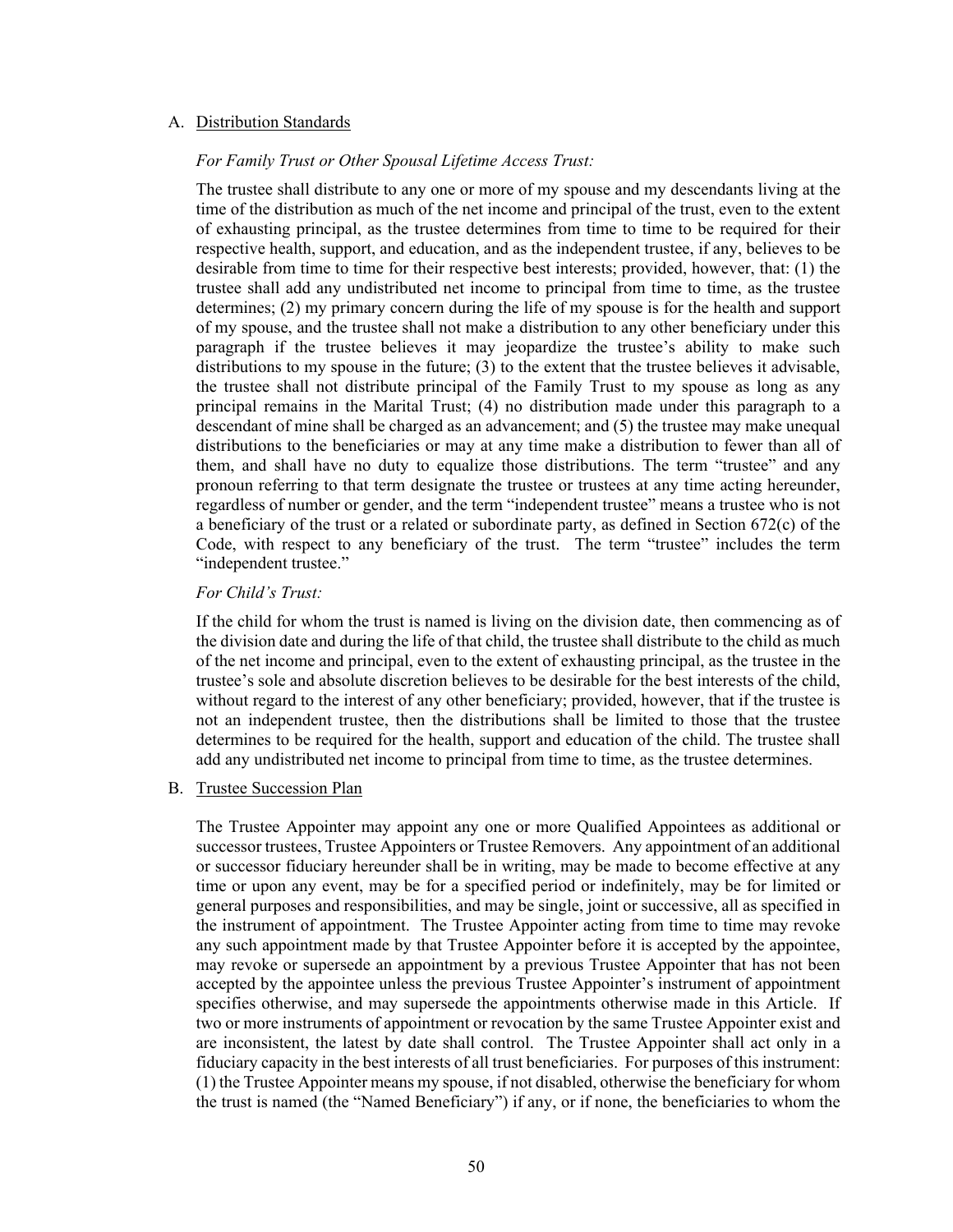A. Distribution Standards

*For Family Trust or Other Spousal Lifetime Access Trust:*

The trustee shall distribute to any one or more of my spouse and my descendants living at the time of the distribution as much of the net income and principal of the trust, even to the extent of exhausting principal, as the trustee determines from time to time to be required for their respective health, support, and education, and as the independent trustee, if any, believes to be desirable from time to time for their respective best interests; provided, however, that: (1) the trustee shall add any undistributed net income to principal from time to time, as the trustee determines; (2) my primary concern during the life of my spouse is for the health and support of my spouse, and the trustee shall not make a distribution to any other beneficiary under this paragraph if the trustee believes it may jeopardize the trustee's ability to make such distributions to my spouse in the future; (3) to the extent that the trustee believes it advisable, the trustee shall not distribute principal of the Family Trust to my spouse as long as any principal remains in the Marital Trust; (4) no distribution made under this paragraph to a descendant of mine shall be charged as an advancement; and (5) the trustee may make unequal distributions to the beneficiaries or may at any time make a distribution to fewer than all of them, and shall have no duty to equalize those distributions. The term "trustee" and any pronoun referring to that term designate the trustee or trustees at any time acting hereunder, regardless of number or gender, and the term "independent trustee" means a trustee who is not a beneficiary of the trust or a related or subordinate party, as defined in Section 672(c) of the Code, with respect to any beneficiary of the trust. The term "trustee" includes the term "independent trustee."

*For Child's Trust:*

If the child for whom the trust is named is living on the division date, then commencing as of the division date and during the life of that child, the trustee shall distribute to the child as much of the net income and principal, even to the extent of exhausting principal, as the trustee in the trustee's sole and absolute discretion believes to be desirable for the best interests of the child, without regard to the interest of any other beneficiary; provided, however, that if the trustee is not an independent trustee, then the distributions shall be limited to those that the trustee determines to be required for the health, support and education of the child. The trustee shall add any undistributed net income to principal from time to time, as the trustee determines.

B. Trustee Succession Plan

The Trustee Appointer may appoint any one or more Qualified Appointees as additional or successor trustees, Trustee Appointers or Trustee Removers. Any appointment of an additional or successor fiduciary hereunder shall be in writing, may be made to become effective at any time or upon any event, may be for a specified period or indefinitely, may be for limited or general purposes and responsibilities, and may be single, joint or successive, all as specified in the instrument of appointment. The Trustee Appointer acting from time to time may revoke any such appointment made by that Trustee Appointer before it is accepted by the appointee, may revoke or supersede an appointment by a previous Trustee Appointer that has not been accepted by the appointee unless the previous Trustee Appointer's instrument of appointment specifies otherwise, and may supersede the appointments otherwise made in this Article. If two or more instruments of appointment or revocation by the same Trustee Appointer exist and are inconsistent, the latest by date shall control. The Trustee Appointer shall act only in a fiduciary capacity in the best interests of all trust beneficiaries. For purposes of this instrument: (1) the Trustee Appointer means my spouse, if not disabled, otherwise the beneficiary for whom the trust is named (the "Named Beneficiary") if any, or if none, the beneficiaries to whom the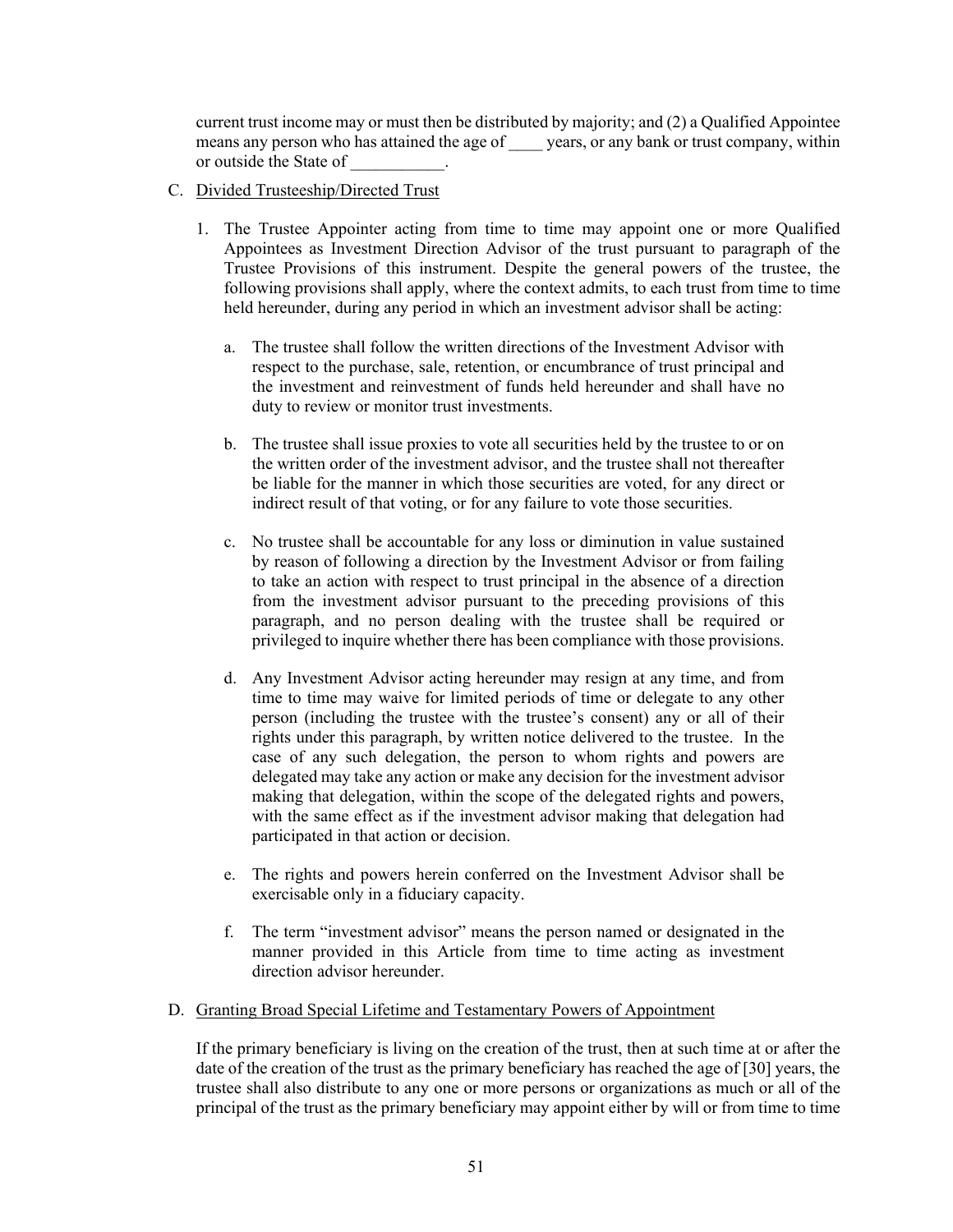current trust income may or must then be distributed by majority; and (2) a Qualified Appointee means any person who has attained the age of ____ years, or any bank or trust company, within or outside the State of ___________.

C. Divided Trusteeship/Directed Trust

1. The Trustee Appointer acting from time to time may appoint one or more Qualified Appointees as Investment Direction Advisor of the trust pursuant to paragraph of the Trustee Provisions of this instrument. Despite the general powers of the trustee, the following provisions shall apply, where the context admits, to each trust from time to time held hereunder, during any period in which an investment advisor shall be acting:

   a. The trustee shall follow the written directions of the Investment Advisor with respect to the purchase, sale, retention, or encumbrance of trust principal and the investment and reinvestment of funds held hereunder and shall have no duty to review or monitor trust investments.

   b. The trustee shall issue proxies to vote all securities held by the trustee to or on the written order of the investment advisor, and the trustee shall not thereafter be liable for the manner in which those securities are voted, for any direct or indirect result of that voting, or for any failure to vote those securities.

   c. No trustee shall be accountable for any loss or diminution in value sustained by reason of following a direction by the Investment Advisor or from failing to take an action with respect to trust principal in the absence of a direction from the investment advisor pursuant to the preceding provisions of this paragraph, and no person dealing with the trustee shall be required or privileged to inquire whether there has been compliance with those provisions.

   d. Any Investment Advisor acting hereunder may resign at any time, and from time to time may waive for limited periods of time or delegate to any other person (including the trustee with the trustee's consent) any or all of their rights under this paragraph, by written notice delivered to the trustee. In the case of any such delegation, the person to whom rights and powers are delegated may take any action or make any decision for the investment advisor making that delegation, within the scope of the delegated rights and powers, with the same effect as if the investment advisor making that delegation had participated in that action or decision.

   e. The rights and powers herein conferred on the Investment Advisor shall be exercisable only in a fiduciary capacity.

   f. The term "investment advisor" means the person named or designated in the manner provided in this Article from time to time acting as investment direction advisor hereunder.

D. Granting Broad Special Lifetime and Testamentary Powers of Appointment

If the primary beneficiary is living on the creation of the trust, then at such time at or after the date of the creation of the trust as the primary beneficiary has reached the age of [30] years, the trustee shall also distribute to any one or more persons or organizations as much or all of the principal of the trust as the primary beneficiary may appoint either by will or from time to time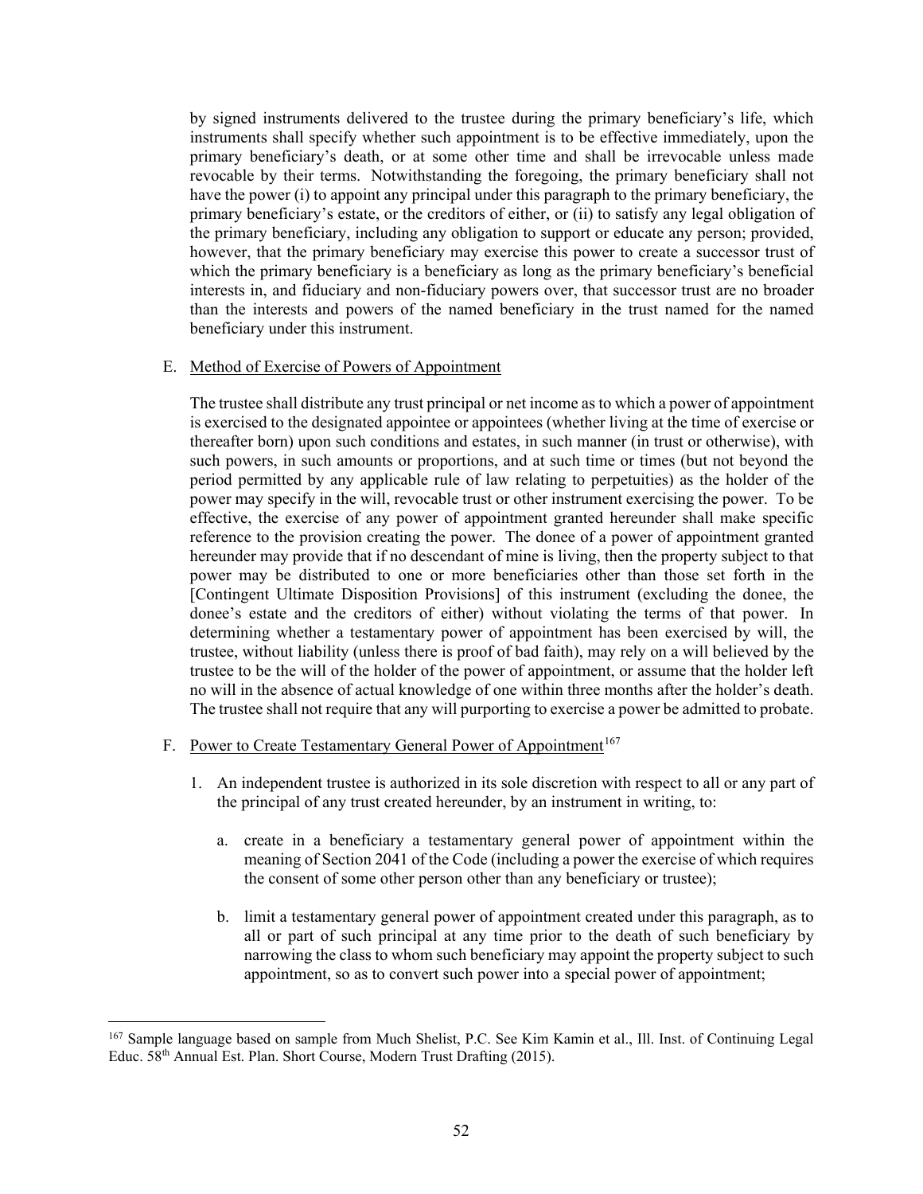by signed instruments delivered to the trustee during the primary beneficiary's life, which instruments shall specify whether such appointment is to be effective immediately, upon the primary beneficiary's death, or at some other time and shall be irrevocable unless made revocable by their terms. Notwithstanding the foregoing, the primary beneficiary shall not have the power (i) to appoint any principal under this paragraph to the primary beneficiary, the primary beneficiary's estate, or the creditors of either, or (ii) to satisfy any legal obligation of the primary beneficiary, including any obligation to support or educate any person; provided, however, that the primary beneficiary may exercise this power to create a successor trust of which the primary beneficiary is a beneficiary as long as the primary beneficiary's beneficial interests in, and fiduciary and non-fiduciary powers over, that successor trust are no broader than the interests and powers of the named beneficiary in the trust named for the named beneficiary under this instrument.

E. Method of Exercise of Powers of Appointment

The trustee shall distribute any trust principal or net income as to which a power of appointment is exercised to the designated appointee or appointees (whether living at the time of exercise or thereafter born) upon such conditions and estates, in such manner (in trust or otherwise), with such powers, in such amounts or proportions, and at such time or times (but not beyond the period permitted by any applicable rule of law relating to perpetuities) as the holder of the power may specify in the will, revocable trust or other instrument exercising the power. To be effective, the exercise of any power of appointment granted hereunder shall make specific reference to the provision creating the power. The donee of a power of appointment granted hereunder may provide that if no descendant of mine is living, then the property subject to that power may be distributed to one or more beneficiaries other than those set forth in the [Contingent Ultimate Disposition Provisions] of this instrument (excluding the donee, the donee's estate and the creditors of either) without violating the terms of that power. In determining whether a testamentary power of appointment has been exercised by will, the trustee, without liability (unless there is proof of bad faith), may rely on a will believed by the trustee to be the will of the holder of the power of appointment, or assume that the holder left no will in the absence of actual knowledge of one within three months after the holder's death. The trustee shall not require that any will purporting to exercise a power be admitted to probate.

F. Power to Create Testamentary General Power of Appointment[167]

1. An independent trustee is authorized in its sole discretion with respect to all or any part of the principal of any trust created hereunder, by an instrument in writing, to:

   a. create in a beneficiary a testamentary general power of appointment within the meaning of Section 2041 of the Code (including a power the exercise of which requires the consent of some other person other than any beneficiary or trustee);

   b. limit a testamentary general power of appointment created under this paragraph, as to all or part of such principal at any time prior to the death of such beneficiary by narrowing the class to whom such beneficiary may appoint the property subject to such appointment, so as to convert such power into a special power of appointment;

[167] Sample language based on sample from Much Shelist, P.C. See Kim Kamin et al., Ill. Inst. of Continuing Legal Educ. 58th Annual Est. Plan. Short Course, Modern Trust Drafting (2015).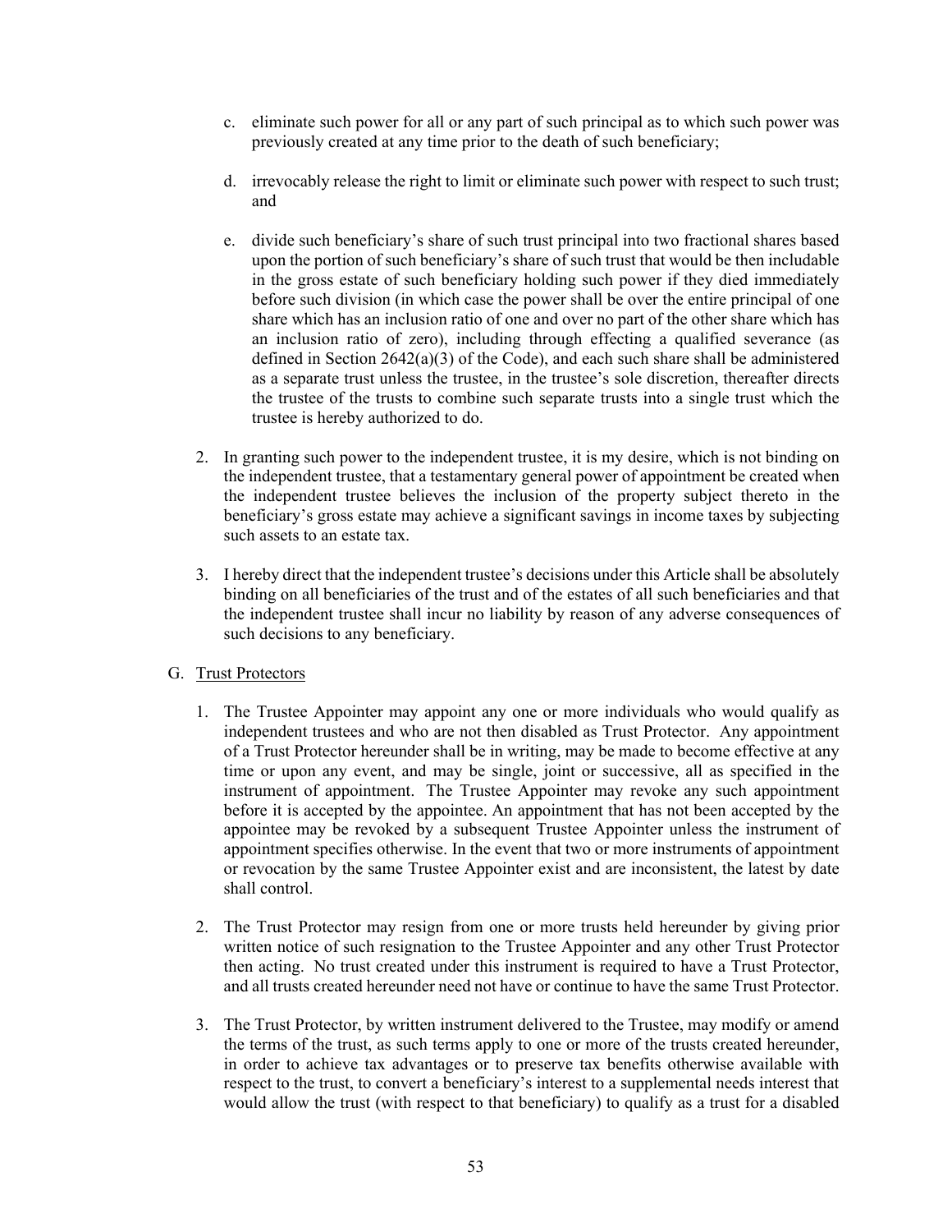c. eliminate such power for all or any part of such principal as to which such power was previously created at any time prior to the death of such beneficiary;

d. irrevocably release the right to limit or eliminate such power with respect to such trust; and

e. divide such beneficiary's share of such trust principal into two fractional shares based upon the portion of such beneficiary's share of such trust that would be then includable in the gross estate of such beneficiary holding such power if they died immediately before such division (in which case the power shall be over the entire principal of one share which has an inclusion ratio of one and over no part of the other share which has an inclusion ratio of zero), including through effecting a qualified severance (as defined in Section 2642(a)(3) of the Code), and each such share shall be administered as a separate trust unless the trustee, in the trustee's sole discretion, thereafter directs the trustee of the trusts to combine such separate trusts into a single trust which the trustee is hereby authorized to do.

2. In granting such power to the independent trustee, it is my desire, which is not binding on the independent trustee, that a testamentary general power of appointment be created when the independent trustee believes the inclusion of the property subject thereto in the beneficiary's gross estate may achieve a significant savings in income taxes by subjecting such assets to an estate tax.

3. I hereby direct that the independent trustee's decisions under this Article shall be absolutely binding on all beneficiaries of the trust and of the estates of all such beneficiaries and that the independent trustee shall incur no liability by reason of any adverse consequences of such decisions to any beneficiary.

G. Trust Protectors

1. The Trustee Appointer may appoint any one or more individuals who would qualify as independent trustees and who are not then disabled as Trust Protector. Any appointment of a Trust Protector hereunder shall be in writing, may be made to become effective at any time or upon any event, and may be single, joint or successive, all as specified in the instrument of appointment. The Trustee Appointer may revoke any such appointment before it is accepted by the appointee. An appointment that has not been accepted by the appointee may be revoked by a subsequent Trustee Appointer unless the instrument of appointment specifies otherwise. In the event that two or more instruments of appointment or revocation by the same Trustee Appointer exist and are inconsistent, the latest by date shall control.

2. The Trust Protector may resign from one or more trusts held hereunder by giving prior written notice of such resignation to the Trustee Appointer and any other Trust Protector then acting. No trust created under this instrument is required to have a Trust Protector, and all trusts created hereunder need not have or continue to have the same Trust Protector.

3. The Trust Protector, by written instrument delivered to the Trustee, may modify or amend the terms of the trust, as such terms apply to one or more of the trusts created hereunder, in order to achieve tax advantages or to preserve tax benefits otherwise available with respect to the trust, to convert a beneficiary's interest to a supplemental needs interest that would allow the trust (with respect to that beneficiary) to qualify as a trust for a disabled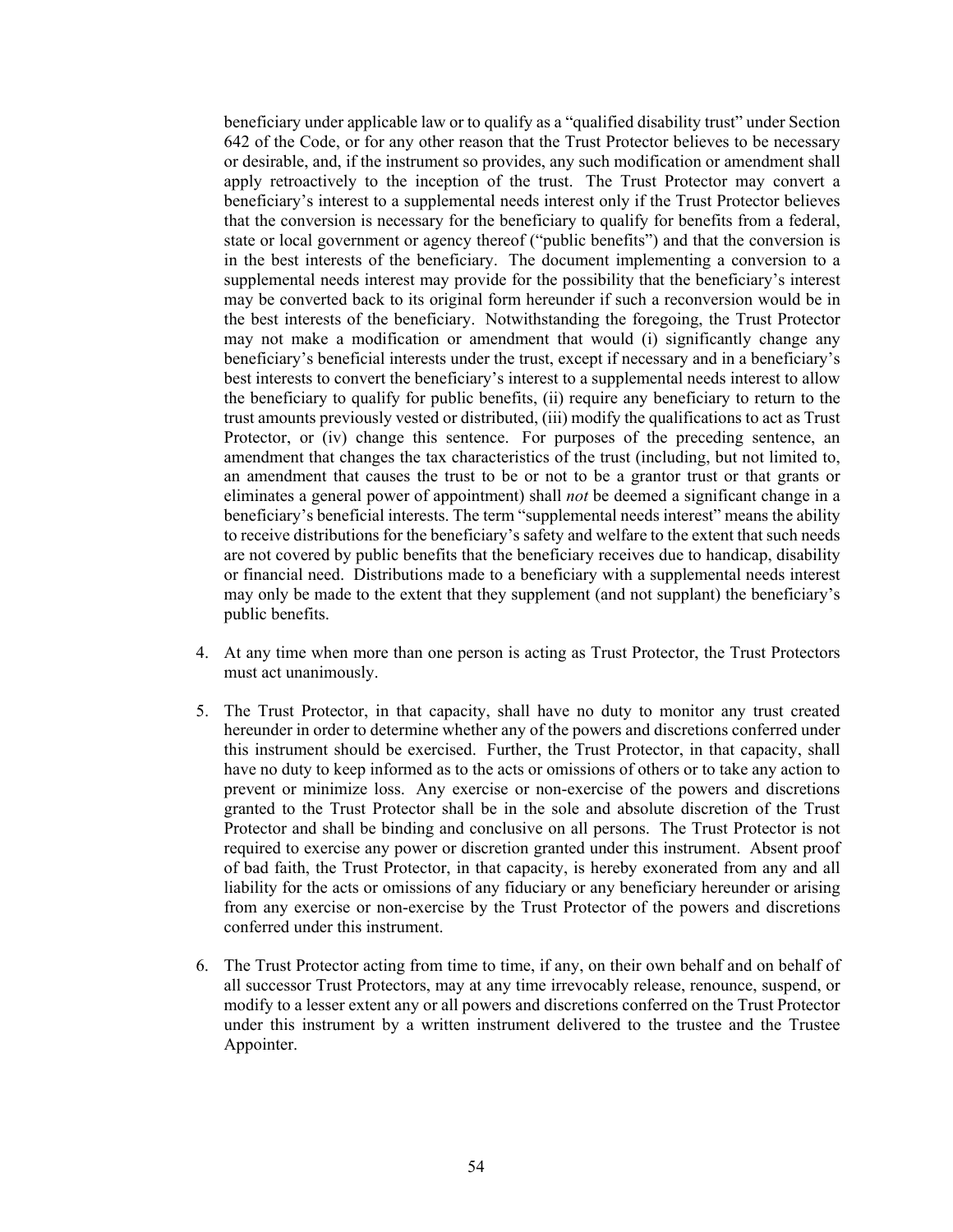beneficiary under applicable law or to qualify as a "qualified disability trust" under Section 642 of the Code, or for any other reason that the Trust Protector believes to be necessary or desirable, and, if the instrument so provides, any such modification or amendment shall apply retroactively to the inception of the trust. The Trust Protector may convert a beneficiary's interest to a supplemental needs interest only if the Trust Protector believes that the conversion is necessary for the beneficiary to qualify for benefits from a federal, state or local government or agency thereof ("public benefits") and that the conversion is in the best interests of the beneficiary. The document implementing a conversion to a supplemental needs interest may provide for the possibility that the beneficiary's interest may be converted back to its original form hereunder if such a reconversion would be in the best interests of the beneficiary. Notwithstanding the foregoing, the Trust Protector may not make a modification or amendment that would (i) significantly change any beneficiary's beneficial interests under the trust, except if necessary and in a beneficiary's best interests to convert the beneficiary's interest to a supplemental needs interest to allow the beneficiary to qualify for public benefits, (ii) require any beneficiary to return to the trust amounts previously vested or distributed, (iii) modify the qualifications to act as Trust Protector, or (iv) change this sentence. For purposes of the preceding sentence, an amendment that changes the tax characteristics of the trust (including, but not limited to, an amendment that causes the trust to be or not to be a grantor trust or that grants or eliminates a general power of appointment) shall *not* be deemed a significant change in a beneficiary's beneficial interests. The term "supplemental needs interest" means the ability to receive distributions for the beneficiary's safety and welfare to the extent that such needs are not covered by public benefits that the beneficiary receives due to handicap, disability or financial need. Distributions made to a beneficiary with a supplemental needs interest may only be made to the extent that they supplement (and not supplant) the beneficiary's public benefits.

4. At any time when more than one person is acting as Trust Protector, the Trust Protectors must act unanimously.

5. The Trust Protector, in that capacity, shall have no duty to monitor any trust created hereunder in order to determine whether any of the powers and discretions conferred under this instrument should be exercised. Further, the Trust Protector, in that capacity, shall have no duty to keep informed as to the acts or omissions of others or to take any action to prevent or minimize loss. Any exercise or non-exercise of the powers and discretions granted to the Trust Protector shall be in the sole and absolute discretion of the Trust Protector and shall be binding and conclusive on all persons. The Trust Protector is not required to exercise any power or discretion granted under this instrument. Absent proof of bad faith, the Trust Protector, in that capacity, is hereby exonerated from any and all liability for the acts or omissions of any fiduciary or any beneficiary hereunder or arising from any exercise or non-exercise by the Trust Protector of the powers and discretions conferred under this instrument.

6. The Trust Protector acting from time to time, if any, on their own behalf and on behalf of all successor Trust Protectors, may at any time irrevocably release, renounce, suspend, or modify to a lesser extent any or all powers and discretions conferred on the Trust Protector under this instrument by a written instrument delivered to the trustee and the Trustee Appointer.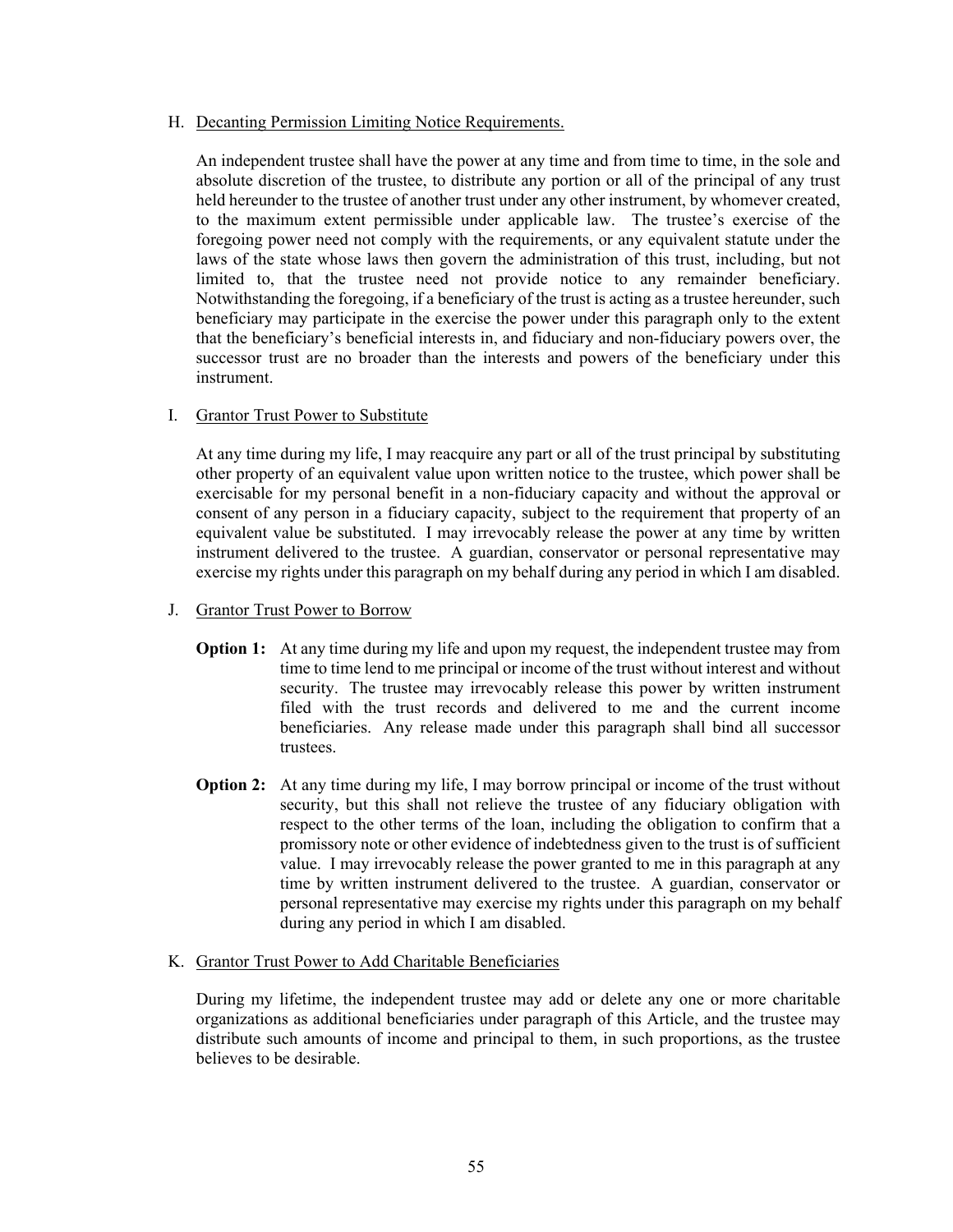H. <u>Decanting Permission Limiting Notice Requirements.</u>

An independent trustee shall have the power at any time and from time to time, in the sole and absolute discretion of the trustee, to distribute any portion or all of the principal of any trust held hereunder to the trustee of another trust under any other instrument, by whomever created, to the maximum extent permissible under applicable law. The trustee's exercise of the foregoing power need not comply with the requirements, or any equivalent statute under the laws of the state whose laws then govern the administration of this trust, including, but not limited to, that the trustee need not provide notice to any remainder beneficiary. Notwithstanding the foregoing, if a beneficiary of the trust is acting as a trustee hereunder, such beneficiary may participate in the exercise the power under this paragraph only to the extent that the beneficiary's beneficial interests in, and fiduciary and non-fiduciary powers over, the successor trust are no broader than the interests and powers of the beneficiary under this instrument.

I. <u>Grantor Trust Power to Substitute</u>

At any time during my life, I may reacquire any part or all of the trust principal by substituting other property of an equivalent value upon written notice to the trustee, which power shall be exercisable for my personal benefit in a non-fiduciary capacity and without the approval or consent of any person in a fiduciary capacity, subject to the requirement that property of an equivalent value be substituted. I may irrevocably release the power at any time by written instrument delivered to the trustee. A guardian, conservator or personal representative may exercise my rights under this paragraph on my behalf during any period in which I am disabled.

J. <u>Grantor Trust Power to Borrow</u>

**Option 1:** At any time during my life and upon my request, the independent trustee may from time to time lend to me principal or income of the trust without interest and without security. The trustee may irrevocably release this power by written instrument filed with the trust records and delivered to me and the current income beneficiaries. Any release made under this paragraph shall bind all successor trustees.

**Option 2:** At any time during my life, I may borrow principal or income of the trust without security, but this shall not relieve the trustee of any fiduciary obligation with respect to the other terms of the loan, including the obligation to confirm that a promissory note or other evidence of indebtedness given to the trust is of sufficient value. I may irrevocably release the power granted to me in this paragraph at any time by written instrument delivered to the trustee. A guardian, conservator or personal representative may exercise my rights under this paragraph on my behalf during any period in which I am disabled.

K. <u>Grantor Trust Power to Add Charitable Beneficiaries</u>

During my lifetime, the independent trustee may add or delete any one or more charitable organizations as additional beneficiaries under paragraph of this Article, and the trustee may distribute such amounts of income and principal to them, in such proportions, as the trustee believes to be desirable.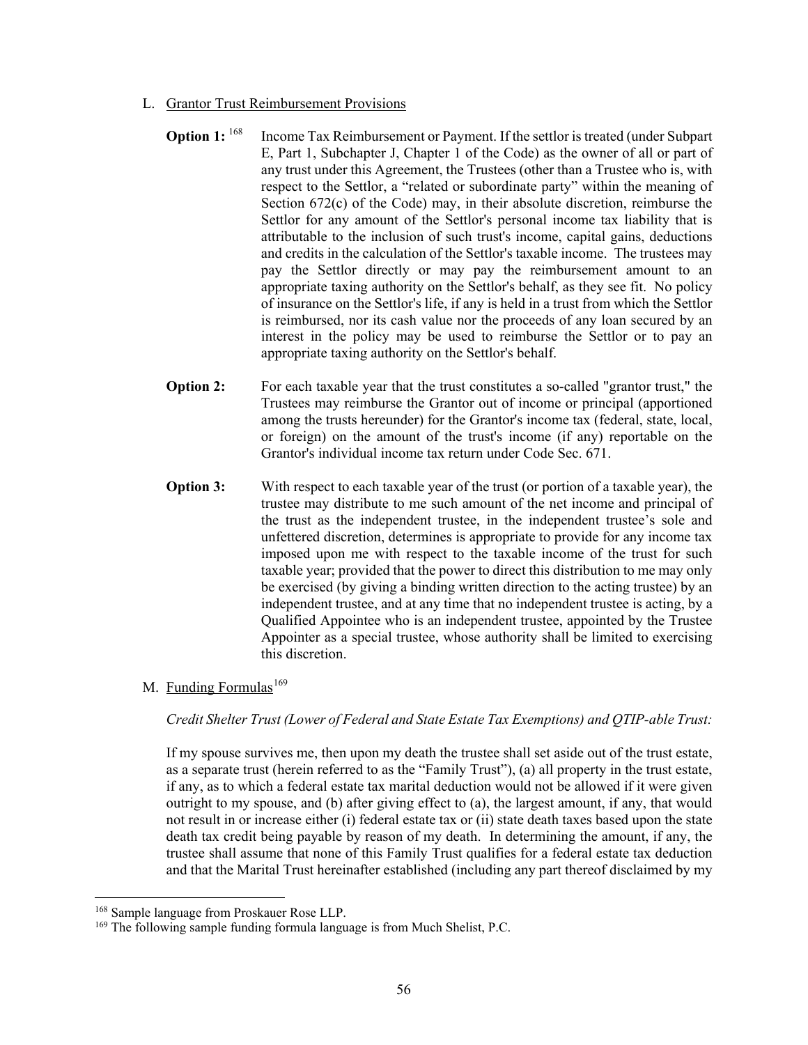L. Grantor Trust Reimbursement Provisions

**Option 1:** [168] Income Tax Reimbursement or Payment. If the settlor is treated (under Subpart E, Part 1, Subchapter J, Chapter 1 of the Code) as the owner of all or part of any trust under this Agreement, the Trustees (other than a Trustee who is, with respect to the Settlor, a "related or subordinate party" within the meaning of Section 672(c) of the Code) may, in their absolute discretion, reimburse the Settlor for any amount of the Settlor's personal income tax liability that is attributable to the inclusion of such trust's income, capital gains, deductions and credits in the calculation of the Settlor's taxable income. The trustees may pay the Settlor directly or may pay the reimbursement amount to an appropriate taxing authority on the Settlor's behalf, as they see fit. No policy of insurance on the Settlor's life, if any is held in a trust from which the Settlor is reimbursed, nor its cash value nor the proceeds of any loan secured by an interest in the policy may be used to reimburse the Settlor or to pay an appropriate taxing authority on the Settlor's behalf.

**Option 2:** For each taxable year that the trust constitutes a so-called "grantor trust," the Trustees may reimburse the Grantor out of income or principal (apportioned among the trusts hereunder) for the Grantor's income tax (federal, state, local, or foreign) on the amount of the trust's income (if any) reportable on the Grantor's individual income tax return under Code Sec. 671.

**Option 3:** With respect to each taxable year of the trust (or portion of a taxable year), the trustee may distribute to me such amount of the net income and principal of the trust as the independent trustee, in the independent trustee's sole and unfettered discretion, determines is appropriate to provide for any income tax imposed upon me with respect to the taxable income of the trust for such taxable year; provided that the power to direct this distribution to me may only be exercised (by giving a binding written direction to the acting trustee) by an independent trustee, and at any time that no independent trustee is acting, by a Qualified Appointee who is an independent trustee, appointed by the Trustee Appointer as a special trustee, whose authority shall be limited to exercising this discretion.

M. Funding Formulas[169]

*Credit Shelter Trust (Lower of Federal and State Estate Tax Exemptions) and QTIP-able Trust:*

If my spouse survives me, then upon my death the trustee shall set aside out of the trust estate, as a separate trust (herein referred to as the "Family Trust"), (a) all property in the trust estate, if any, as to which a federal estate tax marital deduction would not be allowed if it were given outright to my spouse, and (b) after giving effect to (a), the largest amount, if any, that would not result in or increase either (i) federal estate tax or (ii) state death taxes based upon the state death tax credit being payable by reason of my death. In determining the amount, if any, the trustee shall assume that none of this Family Trust qualifies for a federal estate tax deduction and that the Marital Trust hereinafter established (including any part thereof disclaimed by my

[168] Sample language from Proskauer Rose LLP.

[169] The following sample funding formula language is from Much Shelist, P.C.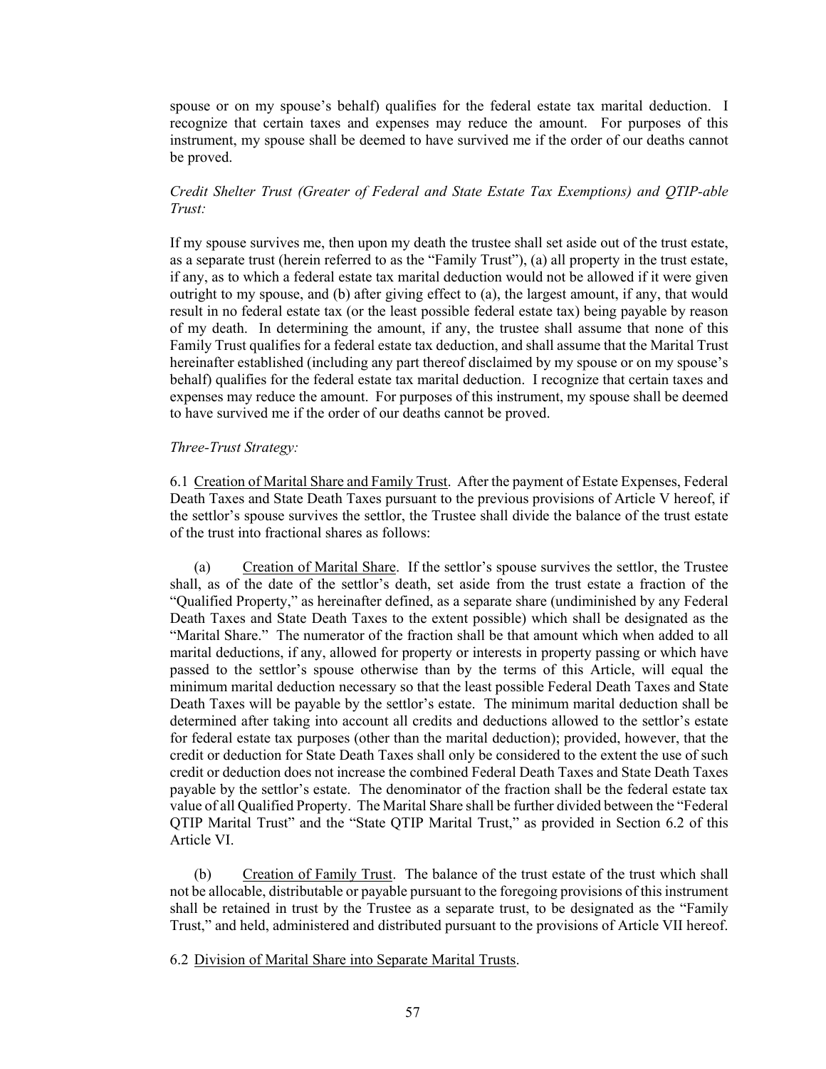spouse or on my spouse's behalf) qualifies for the federal estate tax marital deduction. I recognize that certain taxes and expenses may reduce the amount. For purposes of this instrument, my spouse shall be deemed to have survived me if the order of our deaths cannot be proved.

*Credit Shelter Trust (Greater of Federal and State Estate Tax Exemptions) and QTIP-able Trust:*

If my spouse survives me, then upon my death the trustee shall set aside out of the trust estate, as a separate trust (herein referred to as the "Family Trust"), (a) all property in the trust estate, if any, as to which a federal estate tax marital deduction would not be allowed if it were given outright to my spouse, and (b) after giving effect to (a), the largest amount, if any, that would result in no federal estate tax (or the least possible federal estate tax) being payable by reason of my death. In determining the amount, if any, the trustee shall assume that none of this Family Trust qualifies for a federal estate tax deduction, and shall assume that the Marital Trust hereinafter established (including any part thereof disclaimed by my spouse or on my spouse's behalf) qualifies for the federal estate tax marital deduction. I recognize that certain taxes and expenses may reduce the amount. For purposes of this instrument, my spouse shall be deemed to have survived me if the order of our deaths cannot be proved.

*Three-Trust Strategy:*

6.1 <u>Creation of Marital Share and Family Trust</u>. After the payment of Estate Expenses, Federal Death Taxes and State Death Taxes pursuant to the previous provisions of Article V hereof, if the settlor's spouse survives the settlor, the Trustee shall divide the balance of the trust estate of the trust into fractional shares as follows:

(a) <u>Creation of Marital Share</u>. If the settlor's spouse survives the settlor, the Trustee shall, as of the date of the settlor's death, set aside from the trust estate a fraction of the "Qualified Property," as hereinafter defined, as a separate share (undiminished by any Federal Death Taxes and State Death Taxes to the extent possible) which shall be designated as the "Marital Share." The numerator of the fraction shall be that amount which when added to all marital deductions, if any, allowed for property or interests in property passing or which have passed to the settlor's spouse otherwise than by the terms of this Article, will equal the minimum marital deduction necessary so that the least possible Federal Death Taxes and State Death Taxes will be payable by the settlor's estate. The minimum marital deduction shall be determined after taking into account all credits and deductions allowed to the settlor's estate for federal estate tax purposes (other than the marital deduction); provided, however, that the credit or deduction for State Death Taxes shall only be considered to the extent the use of such credit or deduction does not increase the combined Federal Death Taxes and State Death Taxes payable by the settlor's estate. The denominator of the fraction shall be the federal estate tax value of all Qualified Property. The Marital Share shall be further divided between the "Federal QTIP Marital Trust" and the "State QTIP Marital Trust," as provided in Section 6.2 of this Article VI.

(b) <u>Creation of Family Trust</u>. The balance of the trust estate of the trust which shall not be allocable, distributable or payable pursuant to the foregoing provisions of this instrument shall be retained in trust by the Trustee as a separate trust, to be designated as the "Family Trust," and held, administered and distributed pursuant to the provisions of Article VII hereof.

6.2 <u>Division of Marital Share into Separate Marital Trusts</u>.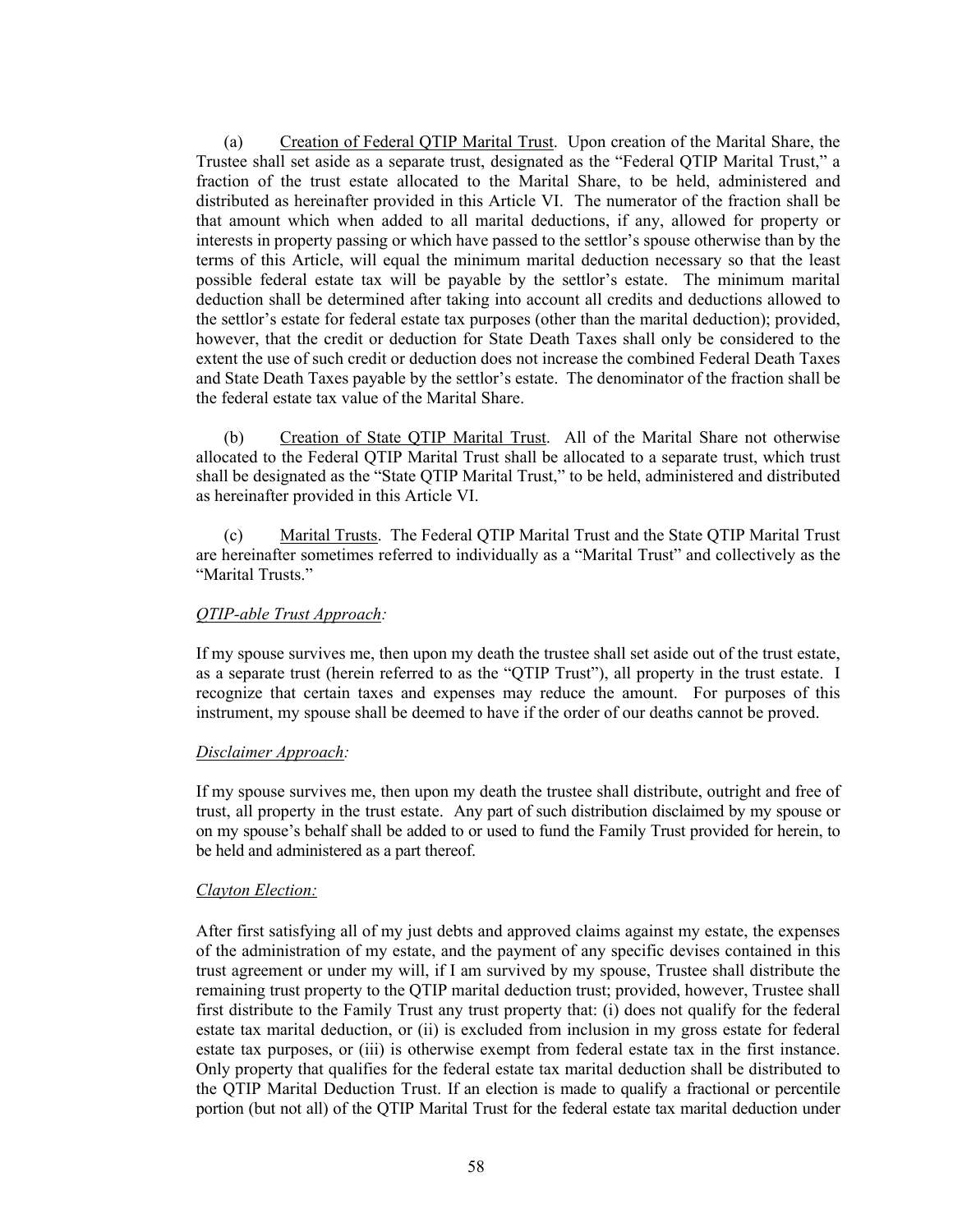(a) Creation of Federal QTIP Marital Trust. Upon creation of the Marital Share, the Trustee shall set aside as a separate trust, designated as the "Federal QTIP Marital Trust," a fraction of the trust estate allocated to the Marital Share, to be held, administered and distributed as hereinafter provided in this Article VI. The numerator of the fraction shall be that amount which when added to all marital deductions, if any, allowed for property or interests in property passing or which have passed to the settlor's spouse otherwise than by the terms of this Article, will equal the minimum marital deduction necessary so that the least possible federal estate tax will be payable by the settlor's estate. The minimum marital deduction shall be determined after taking into account all credits and deductions allowed to the settlor's estate for federal estate tax purposes (other than the marital deduction); provided, however, that the credit or deduction for State Death Taxes shall only be considered to the extent the use of such credit or deduction does not increase the combined Federal Death Taxes and State Death Taxes payable by the settlor's estate. The denominator of the fraction shall be the federal estate tax value of the Marital Share.

(b) Creation of State QTIP Marital Trust. All of the Marital Share not otherwise allocated to the Federal QTIP Marital Trust shall be allocated to a separate trust, which trust shall be designated as the "State QTIP Marital Trust," to be held, administered and distributed as hereinafter provided in this Article VI.

(c) Marital Trusts. The Federal QTIP Marital Trust and the State QTIP Marital Trust are hereinafter sometimes referred to individually as a "Marital Trust" and collectively as the "Marital Trusts."

*QTIP-able Trust Approach:*

If my spouse survives me, then upon my death the trustee shall set aside out of the trust estate, as a separate trust (herein referred to as the "QTIP Trust"), all property in the trust estate. I recognize that certain taxes and expenses may reduce the amount. For purposes of this instrument, my spouse shall be deemed to have if the order of our deaths cannot be proved.

*Disclaimer Approach:*

If my spouse survives me, then upon my death the trustee shall distribute, outright and free of trust, all property in the trust estate. Any part of such distribution disclaimed by my spouse or on my spouse's behalf shall be added to or used to fund the Family Trust provided for herein, to be held and administered as a part thereof.

*Clayton Election:*

After first satisfying all of my just debts and approved claims against my estate, the expenses of the administration of my estate, and the payment of any specific devises contained in this trust agreement or under my will, if I am survived by my spouse, Trustee shall distribute the remaining trust property to the QTIP marital deduction trust; provided, however, Trustee shall first distribute to the Family Trust any trust property that: (i) does not qualify for the federal estate tax marital deduction, or (ii) is excluded from inclusion in my gross estate for federal estate tax purposes, or (iii) is otherwise exempt from federal estate tax in the first instance. Only property that qualifies for the federal estate tax marital deduction shall be distributed to the QTIP Marital Deduction Trust. If an election is made to qualify a fractional or percentile portion (but not all) of the QTIP Marital Trust for the federal estate tax marital deduction under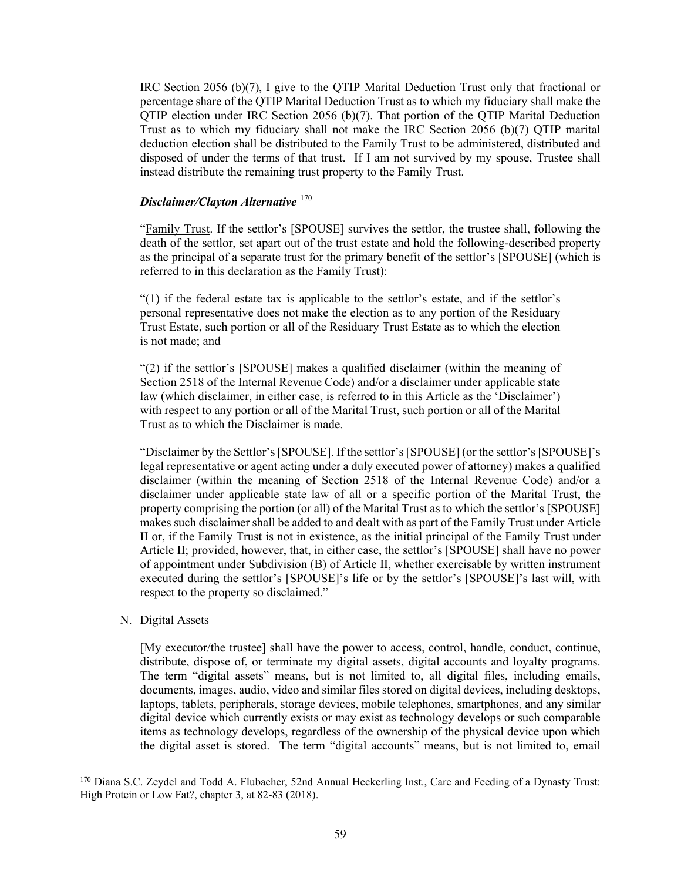IRC Section 2056 (b)(7), I give to the QTIP Marital Deduction Trust only that fractional or percentage share of the QTIP Marital Deduction Trust as to which my fiduciary shall make the QTIP election under IRC Section 2056 (b)(7). That portion of the QTIP Marital Deduction Trust as to which my fiduciary shall not make the IRC Section 2056 (b)(7) QTIP marital deduction election shall be distributed to the Family Trust to be administered, distributed and disposed of under the terms of that trust. If I am not survived by my spouse, Trustee shall instead distribute the remaining trust property to the Family Trust.

***Disclaimer/Clayton Alternative*** [170]

"Family Trust. If the settlor's [SPOUSE] survives the settlor, the trustee shall, following the death of the settlor, set apart out of the trust estate and hold the following-described property as the principal of a separate trust for the primary benefit of the settlor's [SPOUSE] (which is referred to in this declaration as the Family Trust):

"(1) if the federal estate tax is applicable to the settlor's estate, and if the settlor's personal representative does not make the election as to any portion of the Residuary Trust Estate, such portion or all of the Residuary Trust Estate as to which the election is not made; and

"(2) if the settlor's [SPOUSE] makes a qualified disclaimer (within the meaning of Section 2518 of the Internal Revenue Code) and/or a disclaimer under applicable state law (which disclaimer, in either case, is referred to in this Article as the 'Disclaimer') with respect to any portion or all of the Marital Trust, such portion or all of the Marital Trust as to which the Disclaimer is made.

"Disclaimer by the Settlor's [SPOUSE]. If the settlor's [SPOUSE] (or the settlor's [SPOUSE]'s legal representative or agent acting under a duly executed power of attorney) makes a qualified disclaimer (within the meaning of Section 2518 of the Internal Revenue Code) and/or a disclaimer under applicable state law of all or a specific portion of the Marital Trust, the property comprising the portion (or all) of the Marital Trust as to which the settlor's [SPOUSE] makes such disclaimer shall be added to and dealt with as part of the Family Trust under Article II or, if the Family Trust is not in existence, as the initial principal of the Family Trust under Article II; provided, however, that, in either case, the settlor's [SPOUSE] shall have no power of appointment under Subdivision (B) of Article II, whether exercisable by written instrument executed during the settlor's [SPOUSE]'s life or by the settlor's [SPOUSE]'s last will, with respect to the property so disclaimed."

N. Digital Assets

[My executor/the trustee] shall have the power to access, control, handle, conduct, continue, distribute, dispose of, or terminate my digital assets, digital accounts and loyalty programs. The term "digital assets" means, but is not limited to, all digital files, including emails, documents, images, audio, video and similar files stored on digital devices, including desktops, laptops, tablets, peripherals, storage devices, mobile telephones, smartphones, and any similar digital device which currently exists or may exist as technology develops or such comparable items as technology develops, regardless of the ownership of the physical device upon which the digital asset is stored. The term "digital accounts" means, but is not limited to, email

[170] Diana S.C. Zeydel and Todd A. Flubacher, 52nd Annual Heckerling Inst., Care and Feeding of a Dynasty Trust: High Protein or Low Fat?, chapter 3, at 82-83 (2018).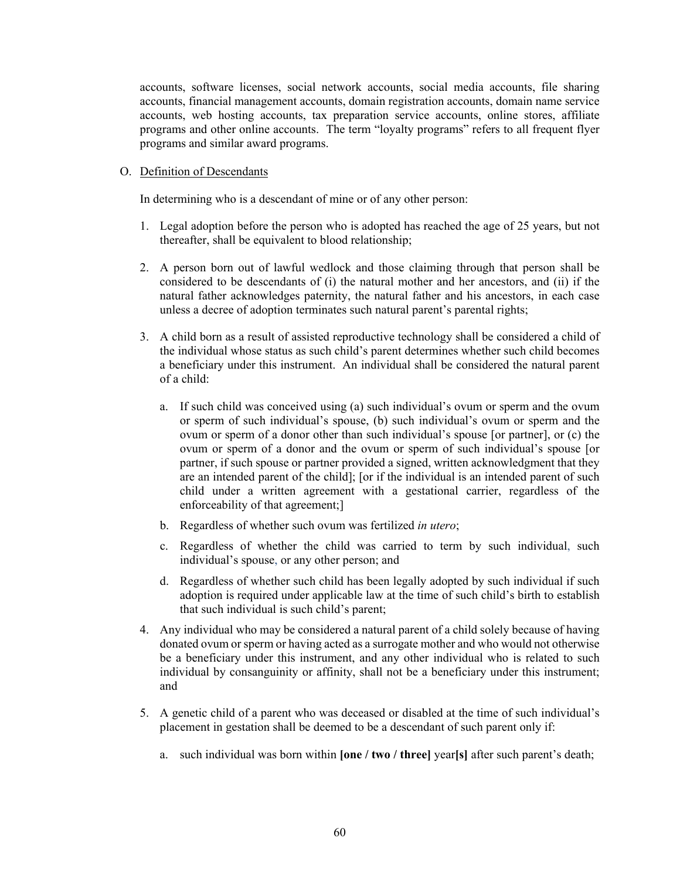accounts, software licenses, social network accounts, social media accounts, file sharing accounts, financial management accounts, domain registration accounts, domain name service accounts, web hosting accounts, tax preparation service accounts, online stores, affiliate programs and other online accounts. The term "loyalty programs" refers to all frequent flyer programs and similar award programs.

O. Definition of Descendants

In determining who is a descendant of mine or of any other person:

1. Legal adoption before the person who is adopted has reached the age of 25 years, but not thereafter, shall be equivalent to blood relationship;

2. A person born out of lawful wedlock and those claiming through that person shall be considered to be descendants of (i) the natural mother and her ancestors, and (ii) if the natural father acknowledges paternity, the natural father and his ancestors, in each case unless a decree of adoption terminates such natural parent's parental rights;

3. A child born as a result of assisted reproductive technology shall be considered a child of the individual whose status as such child's parent determines whether such child becomes a beneficiary under this instrument. An individual shall be considered the natural parent of a child:

   a. If such child was conceived using (a) such individual's ovum or sperm and the ovum or sperm of such individual's spouse, (b) such individual's ovum or sperm and the ovum or sperm of a donor other than such individual's spouse [or partner], or (c) the ovum or sperm of a donor and the ovum or sperm of such individual's spouse [or partner, if such spouse or partner provided a signed, written acknowledgment that they are an intended parent of the child]; [or if the individual is an intended parent of such child under a written agreement with a gestational carrier, regardless of the enforceability of that agreement;]

   b. Regardless of whether such ovum was fertilized *in utero*;

   c. Regardless of whether the child was carried to term by such individual, such individual's spouse, or any other person; and

   d. Regardless of whether such child has been legally adopted by such individual if such adoption is required under applicable law at the time of such child's birth to establish that such individual is such child's parent;

4. Any individual who may be considered a natural parent of a child solely because of having donated ovum or sperm or having acted as a surrogate mother and who would not otherwise be a beneficiary under this instrument, and any other individual who is related to such individual by consanguinity or affinity, shall not be a beneficiary under this instrument; and

5. A genetic child of a parent who was deceased or disabled at the time of such individual's placement in gestation shall be deemed to be a descendant of such parent only if:

   a. such individual was born within **[one / two / three]** year**[s]** after such parent's death;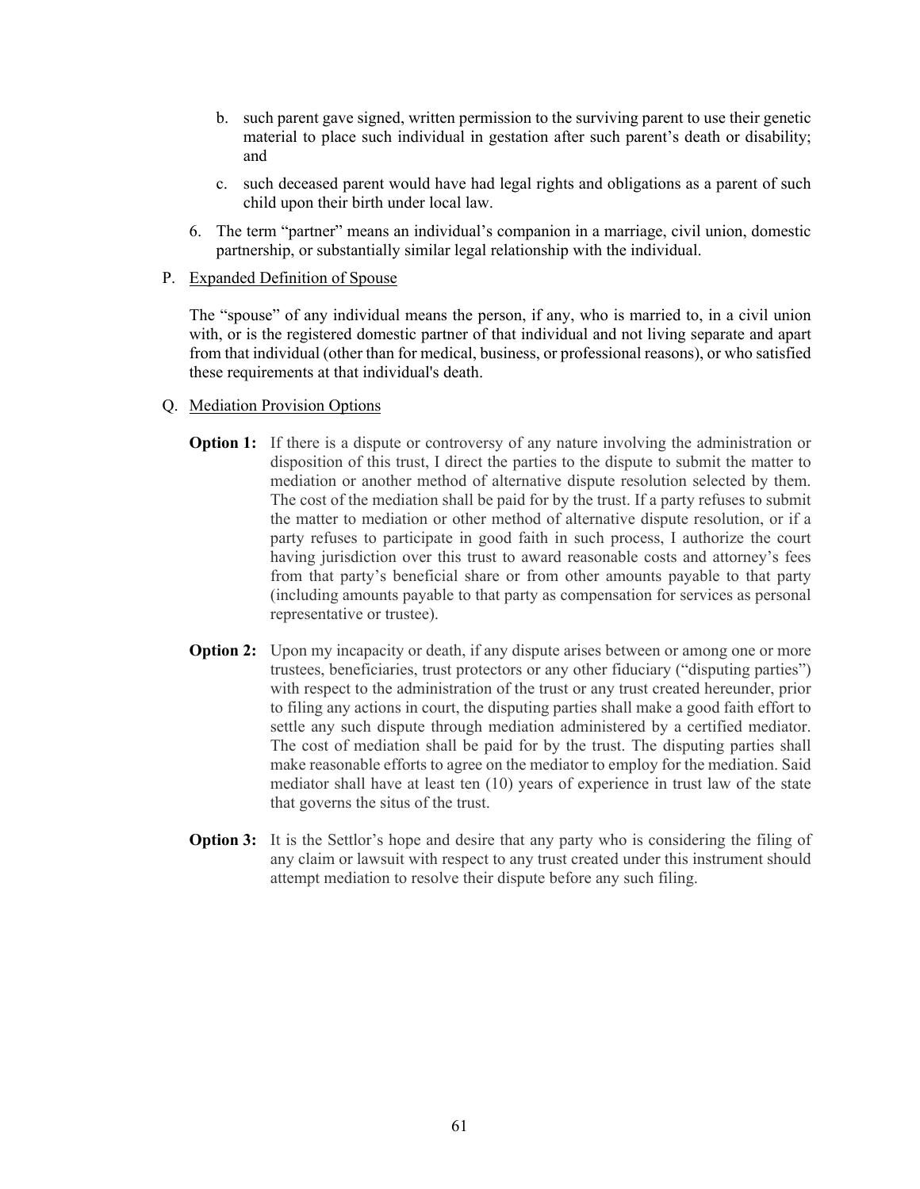b. such parent gave signed, written permission to the surviving parent to use their genetic material to place such individual in gestation after such parent's death or disability; and

   c. such deceased parent would have had legal rights and obligations as a parent of such child upon their birth under local law.

6. The term "partner" means an individual's companion in a marriage, civil union, domestic partnership, or substantially similar legal relationship with the individual.

P. <u>Expanded Definition of Spouse</u>

The "spouse" of any individual means the person, if any, who is married to, in a civil union with, or is the registered domestic partner of that individual and not living separate and apart from that individual (other than for medical, business, or professional reasons), or who satisfied these requirements at that individual's death.

Q. <u>Mediation Provision Options</u>

**Option 1:** If there is a dispute or controversy of any nature involving the administration or disposition of this trust, I direct the parties to the dispute to submit the matter to mediation or another method of alternative dispute resolution selected by them. The cost of the mediation shall be paid for by the trust. If a party refuses to submit the matter to mediation or other method of alternative dispute resolution, or if a party refuses to participate in good faith in such process, I authorize the court having jurisdiction over this trust to award reasonable costs and attorney's fees from that party's beneficial share or from other amounts payable to that party (including amounts payable to that party as compensation for services as personal representative or trustee).

**Option 2:** Upon my incapacity or death, if any dispute arises between or among one or more trustees, beneficiaries, trust protectors or any other fiduciary ("disputing parties") with respect to the administration of the trust or any trust created hereunder, prior to filing any actions in court, the disputing parties shall make a good faith effort to settle any such dispute through mediation administered by a certified mediator. The cost of mediation shall be paid for by the trust. The disputing parties shall make reasonable efforts to agree on the mediator to employ for the mediation. Said mediator shall have at least ten (10) years of experience in trust law of the state that governs the situs of the trust.

**Option 3:** It is the Settlor's hope and desire that any party who is considering the filing of any claim or lawsuit with respect to any trust created under this instrument should attempt mediation to resolve their dispute before any such filing.